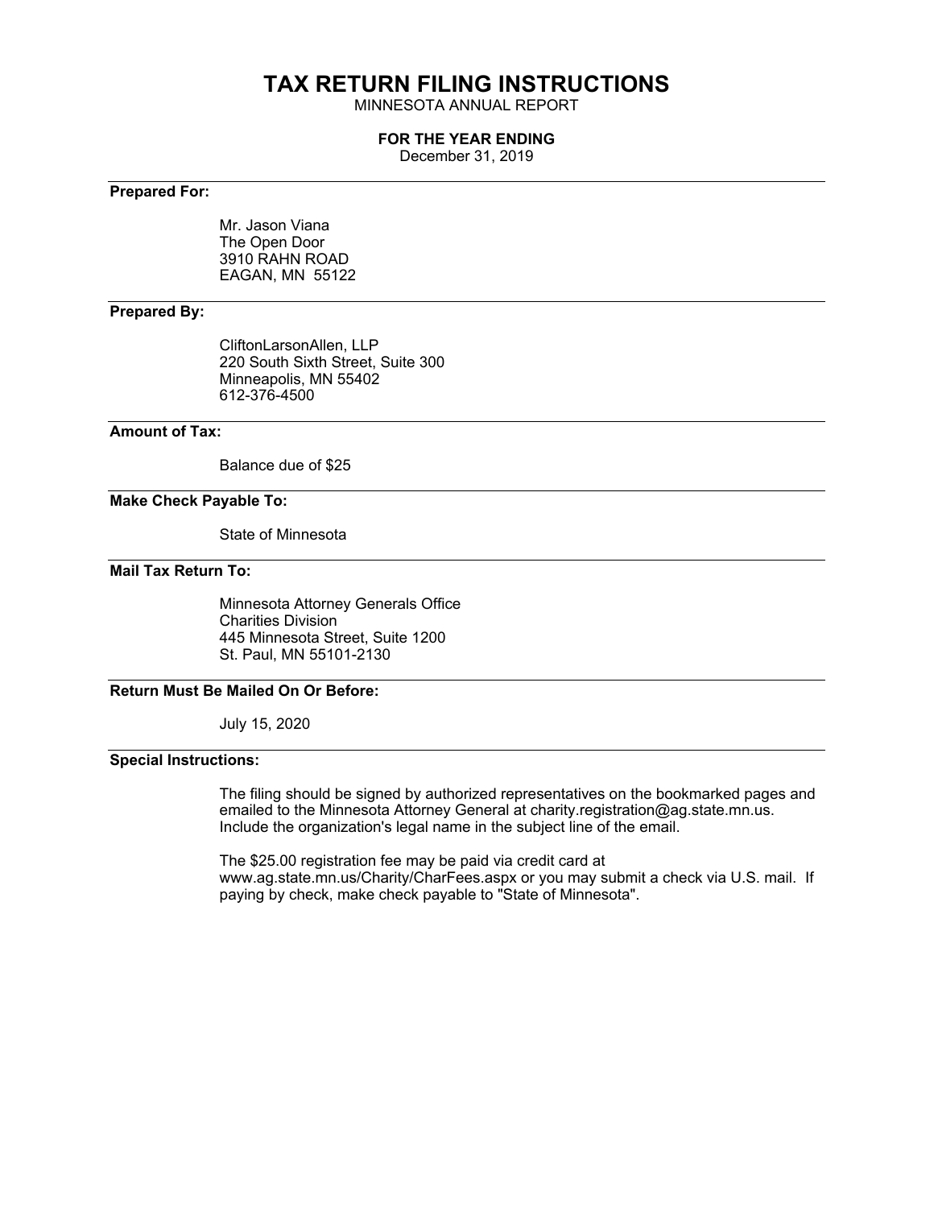# TAX RETURN FILING INSTRUCTIONS

MINNESOTA ANNUAL REPORT

**FOR THE YEAR ENDING**

December 31, 2019

---

**Prepared For:**

Mr. Jason Viana
The Open Door
3910 RAHN ROAD
EAGAN, MN 55122

---

**Prepared By:**

CliftonLarsonAllen, LLP
220 South Sixth Street, Suite 300
Minneapolis, MN 55402
612-376-4500

---

**Amount of Tax:**

Balance due of $25

---

**Make Check Payable To:**

State of Minnesota

---

**Mail Tax Return To:**

Minnesota Attorney Generals Office
Charities Division
445 Minnesota Street, Suite 1200
St. Paul, MN 55101-2130

---

**Return Must Be Mailed On Or Before:**

July 15, 2020

---

**Special Instructions:**

The filing should be signed by authorized representatives on the bookmarked pages and emailed to the Minnesota Attorney General at charity.registration@ag.state.mn.us. Include the organization's legal name in the subject line of the email.

The $25.00 registration fee may be paid via credit card at www.ag.state.mn.us/Charity/CharFees.aspx or you may submit a check via U.S. mail. If paying by check, make check payable to "State of Minnesota".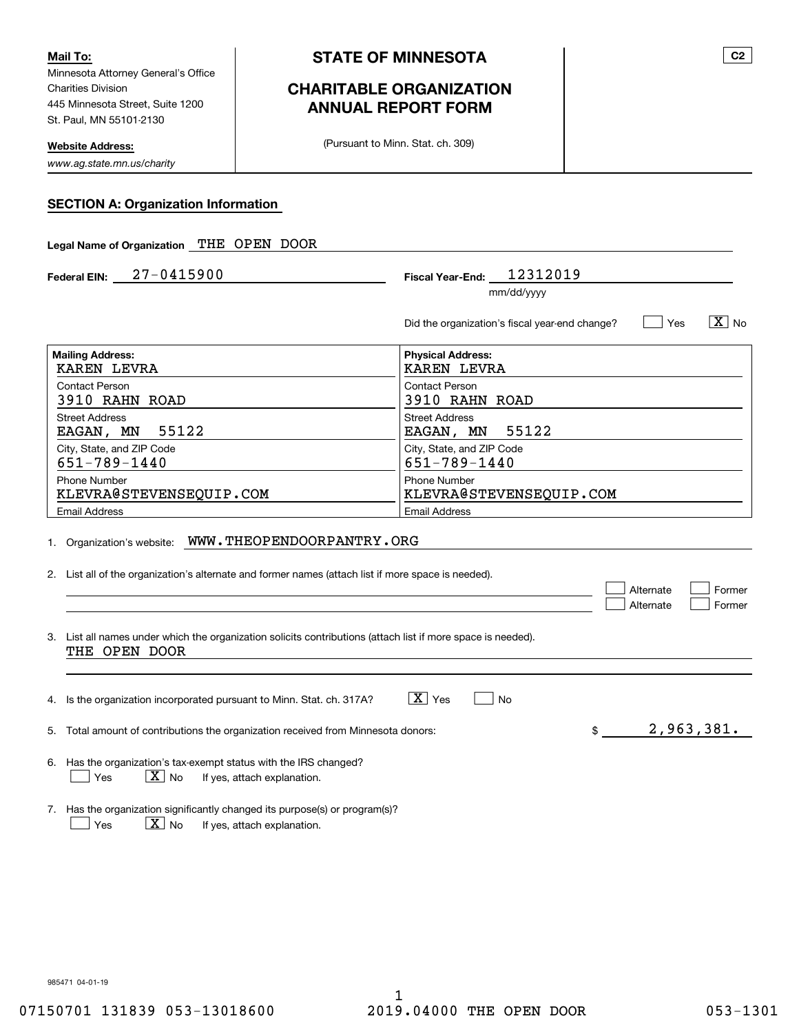**Mail To:**
Minnesota Attorney General's Office
Charities Division
445 Minnesota Street, Suite 1200
St. Paul, MN 55101-2130

**Website Address:**
*www.ag.state.mn.us/charity*

# STATE OF MINNESOTA

## CHARITABLE ORGANIZATION ANNUAL REPORT FORM

(Pursuant to Minn. Stat. ch. 309)

C2

### SECTION A: Organization Information

**Legal Name of Organization** THE OPEN DOOR

**Federal EIN:** 27-0415900

**Fiscal Year-End:** 12312019 (mm/dd/yyyy)

Did the organization's fiscal year-end change? [ ] Yes [X] No

| Mailing Address: | Physical Address: |
|---|---|
| KAREN LEVRA | KAREN LEVRA |
| Contact Person | Contact Person |
| 3910 RAHN ROAD | 3910 RAHN ROAD |
| Street Address | Street Address |
| EAGAN, MN 55122 | EAGAN, MN 55122 |
| City, State, and ZIP Code | City, State, and ZIP Code |
| 651-789-1440 | 651-789-1440 |
| Phone Number | Phone Number |
| KLEVRA@STEVENSEQUIP.COM | KLEVRA@STEVENSEQUIP.COM |
| Email Address | Email Address |

1. Organization's website: WWW.THEOPENDOORPANTRY.ORG

2. List all of the organization's alternate and former names (attach list if more space is needed).
   [ ] Alternate [ ] Former
   [ ] Alternate [ ] Former

3. List all names under which the organization solicits contributions (attach list if more space is needed).
   THE OPEN DOOR

4. Is the organization incorporated pursuant to Minn. Stat. ch. 317A? [X] Yes [ ] No

5. Total amount of contributions the organization received from Minnesota donors: $ 2,963,381.

6. Has the organization's tax-exempt status with the IRS changed?
   [ ] Yes [X] No If yes, attach explanation.

7. Has the organization significantly changed its purpose(s) or program(s)?
   [ ] Yes [X] No If yes, attach explanation.

985471 04-01-19

07150701 131839 053-13018600 2019.04000 THE OPEN DOOR 053-1301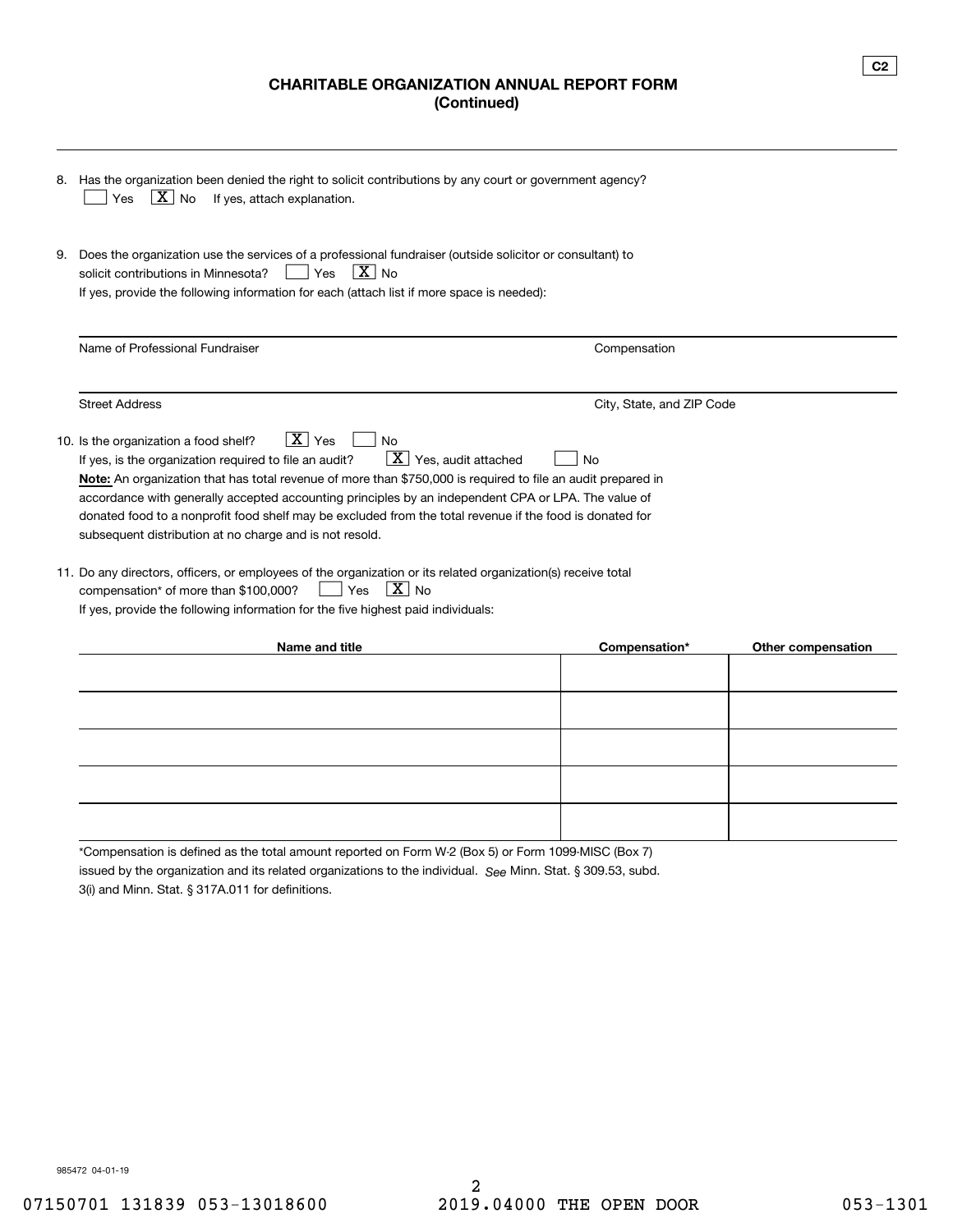**C2**

## CHARITABLE ORGANIZATION ANNUAL REPORT FORM
**(Continued)**

---

8. Has the organization been denied the right to solicit contributions by any court or government agency?
   [ ] Yes [X] No If yes, attach explanation.

9. Does the organization use the services of a professional fundraiser (outside solicitor or consultant) to solicit contributions in Minnesota? [ ] Yes [X] No
   If yes, provide the following information for each (attach list if more space is needed):

| Name of Professional Fundraiser | Compensation |
|---|---|
| Street Address | City, State, and ZIP Code |

10. Is the organization a food shelf? [X] Yes [ ] No
    If yes, is the organization required to file an audit? [X] Yes, audit attached [ ] No
    **Note:** An organization that has total revenue of more than $750,000 is required to file an audit prepared in accordance with generally accepted accounting principles by an independent CPA or LPA. The value of donated food to a nonprofit food shelf may be excluded from the total revenue if the food is donated for subsequent distribution at no charge and is not resold.

11. Do any directors, officers, or employees of the organization or its related organization(s) receive total compensation* of more than $100,000? [ ] Yes [X] No
    If yes, provide the following information for the five highest paid individuals:

| Name and title | Compensation* | Other compensation |
|---|---|---|
| | | |
| | | |
| | | |
| | | |
| | | |

*Compensation is defined as the total amount reported on Form W-2 (Box 5) or Form 1099-MISC (Box 7) issued by the organization and its related organizations to the individual. *See* Minn. Stat. § 309.53, subd. 3(i) and Minn. Stat. § 317A.011 for definitions.

985472 04-01-19

07150701 131839 053-13018600 2019.04000 THE OPEN DOOR 053-1301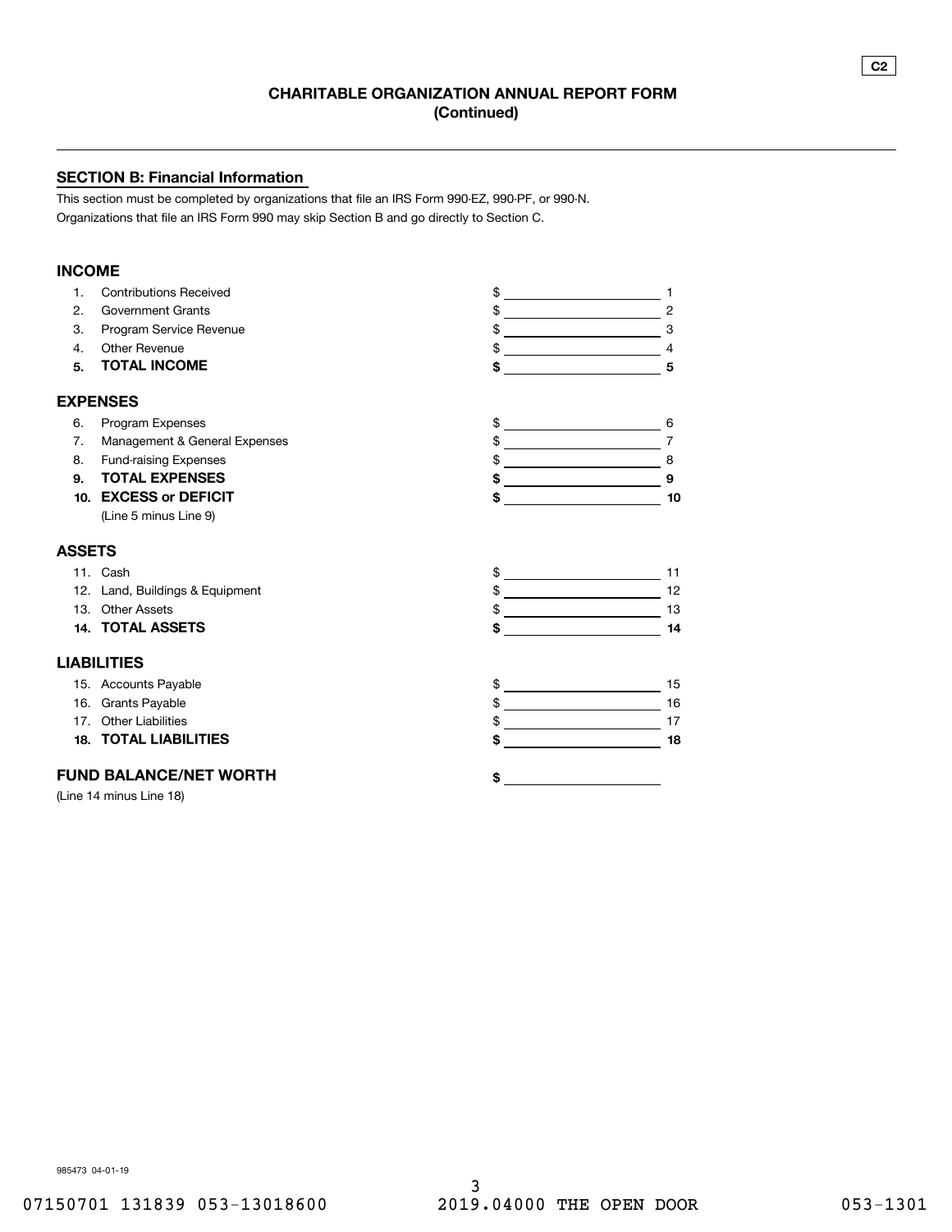C2

## CHARITABLE ORGANIZATION ANNUAL REPORT FORM
### (Continued)

---

## SECTION B: Financial Information

This section must be completed by organizations that file an IRS Form 990-EZ, 990-PF, or 990-N.
Organizations that file an IRS Form 990 may skip Section B and go directly to Section C.

### INCOME

| | | | |
|---|---|---|---|
| 1. | Contributions Received | $ | 1 |
| 2. | Government Grants | $ | 2 |
| 3. | Program Service Revenue | $ | 3 |
| 4. | Other Revenue | $ | 4 |
| **5.** | **TOTAL INCOME** | **$** | **5** |

### EXPENSES

| | | | |
|---|---|---|---|
| 6. | Program Expenses | $ | 6 |
| 7. | Management & General Expenses | $ | 7 |
| 8. | Fund-raising Expenses | $ | 8 |
| **9.** | **TOTAL EXPENSES** | **$** | **9** |
| **10.** | **EXCESS or DEFICIT** (Line 5 minus Line 9) | **$** | **10** |

### ASSETS

| | | | |
|---|---|---|---|
| 11. | Cash | $ | 11 |
| 12. | Land, Buildings & Equipment | $ | 12 |
| 13. | Other Assets | $ | 13 |
| **14.** | **TOTAL ASSETS** | **$** | **14** |

### LIABILITIES

| | | | |
|---|---|---|---|
| 15. | Accounts Payable | $ | 15 |
| 16. | Grants Payable | $ | 16 |
| 17. | Other Liabilities | $ | 17 |
| **18.** | **TOTAL LIABILITIES** | **$** | **18** |

### FUND BALANCE/NET WORTH

(Line 14 minus Line 18) **$**

985473 04-01-19

07150701 131839 053-13018600 2019.04000 THE OPEN DOOR 053-1301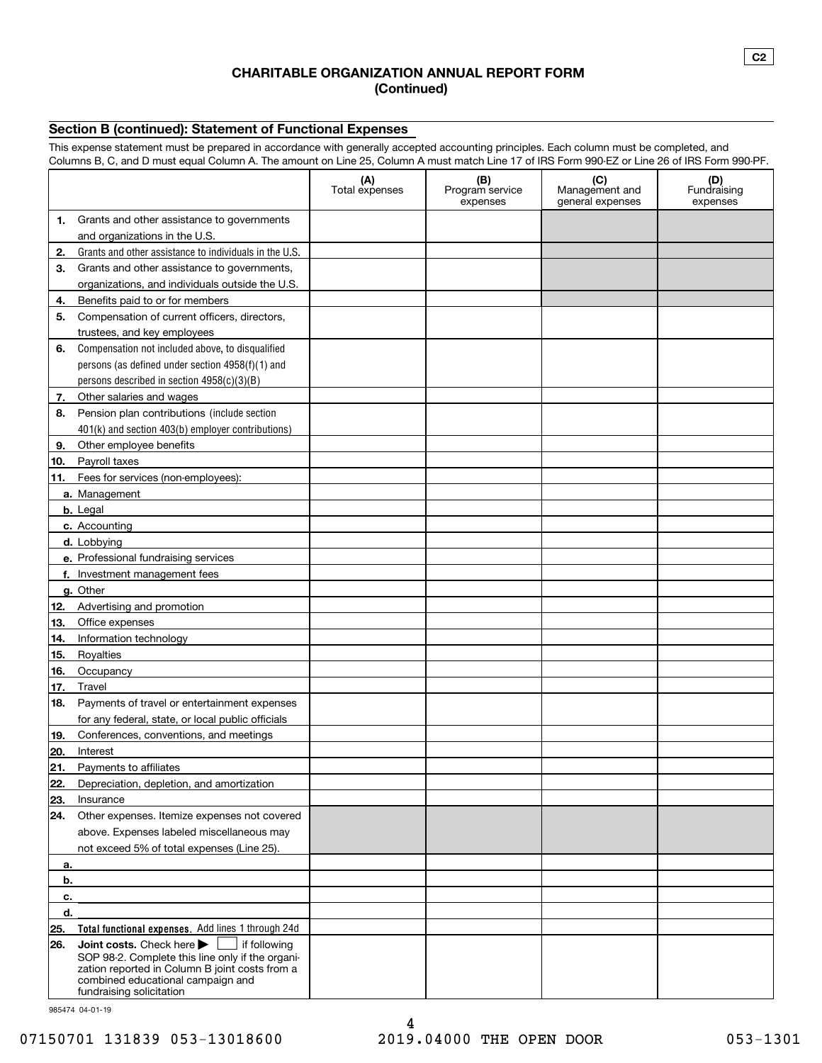C2

## CHARITABLE ORGANIZATION ANNUAL REPORT FORM
**(Continued)**

### Section B (continued): Statement of Functional Expenses

This expense statement must be prepared in accordance with generally accepted accounting principles. Each column must be completed, and Columns B, C, and D must equal Column A. The amount on Line 25, Column A must match Line 17 of IRS Form 990-EZ or Line 26 of IRS Form 990-PF.

| | (A) Total expenses | (B) Program service expenses | (C) Management and general expenses | (D) Fundraising expenses |
|---|---|---|---|---|
| **1.** Grants and other assistance to governments and organizations in the U.S. | | | | |
| **2.** Grants and other assistance to individuals in the U.S. | | | | |
| **3.** Grants and other assistance to governments, organizations, and individuals outside the U.S. | | | | |
| **4.** Benefits paid to or for members | | | | |
| **5.** Compensation of current officers, directors, trustees, and key employees | | | | |
| **6.** Compensation not included above, to disqualified persons (as defined under section 4958(f)(1) and persons described in section 4958(c)(3)(B) | | | | |
| **7.** Other salaries and wages | | | | |
| **8.** Pension plan contributions (include section 401(k) and section 403(b) employer contributions) | | | | |
| **9.** Other employee benefits | | | | |
| **10.** Payroll taxes | | | | |
| **11.** Fees for services (non-employees): | | | | |
| **a.** Management | | | | |
| **b.** Legal | | | | |
| **c.** Accounting | | | | |
| **d.** Lobbying | | | | |
| **e.** Professional fundraising services | | | | |
| **f.** Investment management fees | | | | |
| **g.** Other | | | | |
| **12.** Advertising and promotion | | | | |
| **13.** Office expenses | | | | |
| **14.** Information technology | | | | |
| **15.** Royalties | | | | |
| **16.** Occupancy | | | | |
| **17.** Travel | | | | |
| **18.** Payments of travel or entertainment expenses for any federal, state, or local public officials | | | | |
| **19.** Conferences, conventions, and meetings | | | | |
| **20.** Interest | | | | |
| **21.** Payments to affiliates | | | | |
| **22.** Depreciation, depletion, and amortization | | | | |
| **23.** Insurance | | | | |
| **24.** Other expenses. Itemize expenses not covered above. Expenses labeled miscellaneous may not exceed 5% of total expenses (Line 25). | | | | |
| **a.** | | | | |
| **b.** | | | | |
| **c.** | | | | |
| **d.** | | | | |
| **25. Total functional expenses.** Add lines 1 through 24d | | | | |
| **26. Joint costs.** Check here ▶ ☐ if following SOP 98-2. Complete this line only if the organization reported in Column B joint costs from a combined educational campaign and fundraising solicitation | | | | |

985474 04-01-19

07150701 131839 053-13018600 2019.04000 THE OPEN DOOR 053-1301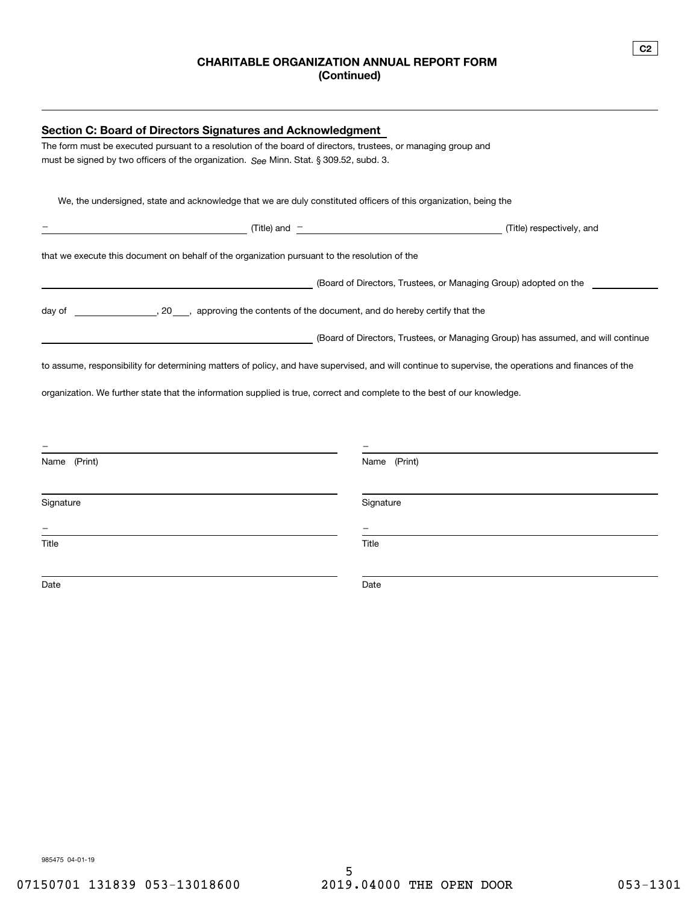C2

# CHARITABLE ORGANIZATION ANNUAL REPORT FORM
## (Continued)

---

## Section C: Board of Directors Signatures and Acknowledgment

The form must be executed pursuant to a resolution of the board of directors, trustees, or managing group and must be signed by two officers of the organization. *See* Minn. Stat. § 309.52, subd. 3.

We, the undersigned, state and acknowledge that we are duly constituted officers of this organization, being the

– ______________________________ (Title) and – ______________________________ (Title) respectively, and

that we execute this document on behalf of the organization pursuant to the resolution of the

______________________________ (Board of Directors, Trustees, or Managing Group) adopted on the __________

day of ______________, 20___, approving the contents of the document, and do hereby certify that the

______________________________ (Board of Directors, Trustees, or Managing Group) has assumed, and will continue

to assume, responsibility for determining matters of policy, and have supervised, and will continue to supervise, the operations and finances of the organization. We further state that the information supplied is true, correct and complete to the best of our knowledge.

| | |
|---|---|
| – | – |
| Name (Print) | Name (Print) |
| | |
| Signature | Signature |
| – | – |
| Title | Title |
| | |
| Date | Date |

985475 04-01-19

07150701 131839 053-13018600 2019.04000 THE OPEN DOOR 053-1301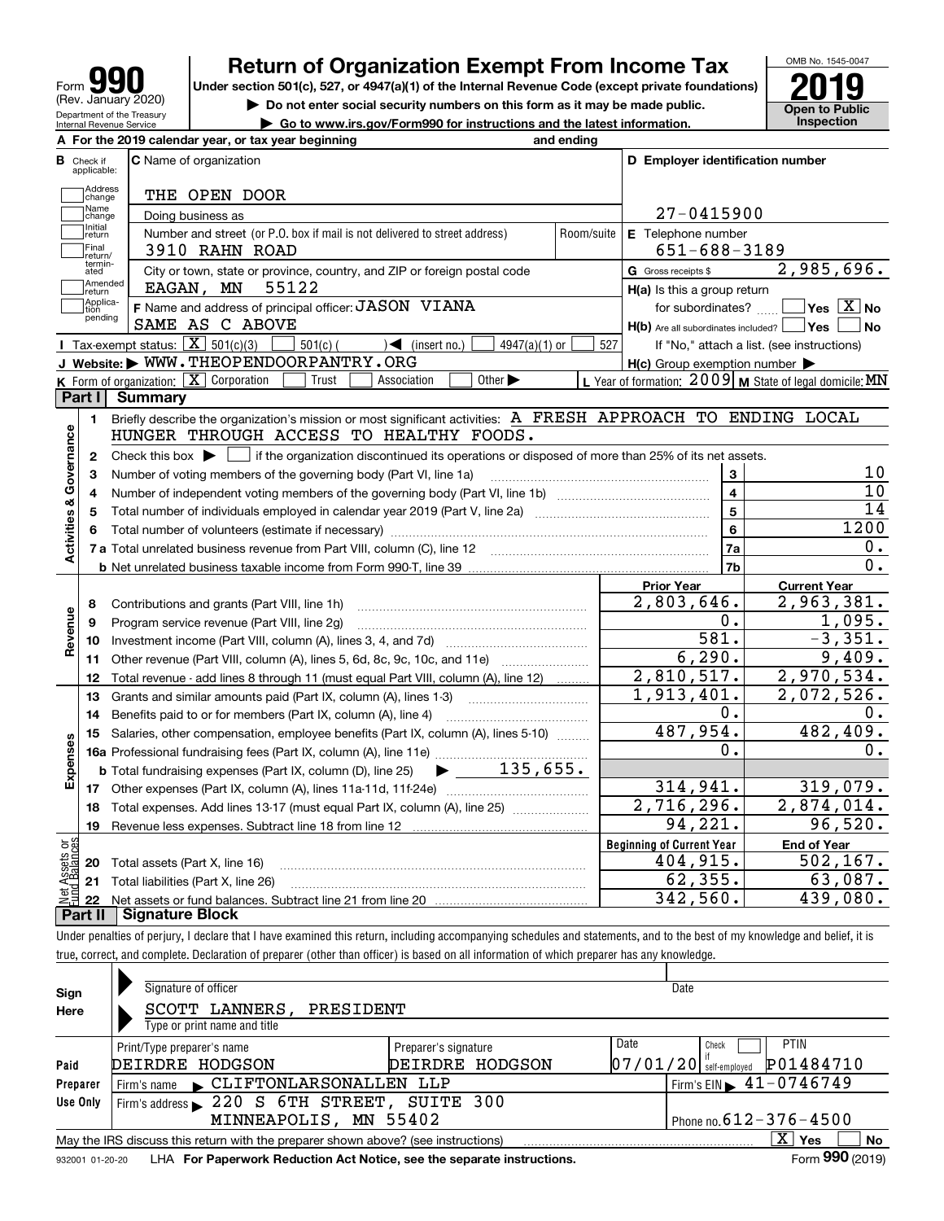Form **990** (Rev. January 2020) Department of the Treasury Internal Revenue Service

# Return of Organization Exempt From Income Tax

**Under section 501(c), 527, or 4947(a)(1) of the Internal Revenue Code (except private foundations)**

▶ **Do not enter social security numbers on this form as it may be made public.**

▶ **Go to www.irs.gov/Form990 for instructions and the latest information.**

OMB No. 1545-0047

**2019**

**Open to Public Inspection**

**A** For the 2019 calendar year, or tax year beginning and ending

**B** Check if applicable: Address change, Name change, Initial return, Final return/terminated, Amended return, Application pending

**C** Name of organization: THE OPEN DOOR

Doing business as

Number and street (or P.O. box if mail is not delivered to street address): 3910 RAHN ROAD Room/suite

City or town, state or province, country, and ZIP or foreign postal code: EAGAN, MN 55122

**F** Name and address of principal officer: JASON VIANA, SAME AS C ABOVE

**D** Employer identification number: 27-0415900

**E** Telephone number: 651-688-3189

**G** Gross receipts $ 2,985,696.

**H(a)** Is this a group return for subordinates? Yes [ ] No [X]

**H(b)** Are all subordinates included? Yes [ ] No [ ] If "No," attach a list. (see instructions)

**H(c)** Group exemption number ▶

**I** Tax-exempt status: [X] 501(c)(3) [ ] 501(c) ( ) ◀ (insert no.) [ ] 4947(a)(1) or [ ] 527

**J** Website: ▶ WWW.THEOPENDOORPANTRY.ORG

**K** Form of organization: [X] Corporation [ ] Trust [ ] Association [ ] Other ▶

**L** Year of formation: 2009 **M** State of legal domicile: MN

## Part I Summary

**Activities & Governance**

1. Briefly describe the organization's mission or most significant activities: A FRESH APPROACH TO ENDING LOCAL HUNGER THROUGH ACCESS TO HEALTHY FOODS.
2. Check this box ▶ [ ] if the organization discontinued its operations or disposed of more than 25% of its net assets.

| | | | |
|---|---|---|---|
| 3 | Number of voting members of the governing body (Part VI, line 1a) | 3 | 10 |
| 4 | Number of independent voting members of the governing body (Part VI, line 1b) | 4 | 10 |
| 5 | Total number of individuals employed in calendar year 2019 (Part V, line 2a) | 5 | 14 |
| 6 | Total number of volunteers (estimate if necessary) | 6 | 1200 |
| 7a | Total unrelated business revenue from Part VIII, column (C), line 12 | 7a | 0. |
| b | Net unrelated business taxable income from Form 990-T, line 39 | 7b | 0. |

| | | Prior Year | Current Year |
|---|---|---|---|
| **Revenue** | | | |
| 8 | Contributions and grants (Part VIII, line 1h) | 2,803,646. | 2,963,381. |
| 9 | Program service revenue (Part VIII, line 2g) | 0. | 1,095. |
| 10 | Investment income (Part VIII, column (A), lines 3, 4, and 7d) | 581. | -3,351. |
| 11 | Other revenue (Part VIII, column (A), lines 5, 6d, 8c, 9c, 10c, and 11e) | 6,290. | 9,409. |
| 12 | Total revenue - add lines 8 through 11 (must equal Part VIII, column (A), line 12) | 2,810,517. | 2,970,534. |
| **Expenses** | | | |
| 13 | Grants and similar amounts paid (Part IX, column (A), lines 1-3) | 1,913,401. | 2,072,526. |
| 14 | Benefits paid to or for members (Part IX, column (A), line 4) | 0. | 0. |
| 15 | Salaries, other compensation, employee benefits (Part IX, column (A), lines 5-10) | 487,954. | 482,409. |
| 16a | Professional fundraising fees (Part IX, column (A), line 11e) | 0. | 0. |
| b | Total fundraising expenses (Part IX, column (D), line 25) ▶ 135,655. | | |
| 17 | Other expenses (Part IX, column (A), lines 11a-11d, 11f-24e) | 314,941. | 319,079. |
| 18 | Total expenses. Add lines 13-17 (must equal Part IX, column (A), line 25) | 2,716,296. | 2,874,014. |
| 19 | Revenue less expenses. Subtract line 18 from line 12 | 94,221. | 96,520. |

| **Net Assets or Fund Balances** | | Beginning of Current Year | End of Year |
|---|---|---|---|
| 20 | Total assets (Part X, line 16) | 404,915. | 502,167. |
| 21 | Total liabilities (Part X, line 26) | 62,355. | 63,087. |
| 22 | Net assets or fund balances. Subtract line 21 from line 20 | 342,560. | 439,080. |

## Part II Signature Block

Under penalties of perjury, I declare that I have examined this return, including accompanying schedules and statements, and to the best of my knowledge and belief, it is true, correct, and complete. Declaration of preparer (other than officer) is based on all information of which preparer has any knowledge.

**Sign Here**

Signature of officer | Date

SCOTT LANNERS, PRESIDENT

Type or print name and title

**Paid Preparer Use Only**

| Print/Type preparer's name | Preparer's signature | Date | Check [ ] if self-employed | PTIN |
|---|---|---|---|---|
| DEIRDRE HODGSON | DEIRDRE HODGSON | 07/01/20 | | P01484710 |

Firm's name ▶ CLIFTONLARSONALLEN LLP | Firm's EIN ▶ 41-0746749

Firm's address ▶ 220 S 6TH STREET, SUITE 300, MINNEAPOLIS, MN 55402 | Phone no. 612-376-4500

May the IRS discuss this return with the preparer shown above? (see instructions) [X] Yes [ ] No

932001 01-20-20 LHA **For Paperwork Reduction Act Notice, see the separate instructions.** Form **990** (2019)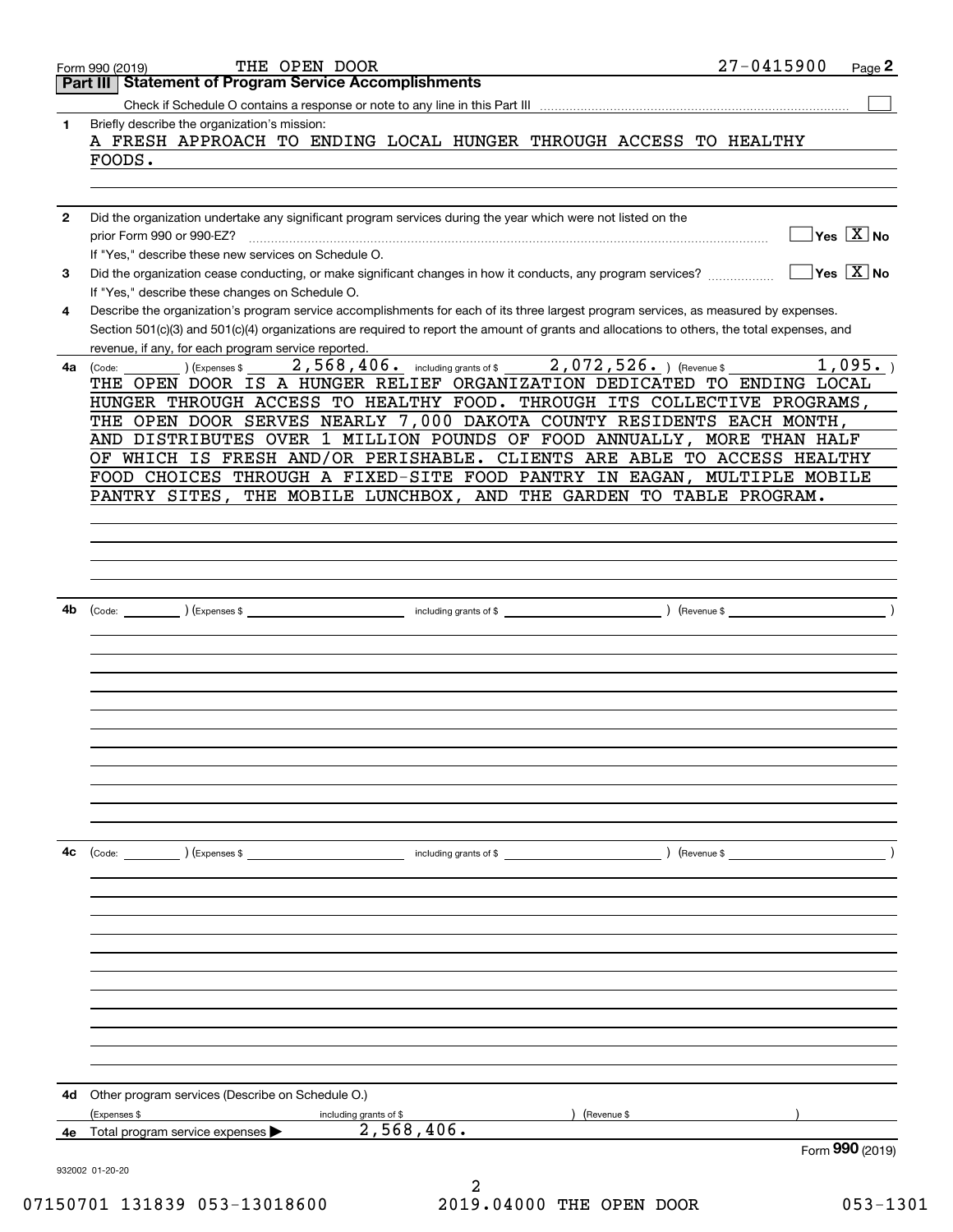Form 990 (2019) THE OPEN DOOR 27-0415900

## Part III Statement of Program Service Accomplishments

Check if Schedule O contains a response or note to any line in this Part III ☐

**1** Briefly describe the organization's mission:

A FRESH APPROACH TO ENDING LOCAL HUNGER THROUGH ACCESS TO HEALTHY FOODS.

**2** Did the organization undertake any significant program services during the year which were not listed on the prior Form 990 or 990-EZ? ☐ Yes ☒ No

If "Yes," describe these new services on Schedule O.

**3** Did the organization cease conducting, or make significant changes in how it conducts, any program services? ☐ Yes ☒ No

If "Yes," describe these changes on Schedule O.

**4** Describe the organization's program service accomplishments for each of its three largest program services, as measured by expenses. Section 501(c)(3) and 501(c)(4) organizations are required to report the amount of grants and allocations to others, the total expenses, and revenue, if any, for each program service reported.

**4a** (Code: ) (Expenses $ 2,568,406. including grants of $ 2,072,526. ) (Revenue $ 1,095. )

THE OPEN DOOR IS A HUNGER RELIEF ORGANIZATION DEDICATED TO ENDING LOCAL HUNGER THROUGH ACCESS TO HEALTHY FOOD. THROUGH ITS COLLECTIVE PROGRAMS, THE OPEN DOOR SERVES NEARLY 7,000 DAKOTA COUNTY RESIDENTS EACH MONTH, AND DISTRIBUTES OVER 1 MILLION POUNDS OF FOOD ANNUALLY, MORE THAN HALF OF WHICH IS FRESH AND/OR PERISHABLE. CLIENTS ARE ABLE TO ACCESS HEALTHY FOOD CHOICES THROUGH A FIXED-SITE FOOD PANTRY IN EAGAN, MULTIPLE MOBILE PANTRY SITES, THE MOBILE LUNCHBOX, AND THE GARDEN TO TABLE PROGRAM.

**4b** (Code: ) (Expenses $ including grants of $ ) (Revenue $ )

**4c** (Code: ) (Expenses $ including grants of $ ) (Revenue $ )

**4d** Other program services (Describe on Schedule O.)

(Expenses $ including grants of $ ) (Revenue $ )

**4e** Total program service expenses ▶ 2,568,406.

Form **990** (2019)

932002 01-20-20

07150701 131839 053-13018600 2019.04000 THE OPEN DOOR 053-1301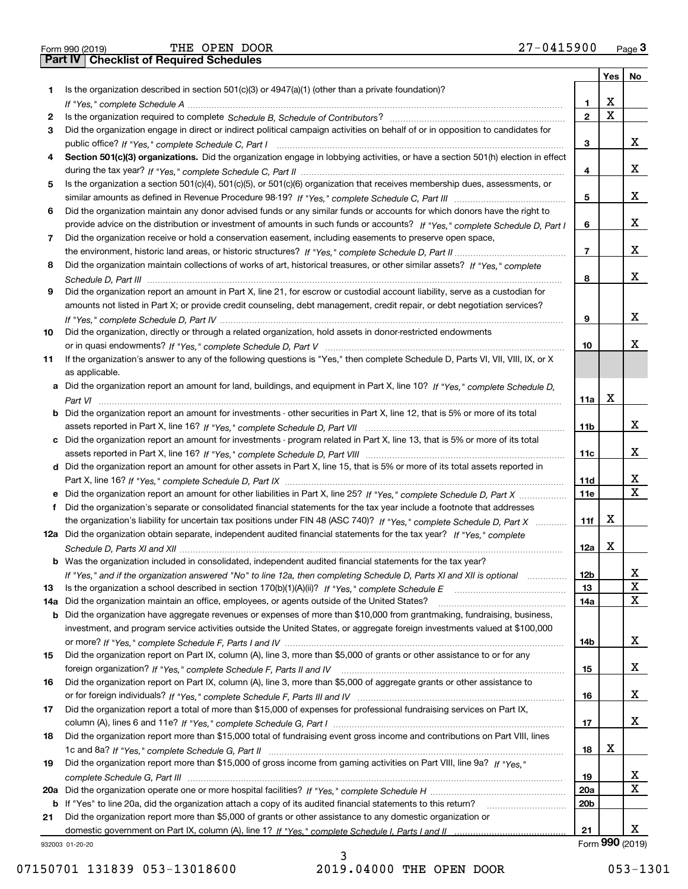Form 990 (2019) THE OPEN DOOR 27-0415900 Page 3

**Part IV | Checklist of Required Schedules**

| | | | Yes | No |
|---|---|---|---|---|
| 1 | Is the organization described in section 501(c)(3) or 4947(a)(1) (other than a private foundation)? *If "Yes," complete Schedule A* | 1 | X | |
| 2 | Is the organization required to complete *Schedule B, Schedule of Contributors*? | 2 | X | |
| 3 | Did the organization engage in direct or indirect political campaign activities on behalf of or in opposition to candidates for public office? *If "Yes," complete Schedule C, Part I* | 3 | | X |
| 4 | **Section 501(c)(3) organizations.** Did the organization engage in lobbying activities, or have a section 501(h) election in effect during the tax year? *If "Yes," complete Schedule C, Part II* | 4 | | X |
| 5 | Is the organization a section 501(c)(4), 501(c)(5), or 501(c)(6) organization that receives membership dues, assessments, or similar amounts as defined in Revenue Procedure 98-19? *If "Yes," complete Schedule C, Part III* | 5 | | X |
| 6 | Did the organization maintain any donor advised funds or any similar funds or accounts for which donors have the right to provide advice on the distribution or investment of amounts in such funds or accounts? *If "Yes," complete Schedule D, Part I* | 6 | | X |
| 7 | Did the organization receive or hold a conservation easement, including easements to preserve open space, the environment, historic land areas, or historic structures? *If "Yes," complete Schedule D, Part II* | 7 | | X |
| 8 | Did the organization maintain collections of works of art, historical treasures, or other similar assets? *If "Yes," complete Schedule D, Part III* | 8 | | X |
| 9 | Did the organization report an amount in Part X, line 21, for escrow or custodial account liability, serve as a custodian for amounts not listed in Part X; or provide credit counseling, debt management, credit repair, or debt negotiation services? *If "Yes," complete Schedule D, Part IV* | 9 | | X |
| 10 | Did the organization, directly or through a related organization, hold assets in donor-restricted endowments or in quasi endowments? *If "Yes," complete Schedule D, Part V* | 10 | | X |
| 11 | If the organization's answer to any of the following questions is "Yes," then complete Schedule D, Parts VI, VII, VIII, IX, or X as applicable. | | | |
| a | Did the organization report an amount for land, buildings, and equipment in Part X, line 10? *If "Yes," complete Schedule D, Part VI* | 11a | X | |
| b | Did the organization report an amount for investments - other securities in Part X, line 12, that is 5% or more of its total assets reported in Part X, line 16? *If "Yes," complete Schedule D, Part VII* | 11b | | X |
| c | Did the organization report an amount for investments - program related in Part X, line 13, that is 5% or more of its total assets reported in Part X, line 16? *If "Yes," complete Schedule D, Part VIII* | 11c | | X |
| d | Did the organization report an amount for other assets in Part X, line 15, that is 5% or more of its total assets reported in Part X, line 16? *If "Yes," complete Schedule D, Part IX* | 11d | | X |
| e | Did the organization report an amount for other liabilities in Part X, line 25? *If "Yes," complete Schedule D, Part X* | 11e | | X |
| f | Did the organization's separate or consolidated financial statements for the tax year include a footnote that addresses the organization's liability for uncertain tax positions under FIN 48 (ASC 740)? *If "Yes," complete Schedule D, Part X* | 11f | X | |
| 12a | Did the organization obtain separate, independent audited financial statements for the tax year? *If "Yes," complete Schedule D, Parts XI and XII* | 12a | X | |
| b | Was the organization included in consolidated, independent audited financial statements for the tax year? *If "Yes," and if the organization answered "No" to line 12a, then completing Schedule D, Parts XI and XII is optional* | 12b | | X |
| 13 | Is the organization a school described in section 170(b)(1)(A)(ii)? *If "Yes," complete Schedule E* | 13 | | X |
| 14a | Did the organization maintain an office, employees, or agents outside of the United States? | 14a | | X |
| b | Did the organization have aggregate revenues or expenses of more than $10,000 from grantmaking, fundraising, business, investment, and program service activities outside the United States, or aggregate foreign investments valued at $100,000 or more? *If "Yes," complete Schedule F, Parts I and IV* | 14b | | X |
| 15 | Did the organization report on Part IX, column (A), line 3, more than $5,000 of grants or other assistance to or for any foreign organization? *If "Yes," complete Schedule F, Parts II and IV* | 15 | | X |
| 16 | Did the organization report on Part IX, column (A), line 3, more than $5,000 of aggregate grants or other assistance to or for foreign individuals? *If "Yes," complete Schedule F, Parts III and IV* | 16 | | X |
| 17 | Did the organization report a total of more than $15,000 of expenses for professional fundraising services on Part IX, column (A), lines 6 and 11e? *If "Yes," complete Schedule G, Part I* | 17 | | X |
| 18 | Did the organization report more than $15,000 total of fundraising event gross income and contributions on Part VIII, lines 1c and 8a? *If "Yes," complete Schedule G, Part II* | 18 | X | |
| 19 | Did the organization report more than $15,000 of gross income from gaming activities on Part VIII, line 9a? *If "Yes," complete Schedule G, Part III* | 19 | | X |
| 20a | Did the organization operate one or more hospital facilities? *If "Yes," complete Schedule H* | 20a | | X |
| b | If "Yes" to line 20a, did the organization attach a copy of its audited financial statements to this return? | 20b | | |
| 21 | Did the organization report more than $5,000 of grants or other assistance to any domestic organization or domestic government on Part IX, column (A), line 1? *If "Yes," complete Schedule I, Parts I and II* | 21 | | X |

932003 01-20-20 Form **990** (2019)

07150701 131839 053-13018600 2019.04000 THE OPEN DOOR 053-1301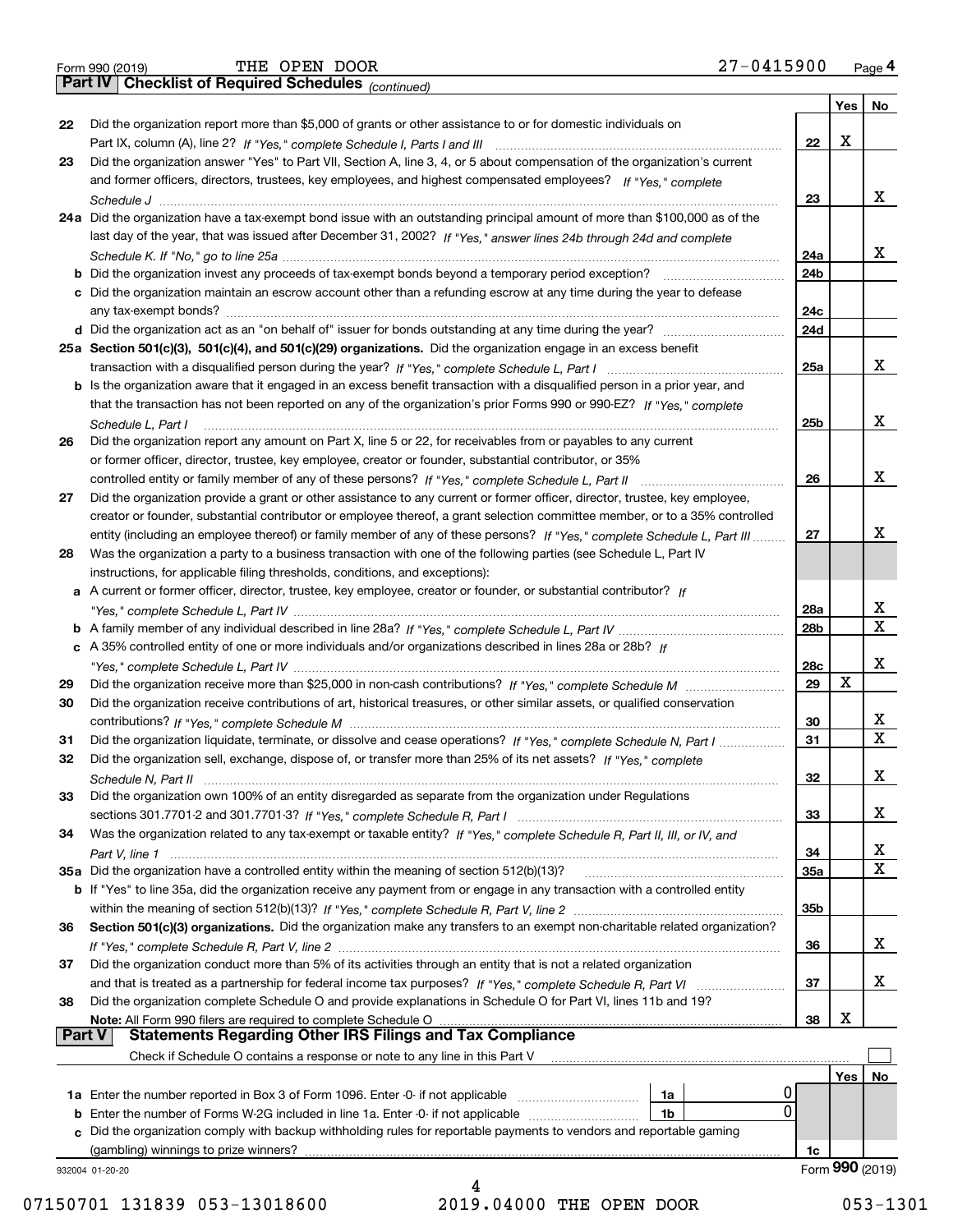Form 990 (2019) THE OPEN DOOR 27-0415900 Page **4**

## Part IV Checklist of Required Schedules *(continued)*

| | | | Yes | No |
|---|---|---|---|---|
| 22 | Did the organization report more than $5,000 of grants or other assistance to or for domestic individuals on Part IX, column (A), line 2? *If "Yes," complete Schedule I, Parts I and III* | 22 | X | |
| 23 | Did the organization answer "Yes" to Part VII, Section A, line 3, 4, or 5 about compensation of the organization's current and former officers, directors, trustees, key employees, and highest compensated employees? *If "Yes," complete Schedule J* | 23 | | X |
| 24a | Did the organization have a tax-exempt bond issue with an outstanding principal amount of more than $100,000 as of the last day of the year, that was issued after December 31, 2002? *If "Yes," answer lines 24b through 24d and complete Schedule K. If "No," go to line 25a* | 24a | | X |
| b | Did the organization invest any proceeds of tax-exempt bonds beyond a temporary period exception? | 24b | | |
| c | Did the organization maintain an escrow account other than a refunding escrow at any time during the year to defease any tax-exempt bonds? | 24c | | |
| d | Did the organization act as an "on behalf of" issuer for bonds outstanding at any time during the year? | 24d | | |
| 25a | **Section 501(c)(3), 501(c)(4), and 501(c)(29) organizations.** Did the organization engage in an excess benefit transaction with a disqualified person during the year? *If "Yes," complete Schedule L, Part I* | 25a | | X |
| b | Is the organization aware that it engaged in an excess benefit transaction with a disqualified person in a prior year, and that the transaction has not been reported on any of the organization's prior Forms 990 or 990-EZ? *If "Yes," complete Schedule L, Part I* | 25b | | X |
| 26 | Did the organization report any amount on Part X, line 5 or 22, for receivables from or payables to any current or former officer, director, trustee, key employee, creator or founder, substantial contributor, or 35% controlled entity or family member of any of these persons? *If "Yes," complete Schedule L, Part II* | 26 | | X |
| 27 | Did the organization provide a grant or other assistance to any current or former officer, director, trustee, key employee, creator or founder, substantial contributor or employee thereof, a grant selection committee member, or to a 35% controlled entity (including an employee thereof) or family member of any of these persons? *If "Yes," complete Schedule L, Part III* | 27 | | X |
| 28 | Was the organization a party to a business transaction with one of the following parties (see Schedule L, Part IV instructions, for applicable filing thresholds, conditions, and exceptions): | | | |
| a | A current or former officer, director, trustee, key employee, creator or founder, or substantial contributor? *If "Yes," complete Schedule L, Part IV* | 28a | | X |
| b | A family member of any individual described in line 28a? *If "Yes," complete Schedule L, Part IV* | 28b | | X |
| c | A 35% controlled entity of one or more individuals and/or organizations described in lines 28a or 28b? *If "Yes," complete Schedule L, Part IV* | 28c | | X |
| 29 | Did the organization receive more than $25,000 in non-cash contributions? *If "Yes," complete Schedule M* | 29 | X | |
| 30 | Did the organization receive contributions of art, historical treasures, or other similar assets, or qualified conservation contributions? *If "Yes," complete Schedule M* | 30 | | X |
| 31 | Did the organization liquidate, terminate, or dissolve and cease operations? *If "Yes," complete Schedule N, Part I* | 31 | | X |
| 32 | Did the organization sell, exchange, dispose of, or transfer more than 25% of its net assets? *If "Yes," complete Schedule N, Part II* | 32 | | X |
| 33 | Did the organization own 100% of an entity disregarded as separate from the organization under Regulations sections 301.7701-2 and 301.7701-3? *If "Yes," complete Schedule R, Part I* | 33 | | X |
| 34 | Was the organization related to any tax-exempt or taxable entity? *If "Yes," complete Schedule R, Part II, III, or IV, and Part V, line 1* | 34 | | X |
| 35a | Did the organization have a controlled entity within the meaning of section 512(b)(13)? | 35a | | X |
| b | If "Yes" to line 35a, did the organization receive any payment from or engage in any transaction with a controlled entity within the meaning of section 512(b)(13)? *If "Yes," complete Schedule R, Part V, line 2* | 35b | | |
| 36 | **Section 501(c)(3) organizations.** Did the organization make any transfers to an exempt non-charitable related organization? *If "Yes," complete Schedule R, Part V, line 2* | 36 | | X |
| 37 | Did the organization conduct more than 5% of its activities through an entity that is not a related organization and that is treated as a partnership for federal income tax purposes? *If "Yes," complete Schedule R, Part VI* | 37 | | X |
| 38 | Did the organization complete Schedule O and provide explanations in Schedule O for Part VI, lines 11b and 19? **Note:** All Form 990 filers are required to complete Schedule O | 38 | X | |

## Part V Statements Regarding Other IRS Filings and Tax Compliance

Check if Schedule O contains a response or note to any line in this Part V ☐

| | | | | Yes | No |
|---|---|---|---|---|---|
| 1a | Enter the number reported in Box 3 of Form 1096. Enter -0- if not applicable | 1a | 0 | | |
| b | Enter the number of Forms W-2G included in line 1a. Enter -0- if not applicable | 1b | 0 | | |
| c | Did the organization comply with backup withholding rules for reportable payments to vendors and reportable gaming (gambling) winnings to prize winners? | 1c | | | |

932004 01-20-20 Form **990** (2019)

07150701 131839 053-13018600 2019.04000 THE OPEN DOOR 053-1301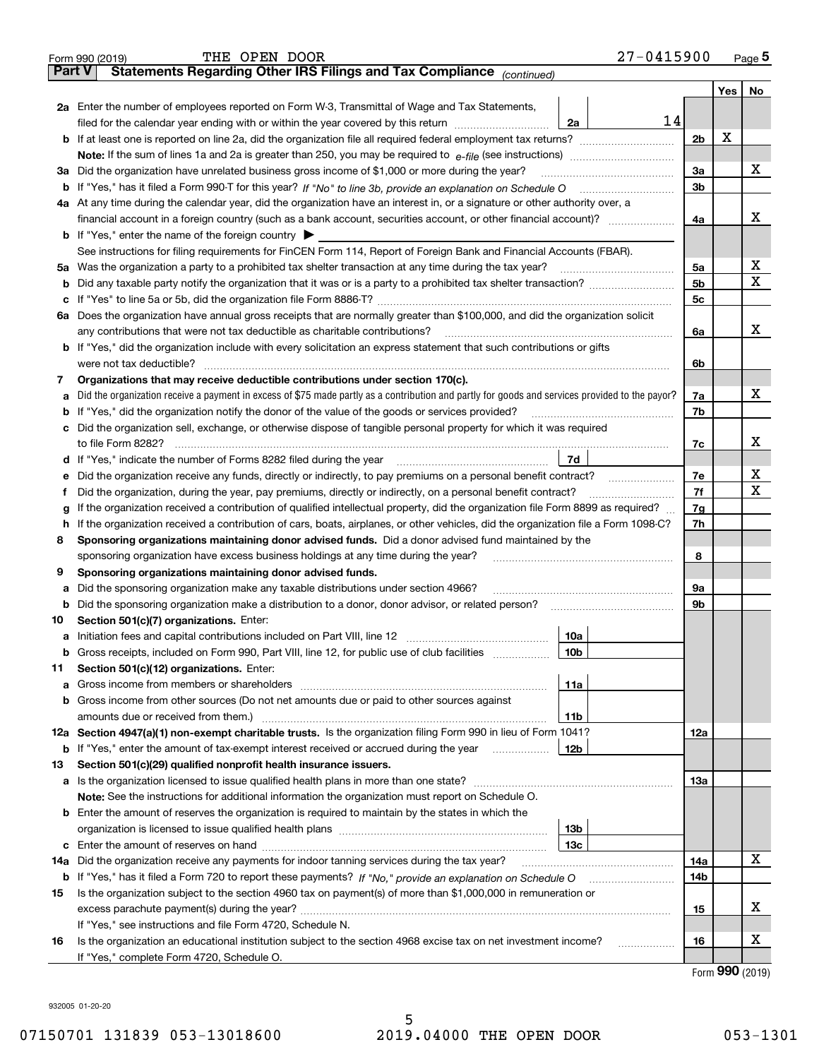Form 990 (2019) THE OPEN DOOR 27-0415900 Page **5**

**Part V** **Statements Regarding Other IRS Filings and Tax Compliance** *(continued)*

| | | | | | Yes | No |
|---|---|---|---|---|---|---|
| **2a** | Enter the number of employees reported on Form W-3, Transmittal of Wage and Tax Statements, filed for the calendar year ending with or within the year covered by this return | 2a | 14 | | | |
| **b** | If at least one is reported on line 2a, did the organization file all required federal employment tax returns? | | | 2b | X | |
| | **Note:** If the sum of lines 1a and 2a is greater than 250, you may be required to *e-file* (see instructions) | | | | | |
| **3a** | Did the organization have unrelated business gross income of $1,000 or more during the year? | | | 3a | | X |
| **b** | If "Yes," has it filed a Form 990-T for this year? *If "No" to line 3b, provide an explanation on Schedule O* | | | 3b | | |
| **4a** | At any time during the calendar year, did the organization have an interest in, or a signature or other authority over, a financial account in a foreign country (such as a bank account, securities account, or other financial account)? | | | 4a | | X |
| **b** | If "Yes," enter the name of the foreign country ▶ | | | | | |
| | See instructions for filing requirements for FinCEN Form 114, Report of Foreign Bank and Financial Accounts (FBAR). | | | | | |
| **5a** | Was the organization a party to a prohibited tax shelter transaction at any time during the tax year? | | | 5a | | X |
| **b** | Did any taxable party notify the organization that it was or is a party to a prohibited tax shelter transaction? | | | 5b | | X |
| **c** | If "Yes" to line 5a or 5b, did the organization file Form 8886-T? | | | 5c | | |
| **6a** | Does the organization have annual gross receipts that are normally greater than $100,000, and did the organization solicit any contributions that were not tax deductible as charitable contributions? | | | 6a | | X |
| **b** | If "Yes," did the organization include with every solicitation an express statement that such contributions or gifts were not tax deductible? | | | 6b | | |
| **7** | **Organizations that may receive deductible contributions under section 170(c).** | | | | | |
| **a** | Did the organization receive a payment in excess of $75 made partly as a contribution and partly for goods and services provided to the payor? | | | 7a | | X |
| **b** | If "Yes," did the organization notify the donor of the value of the goods or services provided? | | | 7b | | |
| **c** | Did the organization sell, exchange, or otherwise dispose of tangible personal property for which it was required to file Form 8282? | | | 7c | | X |
| **d** | If "Yes," indicate the number of Forms 8282 filed during the year | 7d | | | | |
| **e** | Did the organization receive any funds, directly or indirectly, to pay premiums on a personal benefit contract? | | | 7e | | X |
| **f** | Did the organization, during the year, pay premiums, directly or indirectly, on a personal benefit contract? | | | 7f | | X |
| **g** | If the organization received a contribution of qualified intellectual property, did the organization file Form 8899 as required? | | | 7g | | |
| **h** | If the organization received a contribution of cars, boats, airplanes, or other vehicles, did the organization file a Form 1098-C? | | | 7h | | |
| **8** | **Sponsoring organizations maintaining donor advised funds.** Did a donor advised fund maintained by the sponsoring organization have excess business holdings at any time during the year? | | | 8 | | |
| **9** | **Sponsoring organizations maintaining donor advised funds.** | | | | | |
| **a** | Did the sponsoring organization make any taxable distributions under section 4966? | | | 9a | | |
| **b** | Did the sponsoring organization make a distribution to a donor, donor advisor, or related person? | | | 9b | | |
| **10** | **Section 501(c)(7) organizations.** Enter: | | | | | |
| **a** | Initiation fees and capital contributions included on Part VIII, line 12 | 10a | | | | |
| **b** | Gross receipts, included on Form 990, Part VIII, line 12, for public use of club facilities | 10b | | | | |
| **11** | **Section 501(c)(12) organizations.** Enter: | | | | | |
| **a** | Gross income from members or shareholders | 11a | | | | |
| **b** | Gross income from other sources (Do not net amounts due or paid to other sources against amounts due or received from them.) | 11b | | | | |
| **12a** | **Section 4947(a)(1) non-exempt charitable trusts.** Is the organization filing Form 990 in lieu of Form 1041? | | | 12a | | |
| **b** | If "Yes," enter the amount of tax-exempt interest received or accrued during the year | 12b | | | | |
| **13** | **Section 501(c)(29) qualified nonprofit health insurance issuers.** | | | | | |
| **a** | Is the organization licensed to issue qualified health plans in more than one state? | | | 13a | | |
| | **Note:** See the instructions for additional information the organization must report on Schedule O. | | | | | |
| **b** | Enter the amount of reserves the organization is required to maintain by the states in which the organization is licensed to issue qualified health plans | 13b | | | | |
| **c** | Enter the amount of reserves on hand | 13c | | | | |
| **14a** | Did the organization receive any payments for indoor tanning services during the tax year? | | | 14a | | X |
| **b** | If "Yes," has it filed a Form 720 to report these payments? *If "No," provide an explanation on Schedule O* | | | 14b | | |
| **15** | Is the organization subject to the section 4960 tax on payment(s) of more than $1,000,000 in remuneration or excess parachute payment(s) during the year? | | | 15 | | X |
| | If "Yes," see instructions and file Form 4720, Schedule N. | | | | | |
| **16** | Is the organization an educational institution subject to the section 4968 excise tax on net investment income? | | | 16 | | X |
| | If "Yes," complete Form 4720, Schedule O. | | | | | |

Form **990** (2019)

932005 01-20-20

07150701 131839 053-13018600 2019.04000 THE OPEN DOOR 053-1301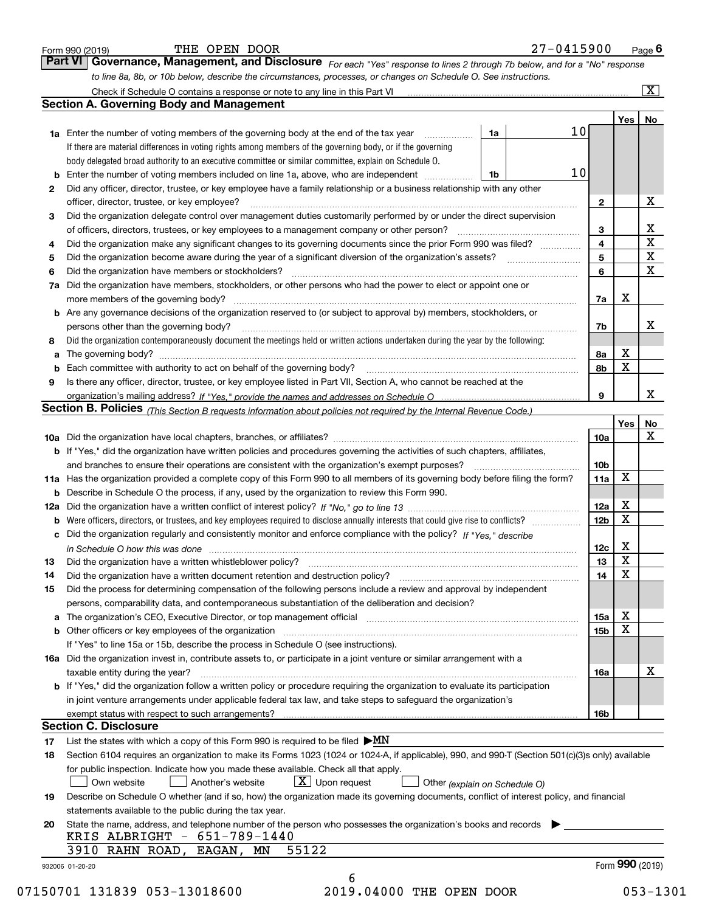Form 990 (2019) THE OPEN DOOR 27-0415900 Page 6

## Part VI Governance, Management, and Disclosure

*For each "Yes" response to lines 2 through 7b below, and for a "No" response to line 8a, 8b, or 10b below, describe the circumstances, processes, or changes on Schedule O. See instructions.*

Check if Schedule O contains a response or note to any line in this Part VI [X]

### Section A. Governing Body and Management

| | | | | Yes | No |
|---|---|---|---|---|---|
| 1a | Enter the number of voting members of the governing body at the end of the tax year. If there are material differences in voting rights among members of the governing body, or if the governing body delegated broad authority to an executive committee or similar committee, explain on Schedule O. | 1a | 10 | | |
| b | Enter the number of voting members included on line 1a, above, who are independent | 1b | 10 | | |
| 2 | Did any officer, director, trustee, or key employee have a family relationship or a business relationship with any other officer, director, trustee, or key employee? | 2 | | | X |
| 3 | Did the organization delegate control over management duties customarily performed by or under the direct supervision of officers, directors, trustees, or key employees to a management company or other person? | 3 | | | X |
| 4 | Did the organization make any significant changes to its governing documents since the prior Form 990 was filed? | 4 | | | X |
| 5 | Did the organization become aware during the year of a significant diversion of the organization's assets? | 5 | | | X |
| 6 | Did the organization have members or stockholders? | 6 | | | X |
| 7a | Did the organization have members, stockholders, or other persons who had the power to elect or appoint one or more members of the governing body? | 7a | | X | |
| b | Are any governance decisions of the organization reserved to (or subject to approval by) members, stockholders, or persons other than the governing body? | 7b | | | X |
| 8 | Did the organization contemporaneously document the meetings held or written actions undertaken during the year by the following: | | | | |
| a | The governing body? | 8a | | X | |
| b | Each committee with authority to act on behalf of the governing body? | 8b | | X | |
| 9 | Is there any officer, director, trustee, or key employee listed in Part VII, Section A, who cannot be reached at the organization's mailing address? *If "Yes," provide the names and addresses on Schedule O* | 9 | | | X |

### Section B. Policies *(This Section B requests information about policies not required by the Internal Revenue Code.)*

| | | | Yes | No |
|---|---|---|---|---|
| 10a | Did the organization have local chapters, branches, or affiliates? | 10a | | X |
| b | If "Yes," did the organization have written policies and procedures governing the activities of such chapters, affiliates, and branches to ensure their operations are consistent with the organization's exempt purposes? | 10b | | |
| 11a | Has the organization provided a complete copy of this Form 990 to all members of its governing body before filing the form? | 11a | X | |
| b | Describe in Schedule O the process, if any, used by the organization to review this Form 990. | | | |
| 12a | Did the organization have a written conflict of interest policy? *If "No," go to line 13* | 12a | X | |
| b | Were officers, directors, or trustees, and key employees required to disclose annually interests that could give rise to conflicts? | 12b | X | |
| c | Did the organization regularly and consistently monitor and enforce compliance with the policy? *If "Yes," describe in Schedule O how this was done* | 12c | X | |
| 13 | Did the organization have a written whistleblower policy? | 13 | X | |
| 14 | Did the organization have a written document retention and destruction policy? | 14 | X | |
| 15 | Did the process for determining compensation of the following persons include a review and approval by independent persons, comparability data, and contemporaneous substantiation of the deliberation and decision? | | | |
| a | The organization's CEO, Executive Director, or top management official | 15a | X | |
| b | Other officers or key employees of the organization | 15b | X | |
| | If "Yes" to line 15a or 15b, describe the process in Schedule O (see instructions). | | | |
| 16a | Did the organization invest in, contribute assets to, or participate in a joint venture or similar arrangement with a taxable entity during the year? | 16a | | X |
| b | If "Yes," did the organization follow a written policy or procedure requiring the organization to evaluate its participation in joint venture arrangements under applicable federal tax law, and take steps to safeguard the organization's exempt status with respect to such arrangements? | 16b | | |

### Section C. Disclosure

17 List the states with which a copy of this Form 990 is required to be filed ▶MN

18 Section 6104 requires an organization to make its Forms 1023 (1024 or 1024-A, if applicable), 990, and 990-T (Section 501(c)(3)s only) available for public inspection. Indicate how you made these available. Check all that apply.

[ ] Own website [ ] Another's website [X] Upon request [ ] Other *(explain on Schedule O)*

19 Describe on Schedule O whether (and if so, how) the organization made its governing documents, conflict of interest policy, and financial statements available to the public during the tax year.

20 State the name, address, and telephone number of the person who possesses the organization's books and records ▶

KRIS ALBRIGHT - 651-789-1440
3910 RAHN ROAD, EAGAN, MN 55122

932006 01-20-20 Form **990** (2019)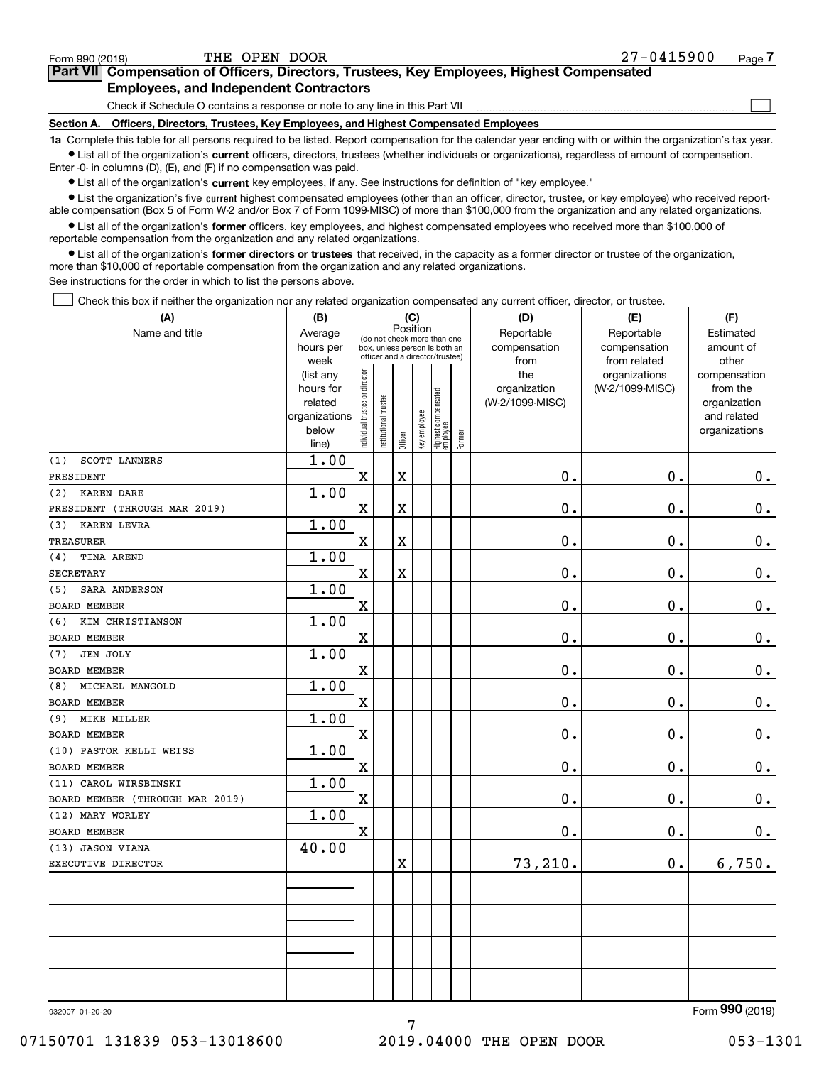Form 990 (2019) THE OPEN DOOR 27-0415900

## Part VII Compensation of Officers, Directors, Trustees, Key Employees, Highest Compensated Employees, and Independent Contractors

Check if Schedule O contains a response or note to any line in this Part VII ☐

**Section A. Officers, Directors, Trustees, Key Employees, and Highest Compensated Employees**

**1a** Complete this table for all persons required to be listed. Report compensation for the calendar year ending with or within the organization's tax year.

- List all of the organization's **current** officers, directors, trustees (whether individuals or organizations), regardless of amount of compensation. Enter -0- in columns (D), (E), and (F) if no compensation was paid.
- List all of the organization's **current** key employees, if any. See instructions for definition of "key employee."
- List the organization's five **current** highest compensated employees (other than an officer, director, trustee, or key employee) who received reportable compensation (Box 5 of Form W-2 and/or Box 7 of Form 1099-MISC) of more than $100,000 from the organization and any related organizations.
- List all of the organization's **former** officers, key employees, and highest compensated employees who received more than $100,000 of reportable compensation from the organization and any related organizations.
- List all of the organization's **former directors or trustees** that received, in the capacity as a former director or trustee of the organization, more than $10,000 of reportable compensation from the organization and any related organizations.

See instructions for the order in which to list the persons above.

☐ Check this box if neither the organization nor any related organization compensated any current officer, director, or trustee.

| (A) Name and title | (B) Average hours per week (list any hours for related organizations below line) | (C) Position: Individual trustee or director | Institutional trustee | Officer | Key employee | Highest compensated employee | Former | (D) Reportable compensation from the organization (W-2/1099-MISC) | (E) Reportable compensation from related organizations (W-2/1099-MISC) | (F) Estimated amount of other compensation from the organization and related organizations |
|---|---|---|---|---|---|---|---|---|---|---|
| (1) SCOTT LANNERS<br>PRESIDENT | 1.00 | X | | X | | | | 0. | 0. | 0. |
| (2) KAREN DARE<br>PRESIDENT (THROUGH MAR 2019) | 1.00 | X | | X | | | | 0. | 0. | 0. |
| (3) KAREN LEVRA<br>TREASURER | 1.00 | X | | X | | | | 0. | 0. | 0. |
| (4) TINA AREND<br>SECRETARY | 1.00 | X | | X | | | | 0. | 0. | 0. |
| (5) SARA ANDERSON<br>BOARD MEMBER | 1.00 | X | | | | | | 0. | 0. | 0. |
| (6) KIM CHRISTIANSON<br>BOARD MEMBER | 1.00 | X | | | | | | 0. | 0. | 0. |
| (7) JEN JOLY<br>BOARD MEMBER | 1.00 | X | | | | | | 0. | 0. | 0. |
| (8) MICHAEL MANGOLD<br>BOARD MEMBER | 1.00 | X | | | | | | 0. | 0. | 0. |
| (9) MIKE MILLER<br>BOARD MEMBER | 1.00 | X | | | | | | 0. | 0. | 0. |
| (10) PASTOR KELLI WEISS<br>BOARD MEMBER | 1.00 | X | | | | | | 0. | 0. | 0. |
| (11) CAROL WIRSBINSKI<br>BOARD MEMBER (THROUGH MAR 2019) | 1.00 | X | | | | | | 0. | 0. | 0. |
| (12) MARY WORLEY<br>BOARD MEMBER | 1.00 | X | | | | | | 0. | 0. | 0. |
| (13) JASON VIANA<br>EXECUTIVE DIRECTOR | 40.00 | | | X | | | | 73,210. | 0. | 6,750. |
| | | | | | | | | | | |
| | | | | | | | | | | |
| | | | | | | | | | | |
| | | | | | | | | | | |

932007 01-20-20 Form 990 (2019)

07150701 131839 053-13018600 2019.04000 THE OPEN DOOR 053-1301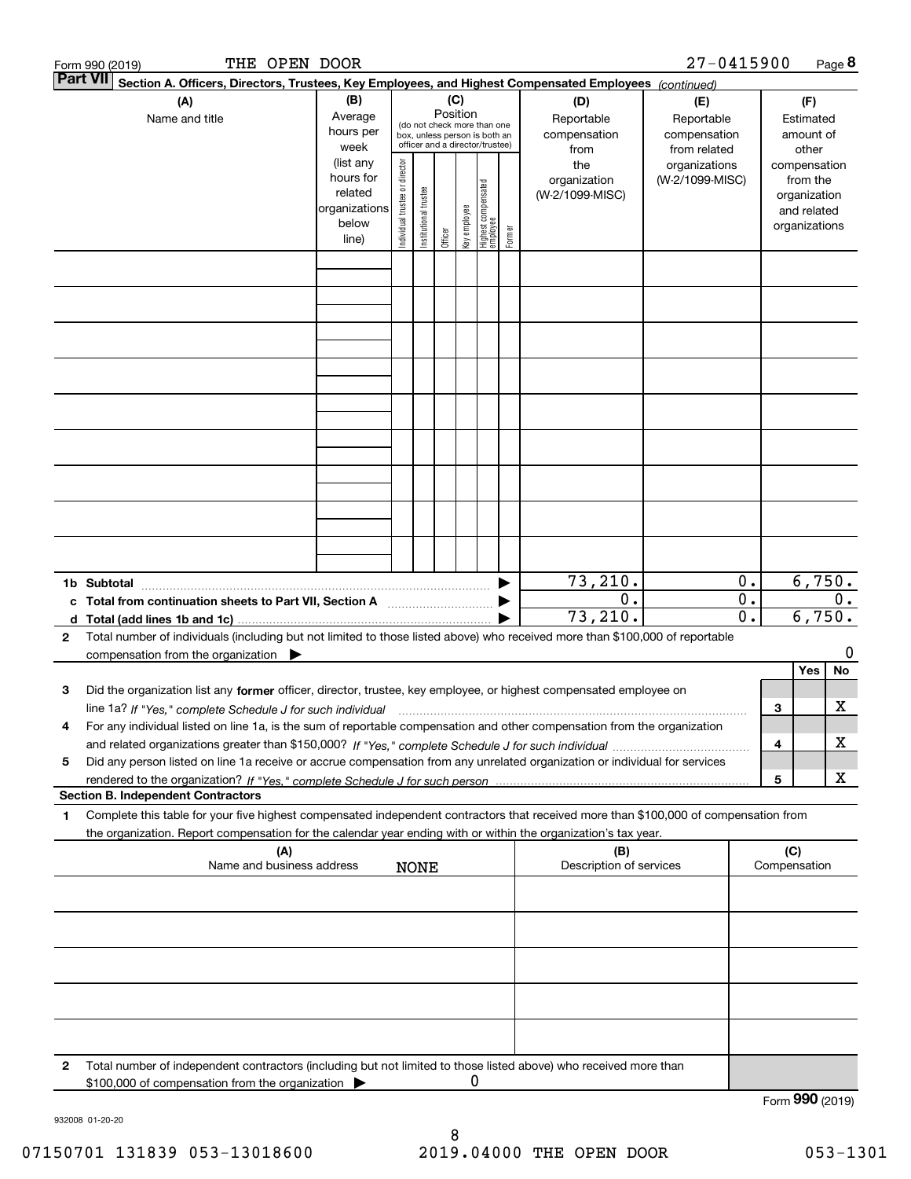Form 990 (2019) THE OPEN DOOR 27-0415900 Page 8

**Part VII Section A. Officers, Directors, Trustees, Key Employees, and Highest Compensated Employees** *(continued)*

| (A) Name and title | (B) Average hours per week (list any hours for related organizations below line) | (C) Position: Individual trustee or director | Institutional trustee | Officer | Key employee | Highest compensated employee | Former | (D) Reportable compensation from the organization (W-2/1099-MISC) | (E) Reportable compensation from related organizations (W-2/1099-MISC) | (F) Estimated amount of other compensation from the organization and related organizations |
|---|---|---|---|---|---|---|---|---|---|---|
| | | | | | | | | | | |
| | | | | | | | | | | |
| | | | | | | | | | | |
| | | | | | | | | | | |
| | | | | | | | | | | |
| | | | | | | | | | | |
| | | | | | | | | | | |
| | | | | | | | | | | |
| | | | | | | | | | | |
| **1b Subtotal** | | | | | | | ▶ | 73,210. | 0. | 6,750. |
| **c Total from continuation sheets to Part VII, Section A** | | | | | | | ▶ | 0. | 0. | 0. |
| **d Total (add lines 1b and 1c)** | | | | | | | ▶ | 73,210. | 0. | 6,750. |

**2** Total number of individuals (including but not limited to those listed above) who received more than $100,000 of reportable compensation from the organization ▶ 0

| | | | Yes | No |
|---|---|---|---|---|
| **3** | Did the organization list any **former** officer, director, trustee, key employee, or highest compensated employee on line 1a? *If "Yes," complete Schedule J for such individual* | 3 | | X |
| **4** | For any individual listed on line 1a, is the sum of reportable compensation and other compensation from the organization and related organizations greater than $150,000? *If "Yes," complete Schedule J for such individual* | 4 | | X |
| **5** | Did any person listed on line 1a receive or accrue compensation from any unrelated organization or individual for services rendered to the organization? *If "Yes," complete Schedule J for such person* | 5 | | X |

**Section B. Independent Contractors**

**1** Complete this table for your five highest compensated independent contractors that received more than $100,000 of compensation from the organization. Report compensation for the calendar year ending with or within the organization's tax year.

| (A) Name and business address | (B) Description of services | (C) Compensation |
|---|---|---|
| NONE | | |
| | | |
| | | |
| | | |
| | | |

**2** Total number of independent contractors (including but not limited to those listed above) who received more than $100,000 of compensation from the organization ▶ 0

Form **990** (2019)

932008 01-20-20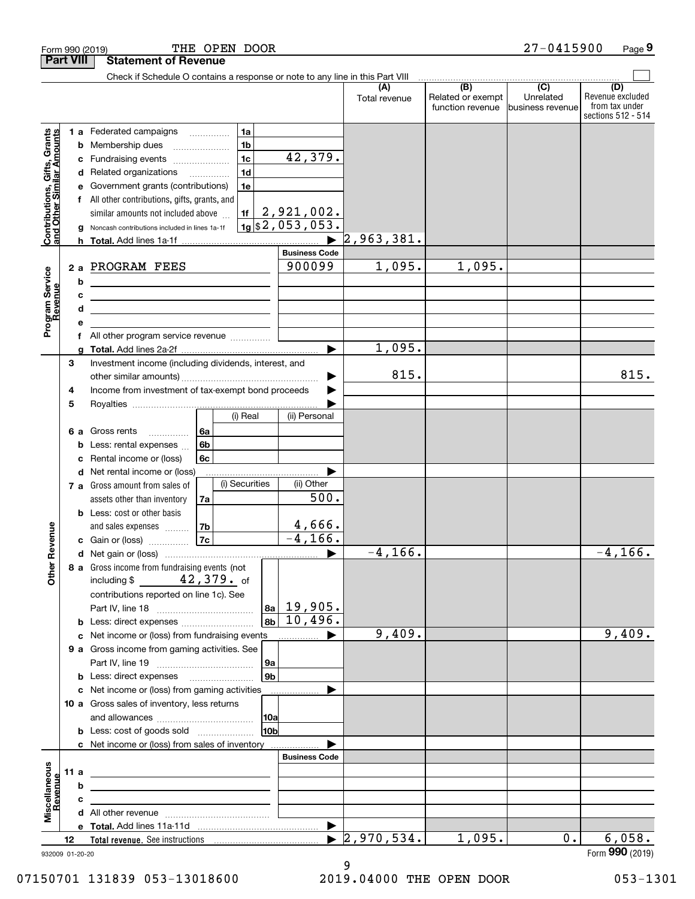Form 990 (2019) THE OPEN DOOR 27-0415900 Page 9

## Part VIII Statement of Revenue

Check if Schedule O contains a response or note to any line in this Part VIII

| | | | | (A) Total revenue | (B) Related or exempt function revenue | (C) Unrelated business revenue | (D) Revenue excluded from tax under sections 512 - 514 |
|---|---|---|---|---|---|---|---|
| **Contributions, Gifts, Grants and Other Similar Amounts** | 1a Federated campaigns | 1a | | | | | |
| | b Membership dues | 1b | | | | | |
| | c Fundraising events | 1c | 42,379. | | | | |
| | d Related organizations | 1d | | | | | |
| | e Government grants (contributions) | 1e | | | | | |
| | f All other contributions, gifts, grants, and similar amounts not included above | 1f | 2,921,002. | | | | |
| | g Noncash contributions included in lines 1a-1f | 1g | $2,053,053. | | | | |
| | h **Total.** Add lines 1a-1f | | ▶ | 2,963,381. | | | |
| | | | **Business Code** | | | | |
| **Program Service Revenue** | 2a PROGRAM FEES | | 900099 | 1,095. | 1,095. | | |
| | b | | | | | | |
| | c | | | | | | |
| | d | | | | | | |
| | e | | | | | | |
| | f All other program service revenue | | | | | | |
| | g **Total.** Add lines 2a-2f | | ▶ | 1,095. | | | |
| **Other Revenue** | 3 Investment income (including dividends, interest, and other similar amounts) | | ▶ | 815. | | | 815. |
| | 4 Income from investment of tax-exempt bond proceeds | | ▶ | | | | |
| | 5 Royalties | | ▶ | | | | |
| | | (i) Real | (ii) Personal | | | | |
| | 6a Gross rents (6a) | | | | | | |
| | b Less: rental expenses (6b) | | | | | | |
| | c Rental income or (loss) (6c) | | | | | | |
| | d Net rental income or (loss) | | ▶ | | | | |
| | | (i) Securities | (ii) Other | | | | |
| | 7a Gross amount from sales of assets other than inventory (7a) | | 500. | | | | |
| | b Less: cost or other basis and sales expenses (7b) | | 4,666. | | | | |
| | c Gain or (loss) (7c) | | -4,166. | | | | |
| | d Net gain or (loss) | | ▶ | -4,166. | | | -4,166. |
| | 8a Gross income from fundraising events (not including $ 42,379. of contributions reported on line 1c). See Part IV, line 18 | 8a | 19,905. | | | | |
| | b Less: direct expenses | 8b | 10,496. | | | | |
| | c Net income or (loss) from fundraising events | | ▶ | 9,409. | | | 9,409. |
| | 9a Gross income from gaming activities. See Part IV, line 19 | 9a | | | | | |
| | b Less: direct expenses | 9b | | | | | |
| | c Net income or (loss) from gaming activities | | ▶ | | | | |
| | 10a Gross sales of inventory, less returns and allowances | 10a | | | | | |
| | b Less: cost of goods sold | 10b | | | | | |
| | c Net income or (loss) from sales of inventory | | ▶ | | | | |
| | | | **Business Code** | | | | |
| **Miscellaneous Revenue** | 11a | | | | | | |
| | b | | | | | | |
| | c | | | | | | |
| | d All other revenue | | | | | | |
| | e **Total.** Add lines 11a-11d | | ▶ | | | | |
| | 12 **Total revenue.** See instructions | | ▶ | 2,970,534. | 1,095. | 0. | 6,058. |

932009 01-20-20 Form **990** (2019)

07150701 131839 053-13018600 2019.04000 THE OPEN DOOR 053-1301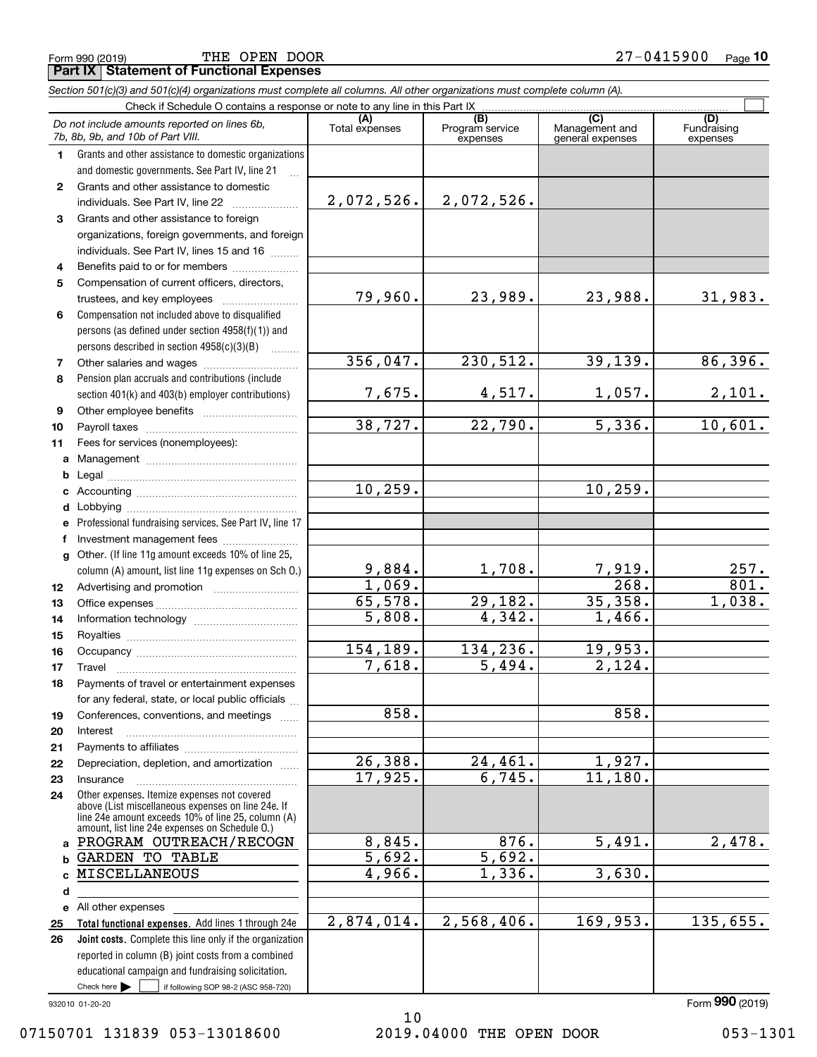Form 990 (2019) THE OPEN DOOR 27-0415900

**Part IX Statement of Functional Expenses**

*Section 501(c)(3) and 501(c)(4) organizations must complete all columns. All other organizations must complete column (A).*

Check if Schedule O contains a response or note to any line in this Part IX

| | *Do not include amounts reported on lines 6b, 7b, 8b, 9b, and 10b of Part VIII.* | (A) Total expenses | (B) Program service expenses | (C) Management and general expenses | (D) Fundraising expenses |
|---|---|---|---|---|---|
| 1 | Grants and other assistance to domestic organizations and domestic governments. See Part IV, line 21 | | | | |
| 2 | Grants and other assistance to domestic individuals. See Part IV, line 22 | 2,072,526. | 2,072,526. | | |
| 3 | Grants and other assistance to foreign organizations, foreign governments, and foreign individuals. See Part IV, lines 15 and 16 | | | | |
| 4 | Benefits paid to or for members | | | | |
| 5 | Compensation of current officers, directors, trustees, and key employees | 79,960. | 23,989. | 23,988. | 31,983. |
| 6 | Compensation not included above to disqualified persons (as defined under section 4958(f)(1)) and persons described in section 4958(c)(3)(B) | | | | |
| 7 | Other salaries and wages | 356,047. | 230,512. | 39,139. | 86,396. |
| 8 | Pension plan accruals and contributions (include section 401(k) and 403(b) employer contributions) | 7,675. | 4,517. | 1,057. | 2,101. |
| 9 | Other employee benefits | | | | |
| 10 | Payroll taxes | 38,727. | 22,790. | 5,336. | 10,601. |
| 11 | Fees for services (nonemployees): | | | | |
| a | Management | | | | |
| b | Legal | | | | |
| c | Accounting | 10,259. | | 10,259. | |
| d | Lobbying | | | | |
| e | Professional fundraising services. See Part IV, line 17 | | | | |
| f | Investment management fees | | | | |
| g | Other. (If line 11g amount exceeds 10% of line 25, column (A) amount, list line 11g expenses on Sch O.) | 9,884. | 1,708. | 7,919. | 257. |
| 12 | Advertising and promotion | 1,069. | | 268. | 801. |
| 13 | Office expenses | 65,578. | 29,182. | 35,358. | 1,038. |
| 14 | Information technology | 5,808. | 4,342. | 1,466. | |
| 15 | Royalties | | | | |
| 16 | Occupancy | 154,189. | 134,236. | 19,953. | |
| 17 | Travel | 7,618. | 5,494. | 2,124. | |
| 18 | Payments of travel or entertainment expenses for any federal, state, or local public officials | | | | |
| 19 | Conferences, conventions, and meetings | 858. | | 858. | |
| 20 | Interest | | | | |
| 21 | Payments to affiliates | | | | |
| 22 | Depreciation, depletion, and amortization | 26,388. | 24,461. | 1,927. | |
| 23 | Insurance | 17,925. | 6,745. | 11,180. | |
| 24 | Other expenses. Itemize expenses not covered above (List miscellaneous expenses on line 24e. If line 24e amount exceeds 10% of line 25, column (A) amount, list line 24e expenses on Schedule O.) | | | | |
| a | PROGRAM OUTREACH/RECOGN | 8,845. | 876. | 5,491. | 2,478. |
| b | GARDEN TO TABLE | 5,692. | 5,692. | | |
| c | MISCELLANEOUS | 4,966. | 1,336. | 3,630. | |
| d | | | | | |
| e | All other expenses | | | | |
| 25 | **Total functional expenses.** Add lines 1 through 24e | 2,874,014. | 2,568,406. | 169,953. | 135,655. |
| 26 | **Joint costs.** Complete this line only if the organization reported in column (B) joint costs from a combined educational campaign and fundraising solicitation. Check here ☐ if following SOP 98-2 (ASC 958-720) | | | | |

932010 01-20-20

Form **990** (2019)

07150701 131839 053-13018600 2019.04000 THE OPEN DOOR 053-1301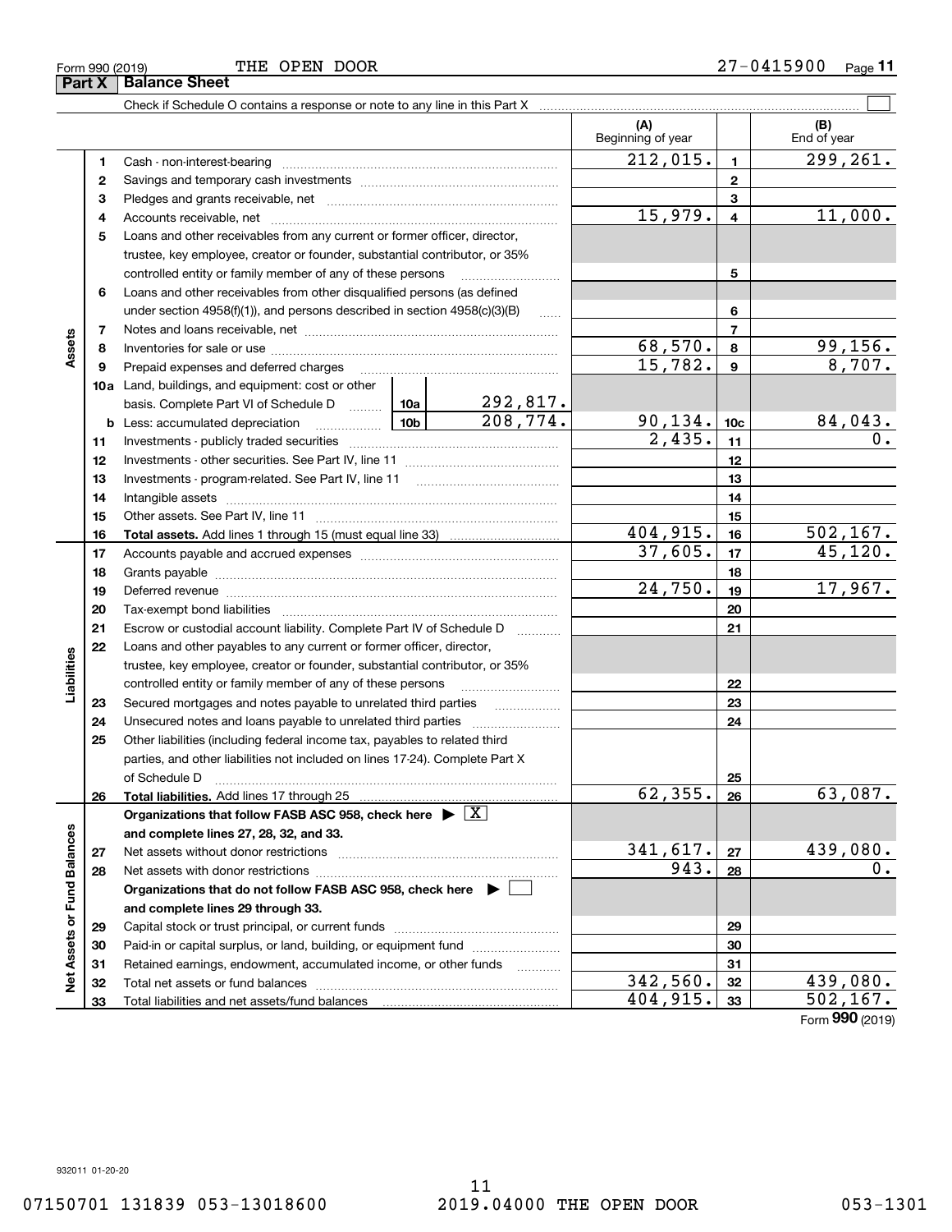Form 990 (2019) THE OPEN DOOR 27-0415900 Page 11

**Part X Balance Sheet**

Check if Schedule O contains a response or note to any line in this Part X ☐

| | | | | (A) Beginning of year | | (B) End of year |
|---|---|---|---|---|---|---|
| **Assets** | 1 | Cash - non-interest-bearing | | 212,015. | 1 | 299,261. |
| | 2 | Savings and temporary cash investments | | | 2 | |
| | 3 | Pledges and grants receivable, net | | | 3 | |
| | 4 | Accounts receivable, net | | 15,979. | 4 | 11,000. |
| | 5 | Loans and other receivables from any current or former officer, director, trustee, key employee, creator or founder, substantial contributor, or 35% controlled entity or family member of any of these persons | | | 5 | |
| | 6 | Loans and other receivables from other disqualified persons (as defined under section 4958(f)(1)), and persons described in section 4958(c)(3)(B) | | | 6 | |
| | 7 | Notes and loans receivable, net | | | 7 | |
| | 8 | Inventories for sale or use | | 68,570. | 8 | 99,156. |
| | 9 | Prepaid expenses and deferred charges | | 15,782. | 9 | 8,707. |
| | 10a | Land, buildings, and equipment: cost or other basis. Complete Part VI of Schedule D | 10a 292,817. | | | |
| | b | Less: accumulated depreciation | 10b 208,774. | 90,134. | 10c | 84,043. |
| | 11 | Investments - publicly traded securities | | 2,435. | 11 | 0. |
| | 12 | Investments - other securities. See Part IV, line 11 | | | 12 | |
| | 13 | Investments - program-related. See Part IV, line 11 | | | 13 | |
| | 14 | Intangible assets | | | 14 | |
| | 15 | Other assets. See Part IV, line 11 | | | 15 | |
| | 16 | **Total assets.** Add lines 1 through 15 (must equal line 33) | | 404,915. | 16 | 502,167. |
| **Liabilities** | 17 | Accounts payable and accrued expenses | | 37,605. | 17 | 45,120. |
| | 18 | Grants payable | | | 18 | |
| | 19 | Deferred revenue | | 24,750. | 19 | 17,967. |
| | 20 | Tax-exempt bond liabilities | | | 20 | |
| | 21 | Escrow or custodial account liability. Complete Part IV of Schedule D | | | 21 | |
| | 22 | Loans and other payables to any current or former officer, director, trustee, key employee, creator or founder, substantial contributor, or 35% controlled entity or family member of any of these persons | | | 22 | |
| | 23 | Secured mortgages and notes payable to unrelated third parties | | | 23 | |
| | 24 | Unsecured notes and loans payable to unrelated third parties | | | 24 | |
| | 25 | Other liabilities (including federal income tax, payables to related third parties, and other liabilities not included on lines 17-24). Complete Part X of Schedule D | | | 25 | |
| | 26 | **Total liabilities.** Add lines 17 through 25 | | 62,355. | 26 | 63,087. |
| **Net Assets or Fund Balances** | | **Organizations that follow FASB ASC 958, check here ▶ ☒ and complete lines 27, 28, 32, and 33.** | | | | |
| | 27 | Net assets without donor restrictions | | 341,617. | 27 | 439,080. |
| | 28 | Net assets with donor restrictions | | 943. | 28 | 0. |
| | | **Organizations that do not follow FASB ASC 958, check here ▶ ☐ and complete lines 29 through 33.** | | | | |
| | 29 | Capital stock or trust principal, or current funds | | | 29 | |
| | 30 | Paid-in or capital surplus, or land, building, or equipment fund | | | 30 | |
| | 31 | Retained earnings, endowment, accumulated income, or other funds | | | 31 | |
| | 32 | Total net assets or fund balances | | 342,560. | 32 | 439,080. |
| | 33 | Total liabilities and net assets/fund balances | | 404,915. | 33 | 502,167. |

Form **990** (2019)

932011 01-20-20

07150701 131839 053-13018600 2019.04000 THE OPEN DOOR 053-1301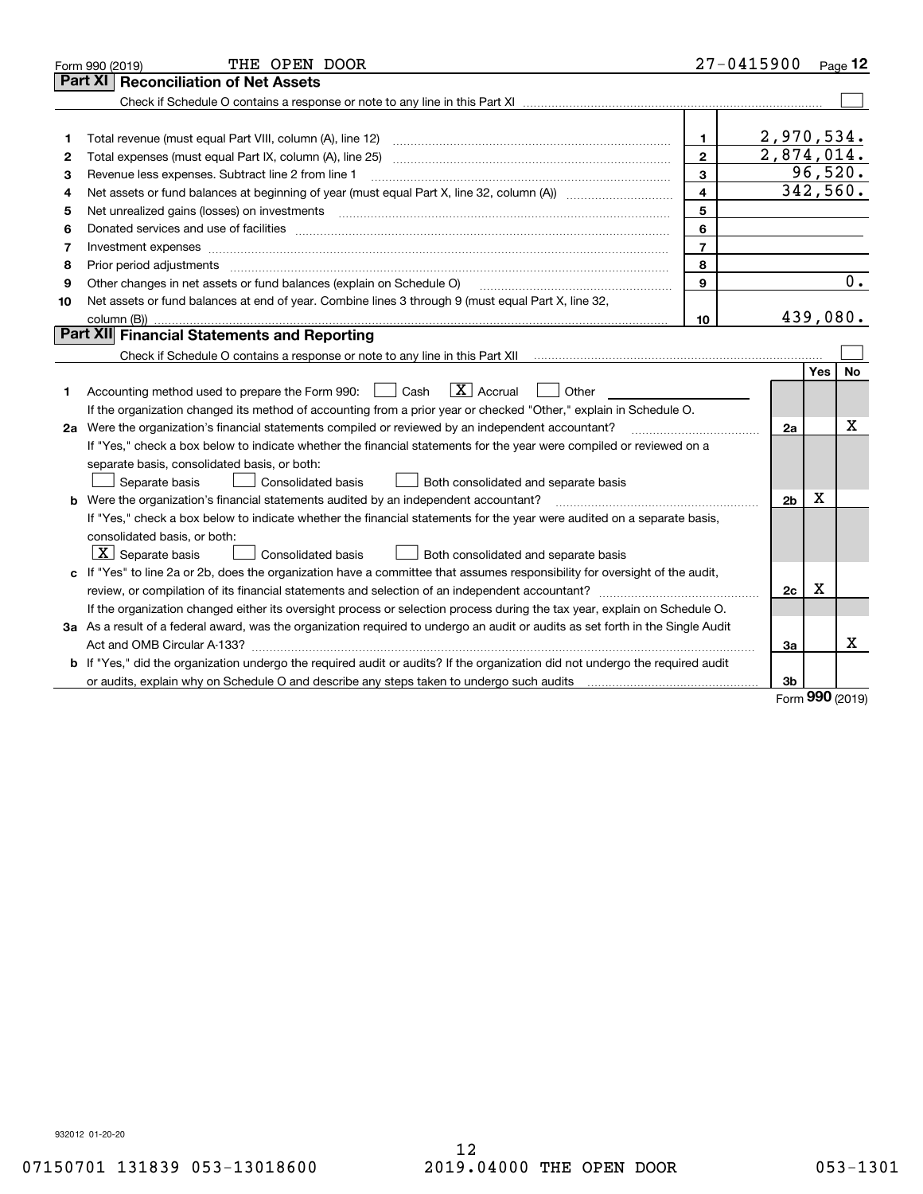Form 990 (2019) THE OPEN DOOR 27-0415900 Page **12**

## Part XI Reconciliation of Net Assets

Check if Schedule O contains a response or note to any line in this Part XI ☐

| | | | |
|---|---|---|---|
| 1 | Total revenue (must equal Part VIII, column (A), line 12) | 1 | 2,970,534. |
| 2 | Total expenses (must equal Part IX, column (A), line 25) | 2 | 2,874,014. |
| 3 | Revenue less expenses. Subtract line 2 from line 1 | 3 | 96,520. |
| 4 | Net assets or fund balances at beginning of year (must equal Part X, line 32, column (A)) | 4 | 342,560. |
| 5 | Net unrealized gains (losses) on investments | 5 | |
| 6 | Donated services and use of facilities | 6 | |
| 7 | Investment expenses | 7 | |
| 8 | Prior period adjustments | 8 | |
| 9 | Other changes in net assets or fund balances (explain on Schedule O) | 9 | 0. |
| 10 | Net assets or fund balances at end of year. Combine lines 3 through 9 (must equal Part X, line 32, column (B)) | 10 | 439,080. |

## Part XII Financial Statements and Reporting

Check if Schedule O contains a response or note to any line in this Part XII ☐

| | | | Yes | No |
|---|---|---|---|---|
| 1 | Accounting method used to prepare the Form 990: ☐ Cash ☒ Accrual ☐ Other<br>If the organization changed its method of accounting from a prior year or checked "Other," explain in Schedule O. | | | |
| 2a | Were the organization's financial statements compiled or reviewed by an independent accountant?<br>If "Yes," check a box below to indicate whether the financial statements for the year were compiled or reviewed on a separate basis, consolidated basis, or both:<br>☐ Separate basis ☐ Consolidated basis ☐ Both consolidated and separate basis | 2a | | X |
| b | Were the organization's financial statements audited by an independent accountant?<br>If "Yes," check a box below to indicate whether the financial statements for the year were audited on a separate basis, consolidated basis, or both:<br>☒ Separate basis ☐ Consolidated basis ☐ Both consolidated and separate basis | 2b | X | |
| c | If "Yes" to line 2a or 2b, does the organization have a committee that assumes responsibility for oversight of the audit, review, or compilation of its financial statements and selection of an independent accountant?<br>If the organization changed either its oversight process or selection process during the tax year, explain on Schedule O. | 2c | X | |
| 3a | As a result of a federal award, was the organization required to undergo an audit or audits as set forth in the Single Audit Act and OMB Circular A-133? | 3a | | X |
| b | If "Yes," did the organization undergo the required audit or audits? If the organization did not undergo the required audit or audits, explain why on Schedule O and describe any steps taken to undergo such audits | 3b | | |

Form **990** (2019)

932012 01-20-20

07150701 131839 053-13018600 2019.04000 THE OPEN DOOR 053-1301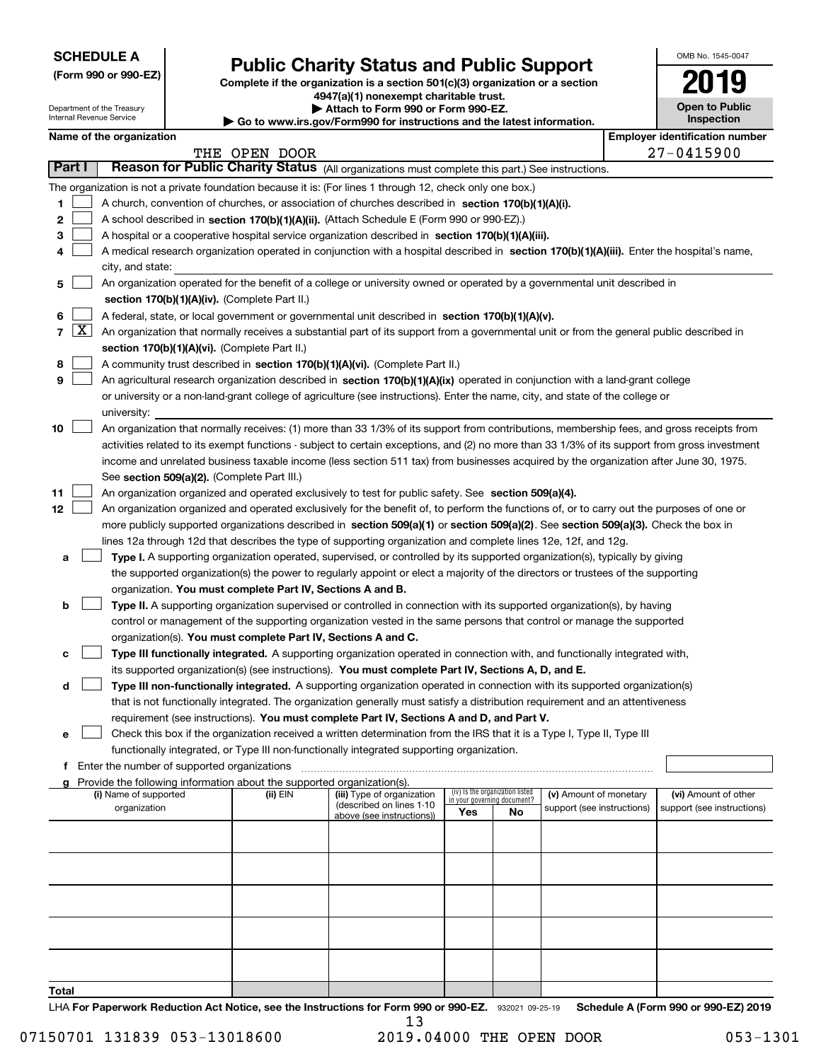**SCHEDULE A**
**(Form 990 or 990-EZ)**

Department of the Treasury
Internal Revenue Service

# Public Charity Status and Public Support

**Complete if the organization is a section 501(c)(3) organization or a section 4947(a)(1) nonexempt charitable trust.**
**▶ Attach to Form 990 or Form 990-EZ.**
**▶ Go to www.irs.gov/Form990 for instructions and the latest information.**

OMB No. 1545-0047
**2019**
**Open to Public Inspection**

**Name of the organization**: THE OPEN DOOR
**Employer identification number**: 27-0415900

## Part I — Reason for Public Charity Status (All organizations must complete this part.) See instructions.

The organization is not a private foundation because it is: (For lines 1 through 12, check only one box.)

1. [ ] A church, convention of churches, or association of churches described in **section 170(b)(1)(A)(i).**
2. [ ] A school described in **section 170(b)(1)(A)(ii).** (Attach Schedule E (Form 990 or 990-EZ).)
3. [ ] A hospital or a cooperative hospital service organization described in **section 170(b)(1)(A)(iii).**
4. [ ] A medical research organization operated in conjunction with a hospital described in **section 170(b)(1)(A)(iii).** Enter the hospital's name, city, and state:
5. [ ] An organization operated for the benefit of a college or university owned or operated by a governmental unit described in **section 170(b)(1)(A)(iv).** (Complete Part II.)
6. [ ] A federal, state, or local government or governmental unit described in **section 170(b)(1)(A)(v).**
7. [X] An organization that normally receives a substantial part of its support from a governmental unit or from the general public described in **section 170(b)(1)(A)(vi).** (Complete Part II.)
8. [ ] A community trust described in **section 170(b)(1)(A)(vi).** (Complete Part II.)
9. [ ] An agricultural research organization described in **section 170(b)(1)(A)(ix)** operated in conjunction with a land-grant college or university or a non-land-grant college of agriculture (see instructions). Enter the name, city, and state of the college or university:
10. [ ] An organization that normally receives: (1) more than 33 1/3% of its support from contributions, membership fees, and gross receipts from activities related to its exempt functions - subject to certain exceptions, and (2) no more than 33 1/3% of its support from gross investment income and unrelated business taxable income (less section 511 tax) from businesses acquired by the organization after June 30, 1975. See **section 509(a)(2).** (Complete Part III.)
11. [ ] An organization organized and operated exclusively to test for public safety. See **section 509(a)(4).**
12. [ ] An organization organized and operated exclusively for the benefit of, to perform the functions of, or to carry out the purposes of one or more publicly supported organizations described in **section 509(a)(1)** or **section 509(a)(2)**. See **section 509(a)(3).** Check the box in lines 12a through 12d that describes the type of supporting organization and complete lines 12e, 12f, and 12g.
   - **a** [ ] **Type I.** A supporting organization operated, supervised, or controlled by its supported organization(s), typically by giving the supported organization(s) the power to regularly appoint or elect a majority of the directors or trustees of the supporting organization. **You must complete Part IV, Sections A and B.**
   - **b** [ ] **Type II.** A supporting organization supervised or controlled in connection with its supported organization(s), by having control or management of the supporting organization vested in the same persons that control or manage the supported organization(s). **You must complete Part IV, Sections A and C.**
   - **c** [ ] **Type III functionally integrated.** A supporting organization operated in connection with, and functionally integrated with, its supported organization(s) (see instructions). **You must complete Part IV, Sections A, D, and E.**
   - **d** [ ] **Type III non-functionally integrated.** A supporting organization operated in connection with its supported organization(s) that is not functionally integrated. The organization generally must satisfy a distribution requirement and an attentiveness requirement (see instructions). **You must complete Part IV, Sections A and D, and Part V.**
   - **e** [ ] Check this box if the organization received a written determination from the IRS that it is a Type I, Type II, Type III functionally integrated, or Type III non-functionally integrated supporting organization.
   - **f** Enter the number of supported organizations
   - **g** Provide the following information about the supported organization(s).

| (i) Name of supported organization | (ii) EIN | (iii) Type of organization (described on lines 1-10 above (see instructions)) | (iv) Is the organization listed in your governing document? Yes | No | (v) Amount of monetary support (see instructions) | (vi) Amount of other support (see instructions) |
|---|---|---|---|---|---|---|
| | | | | | | |
| | | | | | | |
| | | | | | | |
| | | | | | | |
| | | | | | | |
| **Total** | | | | | | |

LHA **For Paperwork Reduction Act Notice, see the Instructions for Form 990 or 990-EZ.** 932021 09-25-19 **Schedule A (Form 990 or 990-EZ) 2019**

07150701 131839 053-13018600 2019.04000 THE OPEN DOOR 053-1301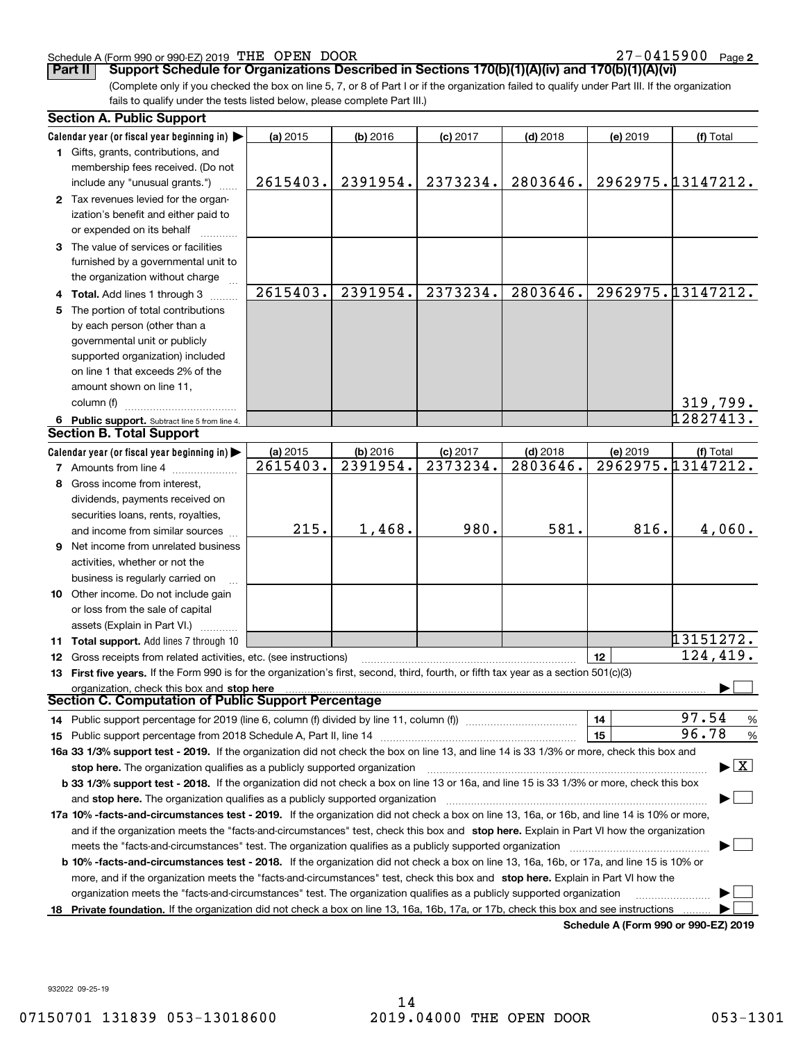Schedule A (Form 990 or 990-EZ) 2019 THE OPEN DOOR 27-0415900 Page 2

**Part II** **Support Schedule for Organizations Described in Sections 170(b)(1)(A)(iv) and 170(b)(1)(A)(vi)**

(Complete only if you checked the box on line 5, 7, or 8 of Part I or if the organization failed to qualify under Part III. If the organization fails to qualify under the tests listed below, please complete Part III.)

### Section A. Public Support

| Calendar year (or fiscal year beginning in) ▶ | (a) 2015 | (b) 2016 | (c) 2017 | (d) 2018 | (e) 2019 | (f) Total |
|---|---|---|---|---|---|---|
| **1** Gifts, grants, contributions, and membership fees received. (Do not include any "unusual grants.") | 2615403. | 2391954. | 2373234. | 2803646. | 2962975. | 13147212. |
| **2** Tax revenues levied for the organization's benefit and either paid to or expended on its behalf | | | | | | |
| **3** The value of services or facilities furnished by a governmental unit to the organization without charge | | | | | | |
| **4 Total.** Add lines 1 through 3 | 2615403. | 2391954. | 2373234. | 2803646. | 2962975. | 13147212. |
| **5** The portion of total contributions by each person (other than a governmental unit or publicly supported organization) included on line 1 that exceeds 2% of the amount shown on line 11, column (f) | | | | | | 319,799. |
| **6 Public support.** Subtract line 5 from line 4. | | | | | | 12827413. |

### Section B. Total Support

| Calendar year (or fiscal year beginning in) ▶ | (a) 2015 | (b) 2016 | (c) 2017 | (d) 2018 | (e) 2019 | (f) Total |
|---|---|---|---|---|---|---|
| **7** Amounts from line 4 | 2615403. | 2391954. | 2373234. | 2803646. | 2962975. | 13147212. |
| **8** Gross income from interest, dividends, payments received on securities loans, rents, royalties, and income from similar sources | 215. | 1,468. | 980. | 581. | 816. | 4,060. |
| **9** Net income from unrelated business activities, whether or not the business is regularly carried on | | | | | | |
| **10** Other income. Do not include gain or loss from the sale of capital assets (Explain in Part VI.) | | | | | | |
| **11 Total support.** Add lines 7 through 10 | | | | | | 13151272. |

**12** Gross receipts from related activities, etc. (see instructions) | 12 | 124,419.

**13 First five years.** If the Form 990 is for the organization's first, second, third, fourth, or fifth tax year as a section 501(c)(3) organization, check this box and **stop here** ▶ ☐

### Section C. Computation of Public Support Percentage

**14** Public support percentage for 2019 (line 6, column (f) divided by line 11, column (f)) | 14 | 97.54 %

**15** Public support percentage from 2018 Schedule A, Part II, line 14 | 15 | 96.78 %

**16a 33 1/3% support test - 2019.** If the organization did not check the box on line 13, and line 14 is 33 1/3% or more, check this box and **stop here.** The organization qualifies as a publicly supported organization ▶ ☒

**b 33 1/3% support test - 2018.** If the organization did not check a box on line 13 or 16a, and line 15 is 33 1/3% or more, check this box and **stop here.** The organization qualifies as a publicly supported organization ▶ ☐

**17a 10% -facts-and-circumstances test - 2019.** If the organization did not check a box on line 13, 16a, or 16b, and line 14 is 10% or more, and if the organization meets the "facts-and-circumstances" test, check this box and **stop here.** Explain in Part VI how the organization meets the "facts-and-circumstances" test. The organization qualifies as a publicly supported organization ▶ ☐

**b 10% -facts-and-circumstances test - 2018.** If the organization did not check a box on line 13, 16a, 16b, or 17a, and line 15 is 10% or more, and if the organization meets the "facts-and-circumstances" test, check this box and **stop here.** Explain in Part VI how the organization meets the "facts-and-circumstances" test. The organization qualifies as a publicly supported organization ▶ ☐

**18 Private foundation.** If the organization did not check a box on line 13, 16a, 16b, 17a, or 17b, check this box and see instructions ▶ ☐

**Schedule A (Form 990 or 990-EZ) 2019**

932022 09-25-19

07150701 131839 053-13018600 2019.04000 THE OPEN DOOR 053-1301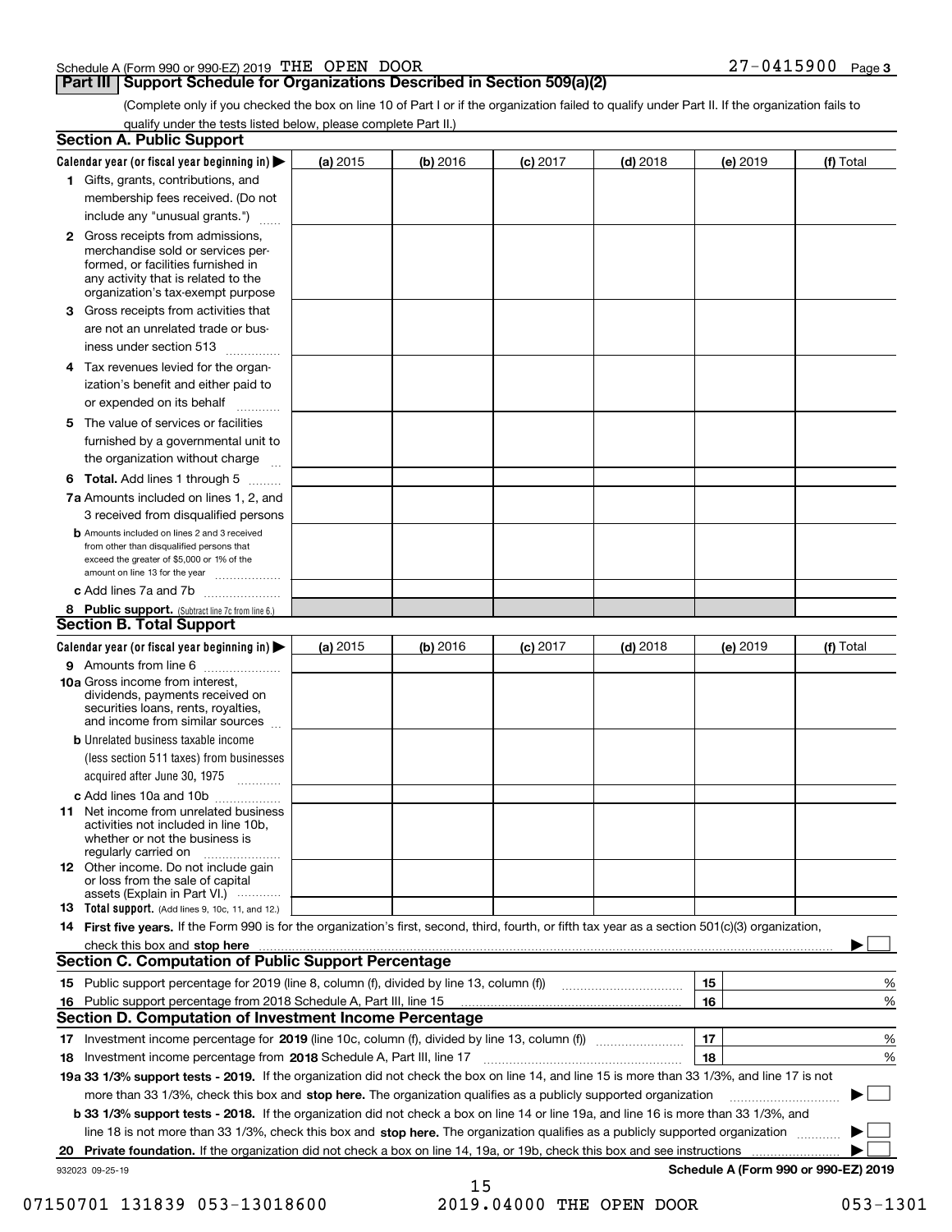Schedule A (Form 990 or 990-EZ) 2019 THE OPEN DOOR 27-0415900 Page 3

## Part III Support Schedule for Organizations Described in Section 509(a)(2)

(Complete only if you checked the box on line 10 of Part I or if the organization failed to qualify under Part II. If the organization fails to qualify under the tests listed below, please complete Part II.)

### Section A. Public Support

| Calendar year (or fiscal year beginning in) ▶ | (a) 2015 | (b) 2016 | (c) 2017 | (d) 2018 | (e) 2019 | (f) Total |
|---|---|---|---|---|---|---|
| **1** Gifts, grants, contributions, and membership fees received. (Do not include any "unusual grants.") | | | | | | |
| **2** Gross receipts from admissions, merchandise sold or services performed, or facilities furnished in any activity that is related to the organization's tax-exempt purpose | | | | | | |
| **3** Gross receipts from activities that are not an unrelated trade or business under section 513 | | | | | | |
| **4** Tax revenues levied for the organization's benefit and either paid to or expended on its behalf | | | | | | |
| **5** The value of services or facilities furnished by a governmental unit to the organization without charge | | | | | | |
| **6 Total.** Add lines 1 through 5 | | | | | | |
| **7a** Amounts included on lines 1, 2, and 3 received from disqualified persons | | | | | | |
| **b** Amounts included on lines 2 and 3 received from other than disqualified persons that exceed the greater of $5,000 or 1% of the amount on line 13 for the year | | | | | | |
| **c** Add lines 7a and 7b | | | | | | |
| **8 Public support.** (Subtract line 7c from line 6.) | | | | | | |

### Section B. Total Support

| Calendar year (or fiscal year beginning in) ▶ | (a) 2015 | (b) 2016 | (c) 2017 | (d) 2018 | (e) 2019 | (f) Total |
|---|---|---|---|---|---|---|
| **9** Amounts from line 6 | | | | | | |
| **10a** Gross income from interest, dividends, payments received on securities loans, rents, royalties, and income from similar sources | | | | | | |
| **b** Unrelated business taxable income (less section 511 taxes) from businesses acquired after June 30, 1975 | | | | | | |
| **c** Add lines 10a and 10b | | | | | | |
| **11** Net income from unrelated business activities not included in line 10b, whether or not the business is regularly carried on | | | | | | |
| **12** Other income. Do not include gain or loss from the sale of capital assets (Explain in Part VI.) | | | | | | |
| **13 Total support.** (Add lines 9, 10c, 11, and 12.) | | | | | | |

**14 First five years.** If the Form 990 is for the organization's first, second, third, fourth, or fifth tax year as a section 501(c)(3) organization, check this box and **stop here** ▶ ☐

### Section C. Computation of Public Support Percentage

| | | | |
|---|---|---|---|
| **15** Public support percentage for 2019 (line 8, column (f), divided by line 13, column (f)) | 15 | | % |
| **16** Public support percentage from 2018 Schedule A, Part III, line 15 | 16 | | % |

### Section D. Computation of Investment Income Percentage

| | | | |
|---|---|---|---|
| **17** Investment income percentage for **2019** (line 10c, column (f), divided by line 13, column (f)) | 17 | | % |
| **18** Investment income percentage from **2018** Schedule A, Part III, line 17 | 18 | | % |

**19a 33 1/3% support tests - 2019.** If the organization did not check the box on line 14, and line 15 is more than 33 1/3%, and line 17 is not more than 33 1/3%, check this box and **stop here.** The organization qualifies as a publicly supported organization ▶ ☐

**b 33 1/3% support tests - 2018.** If the organization did not check a box on line 14 or line 19a, and line 16 is more than 33 1/3%, and line 18 is not more than 33 1/3%, check this box and **stop here.** The organization qualifies as a publicly supported organization ▶ ☐

**20 Private foundation.** If the organization did not check a box on line 14, 19a, or 19b, check this box and see instructions ▶ ☐

932023 09-25-19 **Schedule A (Form 990 or 990-EZ) 2019**

07150701 131839 053-13018600 2019.04000 THE OPEN DOOR 053-1301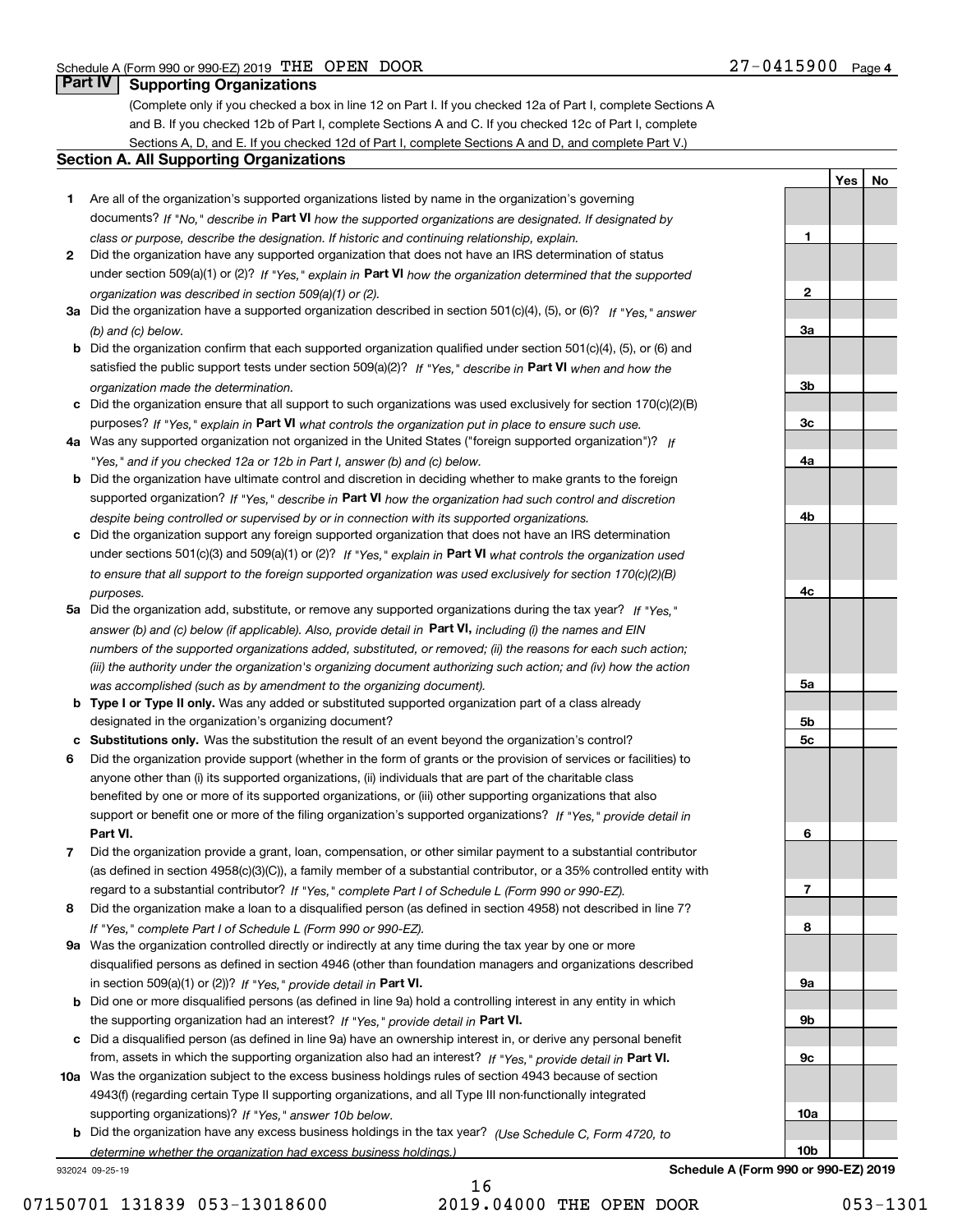Schedule A (Form 990 or 990-EZ) 2019 THE OPEN DOOR 27-0415900 Page 4

## Part IV Supporting Organizations

(Complete only if you checked a box in line 12 on Part I. If you checked 12a of Part I, complete Sections A and B. If you checked 12b of Part I, complete Sections A and C. If you checked 12c of Part I, complete Sections A, D, and E. If you checked 12d of Part I, complete Sections A and D, and complete Part V.)

### Section A. All Supporting Organizations

| | | | Yes | No |
|---|---|---|---|---|
| **1** | Are all of the organization's supported organizations listed by name in the organization's governing documents? *If "No," describe in* **Part VI** *how the supported organizations are designated. If designated by class or purpose, describe the designation. If historic and continuing relationship, explain.* | **1** | | |
| **2** | Did the organization have any supported organization that does not have an IRS determination of status under section 509(a)(1) or (2)? *If "Yes," explain in* **Part VI** *how the organization determined that the supported organization was described in section 509(a)(1) or (2).* | **2** | | |
| **3a** | Did the organization have a supported organization described in section 501(c)(4), (5), or (6)? *If "Yes," answer (b) and (c) below.* | **3a** | | |
| **b** | Did the organization confirm that each supported organization qualified under section 501(c)(4), (5), or (6) and satisfied the public support tests under section 509(a)(2)? *If "Yes," describe in* **Part VI** *when and how the organization made the determination.* | **3b** | | |
| **c** | Did the organization ensure that all support to such organizations was used exclusively for section 170(c)(2)(B) purposes? *If "Yes," explain in* **Part VI** *what controls the organization put in place to ensure such use.* | **3c** | | |
| **4a** | Was any supported organization not organized in the United States ("foreign supported organization")? *If "Yes," and if you checked 12a or 12b in Part I, answer (b) and (c) below.* | **4a** | | |
| **b** | Did the organization have ultimate control and discretion in deciding whether to make grants to the foreign supported organization? *If "Yes," describe in* **Part VI** *how the organization had such control and discretion despite being controlled or supervised by or in connection with its supported organizations.* | **4b** | | |
| **c** | Did the organization support any foreign supported organization that does not have an IRS determination under sections 501(c)(3) and 509(a)(1) or (2)? *If "Yes," explain in* **Part VI** *what controls the organization used to ensure that all support to the foreign supported organization was used exclusively for section 170(c)(2)(B) purposes.* | **4c** | | |
| **5a** | Did the organization add, substitute, or remove any supported organizations during the tax year? *If "Yes," answer (b) and (c) below (if applicable). Also, provide detail in* **Part VI,** *including (i) the names and EIN numbers of the supported organizations added, substituted, or removed; (ii) the reasons for each such action; (iii) the authority under the organization's organizing document authorizing such action; and (iv) how the action was accomplished (such as by amendment to the organizing document).* | **5a** | | |
| **b** | **Type I or Type II only.** Was any added or substituted supported organization part of a class already designated in the organization's organizing document? | **5b** | | |
| **c** | **Substitutions only.** Was the substitution the result of an event beyond the organization's control? | **5c** | | |
| **6** | Did the organization provide support (whether in the form of grants or the provision of services or facilities) to anyone other than (i) its supported organizations, (ii) individuals that are part of the charitable class benefited by one or more of its supported organizations, or (iii) other supporting organizations that also support or benefit one or more of the filing organization's supported organizations? *If "Yes," provide detail in* **Part VI.** | **6** | | |
| **7** | Did the organization provide a grant, loan, compensation, or other similar payment to a substantial contributor (as defined in section 4958(c)(3)(C)), a family member of a substantial contributor, or a 35% controlled entity with regard to a substantial contributor? *If "Yes," complete Part I of Schedule L (Form 990 or 990-EZ).* | **7** | | |
| **8** | Did the organization make a loan to a disqualified person (as defined in section 4958) not described in line 7? *If "Yes," complete Part I of Schedule L (Form 990 or 990-EZ).* | **8** | | |
| **9a** | Was the organization controlled directly or indirectly at any time during the tax year by one or more disqualified persons as defined in section 4946 (other than foundation managers and organizations described in section 509(a)(1) or (2))? *If "Yes," provide detail in* **Part VI.** | **9a** | | |
| **b** | Did one or more disqualified persons (as defined in line 9a) hold a controlling interest in any entity in which the supporting organization had an interest? *If "Yes," provide detail in* **Part VI.** | **9b** | | |
| **c** | Did a disqualified person (as defined in line 9a) have an ownership interest in, or derive any personal benefit from, assets in which the supporting organization also had an interest? *If "Yes," provide detail in* **Part VI.** | **9c** | | |
| **10a** | Was the organization subject to the excess business holdings rules of section 4943 because of section 4943(f) (regarding certain Type II supporting organizations, and all Type III non-functionally integrated supporting organizations)? *If "Yes," answer 10b below.* | **10a** | | |
| **b** | Did the organization have any excess business holdings in the tax year? *(Use Schedule C, Form 4720, to determine whether the organization had excess business holdings.)* | **10b** | | |

932024 09-25-19 **Schedule A (Form 990 or 990-EZ) 2019**

07150701 131839 053-13018600 2019.04000 THE OPEN DOOR 053-1301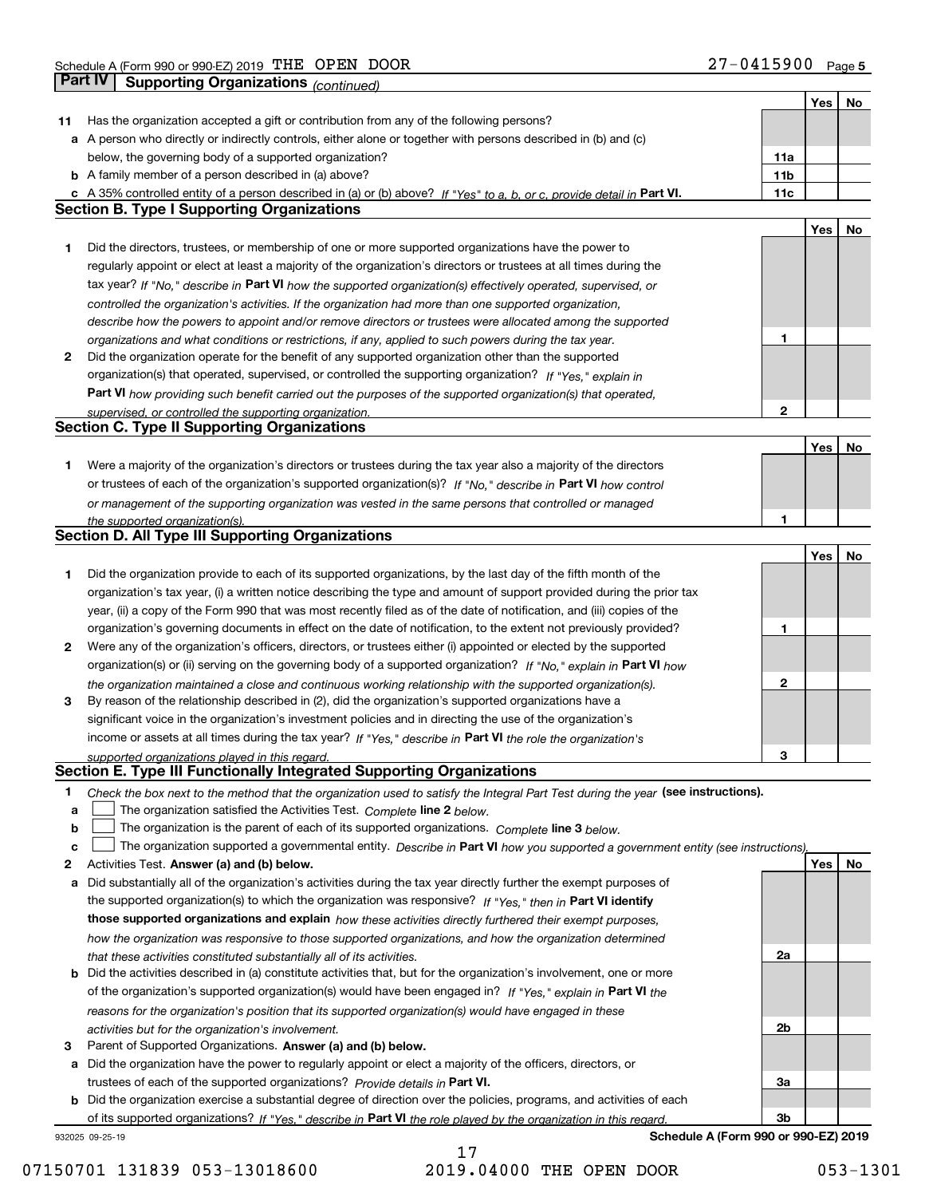## Part IV | Supporting Organizations *(continued)*

| | | | Yes | No |
|---|---|---|---|---|
| **11** | Has the organization accepted a gift or contribution from any of the following persons? | | | |
| **a** | A person who directly or indirectly controls, either alone or together with persons described in (b) and (c) below, the governing body of a supported organization? | 11a | | |
| **b** | A family member of a person described in (a) above? | 11b | | |
| **c** | A 35% controlled entity of a person described in (a) or (b) above? *If "Yes" to a, b, or c, provide detail in* **Part VI.** | 11c | | |

## Section B. Type I Supporting Organizations

| | | | Yes | No |
|---|---|---|---|---|
| **1** | Did the directors, trustees, or membership of one or more supported organizations have the power to regularly appoint or elect at least a majority of the organization's directors or trustees at all times during the tax year? *If "No," describe in* **Part VI** *how the supported organization(s) effectively operated, supervised, or controlled the organization's activities. If the organization had more than one supported organization, describe how the powers to appoint and/or remove directors or trustees were allocated among the supported organizations and what conditions or restrictions, if any, applied to such powers during the tax year.* | 1 | | |
| **2** | Did the organization operate for the benefit of any supported organization other than the supported organization(s) that operated, supervised, or controlled the supporting organization? *If "Yes," explain in* **Part VI** *how providing such benefit carried out the purposes of the supported organization(s) that operated, supervised, or controlled the supporting organization.* | 2 | | |

## Section C. Type II Supporting Organizations

| | | | Yes | No |
|---|---|---|---|---|
| **1** | Were a majority of the organization's directors or trustees during the tax year also a majority of the directors or trustees of each of the organization's supported organization(s)? *If "No," describe in* **Part VI** *how control or management of the supporting organization was vested in the same persons that controlled or managed the supported organization(s).* | 1 | | |

## Section D. All Type III Supporting Organizations

| | | | Yes | No |
|---|---|---|---|---|
| **1** | Did the organization provide to each of its supported organizations, by the last day of the fifth month of the organization's tax year, (i) a written notice describing the type and amount of support provided during the prior tax year, (ii) a copy of the Form 990 that was most recently filed as of the date of notification, and (iii) copies of the organization's governing documents in effect on the date of notification, to the extent not previously provided? | 1 | | |
| **2** | Were any of the organization's officers, directors, or trustees either (i) appointed or elected by the supported organization(s) or (ii) serving on the governing body of a supported organization? *If "No," explain in* **Part VI** *how the organization maintained a close and continuous working relationship with the supported organization(s).* | 2 | | |
| **3** | By reason of the relationship described in (2), did the organization's supported organizations have a significant voice in the organization's investment policies and in directing the use of the organization's income or assets at all times during the tax year? *If "Yes," describe in* **Part VI** *the role the organization's supported organizations played in this regard.* | 3 | | |

## Section E. Type III Functionally Integrated Supporting Organizations

**1** *Check the box next to the method that the organization used to satisfy the Integral Part Test during the year* **(see instructions).**

- **a** ☐ The organization satisfied the Activities Test. *Complete* **line 2** *below.*
- **b** ☐ The organization is the parent of each of its supported organizations. *Complete* **line 3** *below.*
- **c** ☐ The organization supported a governmental entity. *Describe in* **Part VI** *how you supported a government entity (see instructions).*

| | | | Yes | No |
|---|---|---|---|---|
| **2** | Activities Test. **Answer (a) and (b) below.** | | | |
| **a** | Did substantially all of the organization's activities during the tax year directly further the exempt purposes of the supported organization(s) to which the organization was responsive? *If "Yes," then in* **Part VI identify those supported organizations and explain** *how these activities directly furthered their exempt purposes, how the organization was responsive to those supported organizations, and how the organization determined that these activities constituted substantially all of its activities.* | 2a | | |
| **b** | Did the activities described in (a) constitute activities that, but for the organization's involvement, one or more of the organization's supported organization(s) would have been engaged in? *If "Yes," explain in* **Part VI** *the reasons for the organization's position that its supported organization(s) would have engaged in these activities but for the organization's involvement.* | 2b | | |
| **3** | Parent of Supported Organizations. **Answer (a) and (b) below.** | | | |
| **a** | Did the organization have the power to regularly appoint or elect a majority of the officers, directors, or trustees of each of the supported organizations? *Provide details in* **Part VI.** | 3a | | |
| **b** | Did the organization exercise a substantial degree of direction over the policies, programs, and activities of each of its supported organizations? *If "Yes," describe in* **Part VI** *the role played by the organization in this regard.* | 3b | | |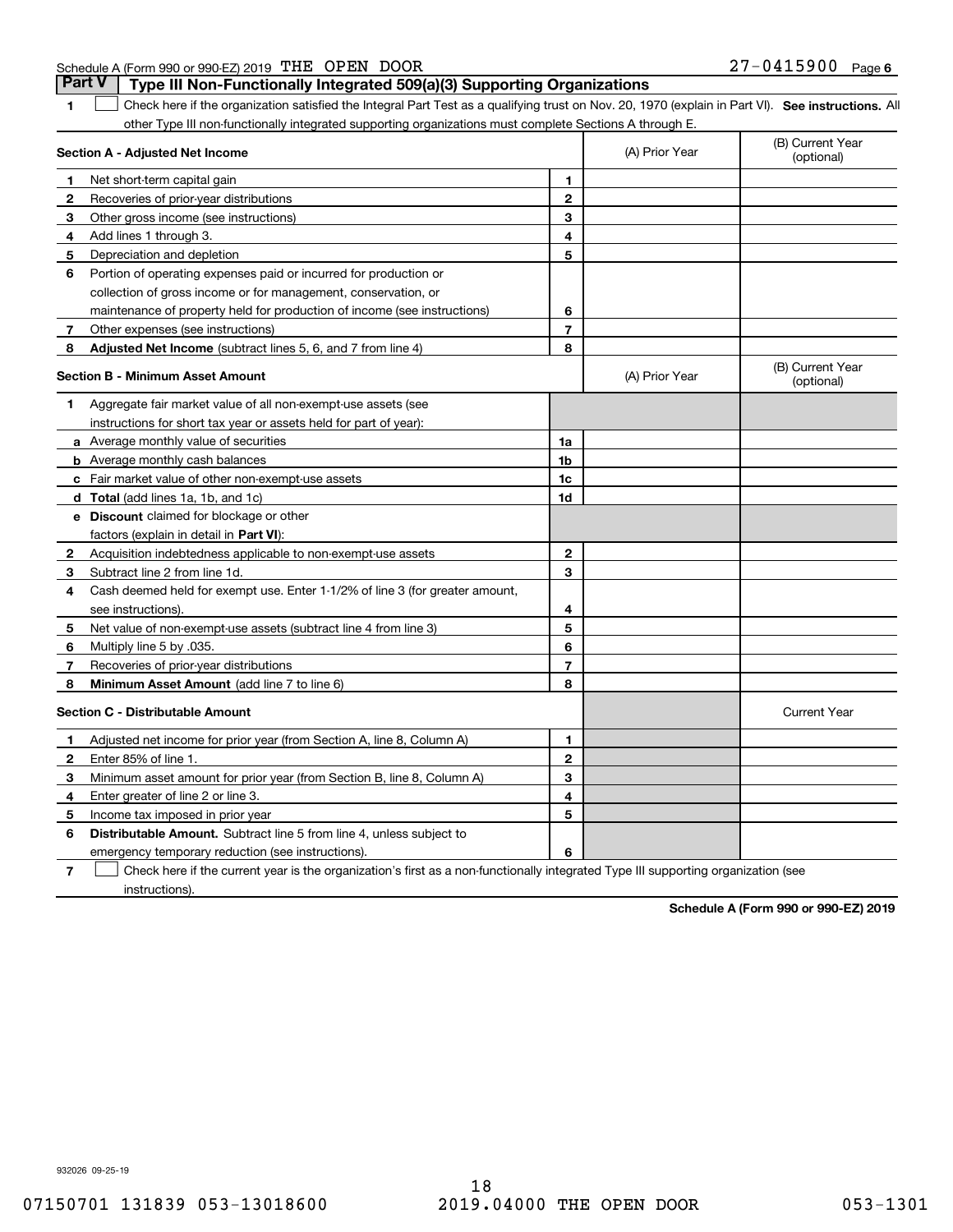Schedule A (Form 990 or 990-EZ) 2019 THE OPEN DOOR 27-0415900 Page 6

## Part V Type III Non-Functionally Integrated 509(a)(3) Supporting Organizations

**1** ☐ Check here if the organization satisfied the Integral Part Test as a qualifying trust on Nov. 20, 1970 (explain in Part VI). **See instructions.** All other Type III non-functionally integrated supporting organizations must complete Sections A through E.

| **Section A - Adjusted Net Income** | | | (A) Prior Year | (B) Current Year (optional) |
|---|---|---|---|---|
| **1** | Net short-term capital gain | 1 | | |
| **2** | Recoveries of prior-year distributions | 2 | | |
| **3** | Other gross income (see instructions) | 3 | | |
| **4** | Add lines 1 through 3. | 4 | | |
| **5** | Depreciation and depletion | 5 | | |
| **6** | Portion of operating expenses paid or incurred for production or collection of gross income or for management, conservation, or maintenance of property held for production of income (see instructions) | 6 | | |
| **7** | Other expenses (see instructions) | 7 | | |
| **8** | **Adjusted Net Income** (subtract lines 5, 6, and 7 from line 4) | 8 | | |

| **Section B - Minimum Asset Amount** | | | (A) Prior Year | (B) Current Year (optional) |
|---|---|---|---|---|
| **1** | Aggregate fair market value of all non-exempt-use assets (see instructions for short tax year or assets held for part of year): | | | |
| **a** | Average monthly value of securities | 1a | | |
| **b** | Average monthly cash balances | 1b | | |
| **c** | Fair market value of other non-exempt-use assets | 1c | | |
| **d** | **Total** (add lines 1a, 1b, and 1c) | 1d | | |
| **e** | **Discount** claimed for blockage or other factors (explain in detail in **Part VI**): | | | |
| **2** | Acquisition indebtedness applicable to non-exempt-use assets | 2 | | |
| **3** | Subtract line 2 from line 1d. | 3 | | |
| **4** | Cash deemed held for exempt use. Enter 1-1/2% of line 3 (for greater amount, see instructions). | 4 | | |
| **5** | Net value of non-exempt-use assets (subtract line 4 from line 3) | 5 | | |
| **6** | Multiply line 5 by .035. | 6 | | |
| **7** | Recoveries of prior-year distributions | 7 | | |
| **8** | **Minimum Asset Amount** (add line 7 to line 6) | 8 | | |

| **Section C - Distributable Amount** | | | | Current Year |
|---|---|---|---|---|
| **1** | Adjusted net income for prior year (from Section A, line 8, Column A) | 1 | | |
| **2** | Enter 85% of line 1. | 2 | | |
| **3** | Minimum asset amount for prior year (from Section B, line 8, Column A) | 3 | | |
| **4** | Enter greater of line 2 or line 3. | 4 | | |
| **5** | Income tax imposed in prior year | 5 | | |
| **6** | **Distributable Amount.** Subtract line 5 from line 4, unless subject to emergency temporary reduction (see instructions). | 6 | | |

**7** ☐ Check here if the current year is the organization's first as a non-functionally integrated Type III supporting organization (see instructions).

**Schedule A (Form 990 or 990-EZ) 2019**

932026 09-25-19

07150701 131839 053-13018600 2019.04000 THE OPEN DOOR 053-1301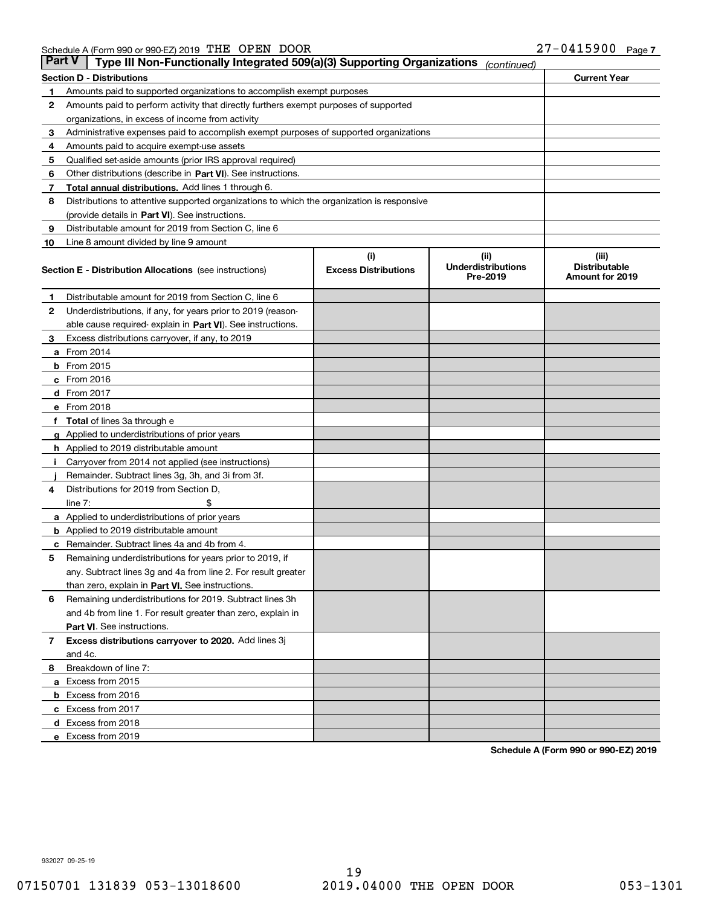Schedule A (Form 990 or 990-EZ) 2019 THE OPEN DOOR 27-0415900 Page 7

**Part V | Type III Non-Functionally Integrated 509(a)(3) Supporting Organizations** *(continued)*

| **Section D - Distributions** | | **Current Year** |
|---|---|---|
| 1 | Amounts paid to supported organizations to accomplish exempt purposes | |
| 2 | Amounts paid to perform activity that directly furthers exempt purposes of supported organizations, in excess of income from activity | |
| 3 | Administrative expenses paid to accomplish exempt purposes of supported organizations | |
| 4 | Amounts paid to acquire exempt-use assets | |
| 5 | Qualified set-aside amounts (prior IRS approval required) | |
| 6 | Other distributions (describe in **Part VI**). See instructions. | |
| 7 | **Total annual distributions.** Add lines 1 through 6. | |
| 8 | Distributions to attentive supported organizations to which the organization is responsive (provide details in **Part VI**). See instructions. | |
| 9 | Distributable amount for 2019 from Section C, line 6 | |
| 10 | Line 8 amount divided by line 9 amount | |

| **Section E - Distribution Allocations** (see instructions) | | (i) Excess Distributions | (ii) Underdistributions Pre-2019 | (iii) Distributable Amount for 2019 |
|---|---|---|---|---|
| 1 | Distributable amount for 2019 from Section C, line 6 | | | |
| 2 | Underdistributions, if any, for years prior to 2019 (reasonable cause required- explain in **Part VI**). See instructions. | | | |
| 3 | Excess distributions carryover, if any, to 2019 | | | |
| a | From 2014 | | | |
| b | From 2015 | | | |
| c | From 2016 | | | |
| d | From 2017 | | | |
| e | From 2018 | | | |
| f | **Total** of lines 3a through e | | | |
| g | Applied to underdistributions of prior years | | | |
| h | Applied to 2019 distributable amount | | | |
| i | Carryover from 2014 not applied (see instructions) | | | |
| j | Remainder. Subtract lines 3g, 3h, and 3i from 3f. | | | |
| 4 | Distributions for 2019 from Section D, line 7: $ | | | |
| a | Applied to underdistributions of prior years | | | |
| b | Applied to 2019 distributable amount | | | |
| c | Remainder. Subtract lines 4a and 4b from 4. | | | |
| 5 | Remaining underdistributions for years prior to 2019, if any. Subtract lines 3g and 4a from line 2. For result greater than zero, explain in **Part VI.** See instructions. | | | |
| 6 | Remaining underdistributions for 2019. Subtract lines 3h and 4b from line 1. For result greater than zero, explain in **Part VI**. See instructions. | | | |
| 7 | **Excess distributions carryover to 2020.** Add lines 3j and 4c. | | | |
| 8 | Breakdown of line 7: | | | |
| a | Excess from 2015 | | | |
| b | Excess from 2016 | | | |
| c | Excess from 2017 | | | |
| d | Excess from 2018 | | | |
| e | Excess from 2019 | | | |

**Schedule A (Form 990 or 990-EZ) 2019**

932027 09-25-19

07150701 131839 053-13018600 2019.04000 THE OPEN DOOR 053-1301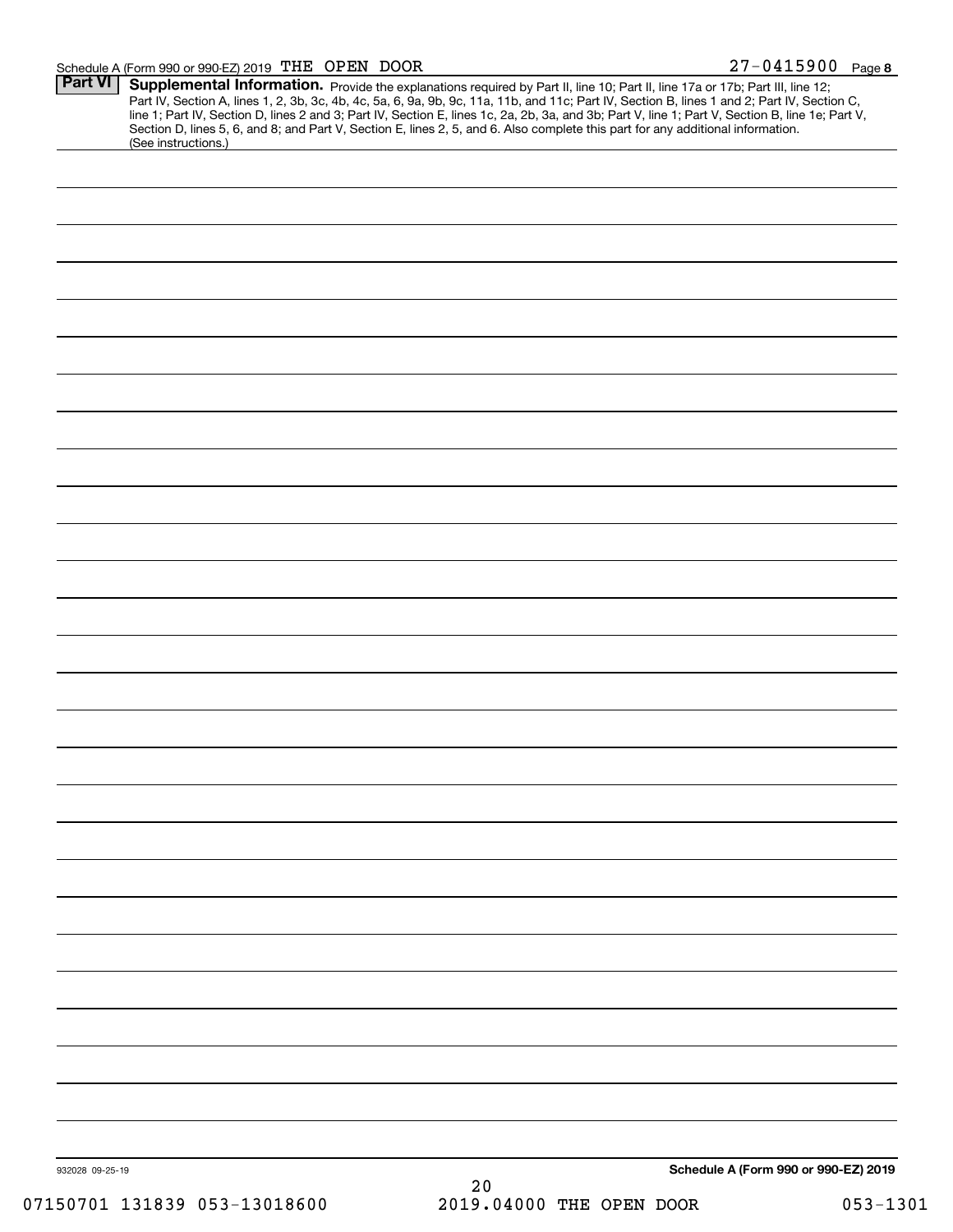## Part VI Supplemental Information.

Provide the explanations required by Part II, line 10; Part II, line 17a or 17b; Part III, line 12; Part IV, Section A, lines 1, 2, 3b, 3c, 4b, 4c, 5a, 6, 9a, 9b, 9c, 11a, 11b, and 11c; Part IV, Section B, lines 1 and 2; Part IV, Section C, line 1; Part IV, Section D, lines 2 and 3; Part IV, Section E, lines 1c, 2a, 2b, 3a, and 3b; Part V, line 1; Part V, Section B, line 1e; Part V, Section D, lines 5, 6, and 8; and Part V, Section E, lines 2, 5, and 6. Also complete this part for any additional information. (See instructions.)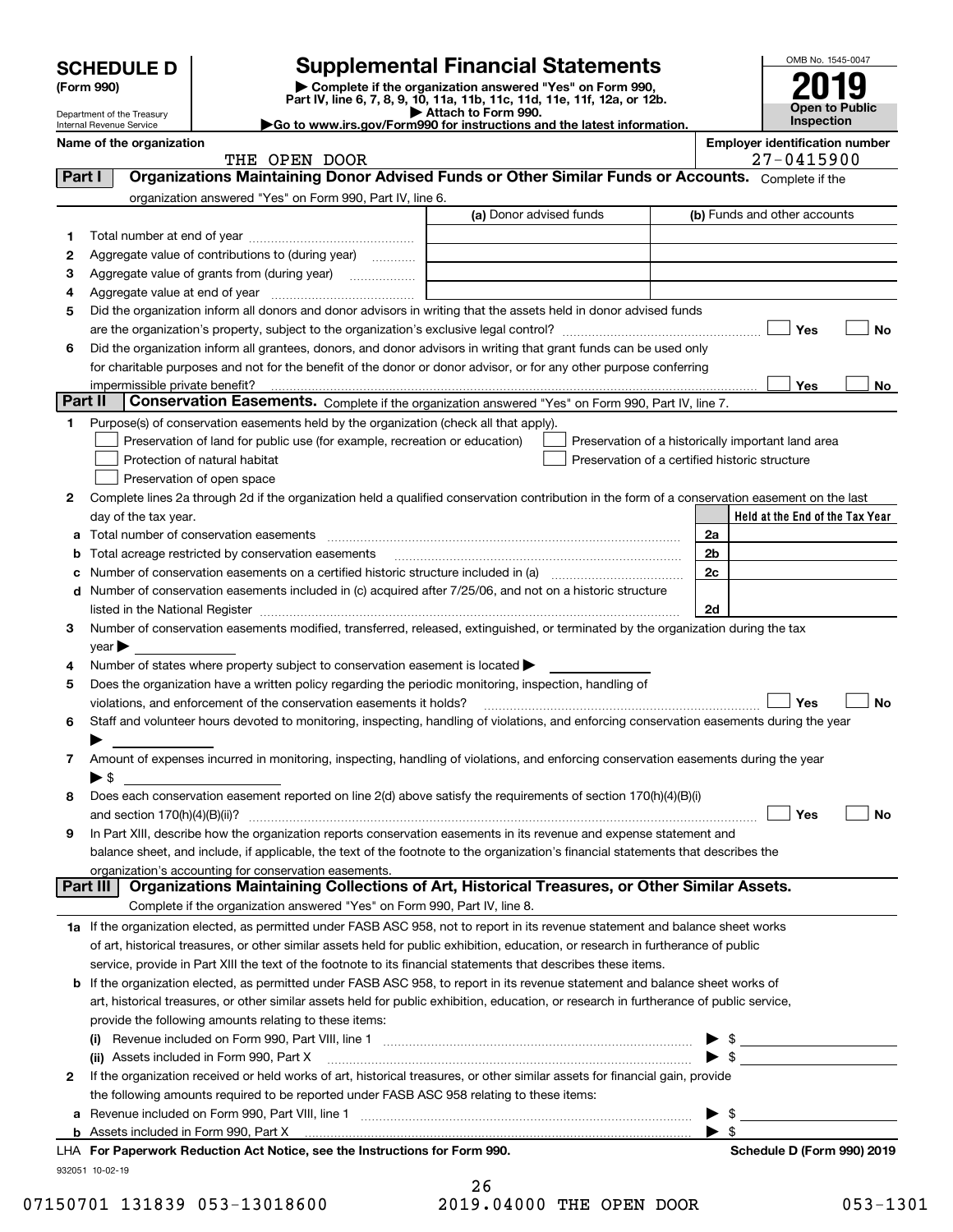**SCHEDULE D (Form 990)**

Department of the Treasury
Internal Revenue Service

# Supplemental Financial Statements

▶ Complete if the organization answered "Yes" on Form 990, Part IV, line 6, 7, 8, 9, 10, 11a, 11b, 11c, 11d, 11e, 11f, 12a, or 12b.
▶ Attach to Form 990.
▶Go to www.irs.gov/Form990 for instructions and the latest information.

OMB No. 1545-0047

**2019**

**Open to Public Inspection**

**Name of the organization:** THE OPEN DOOR

**Employer identification number:** 27-0415900

## Part I — Organizations Maintaining Donor Advised Funds or Other Similar Funds or Accounts.
Complete if the organization answered "Yes" on Form 990, Part IV, line 6.

| | | (a) Donor advised funds | (b) Funds and other accounts |
|---|---|---|---|
| 1 | Total number at end of year | | |
| 2 | Aggregate value of contributions to (during year) | | |
| 3 | Aggregate value of grants from (during year) | | |
| 4 | Aggregate value at end of year | | |

5 Did the organization inform all donors and donor advisors in writing that the assets held in donor advised funds are the organization's property, subject to the organization's exclusive legal control? ☐ Yes ☐ No

6 Did the organization inform all grantees, donors, and donor advisors in writing that grant funds can be used only for charitable purposes and not for the benefit of the donor or donor advisor, or for any other purpose conferring impermissible private benefit? ☐ Yes ☐ No

## Part II — Conservation Easements.
Complete if the organization answered "Yes" on Form 990, Part IV, line 7.

1 Purpose(s) of conservation easements held by the organization (check all that apply).

- ☐ Preservation of land for public use (for example, recreation or education)
- ☐ Protection of natural habitat
- ☐ Preservation of open space
- ☐ Preservation of a historically important land area
- ☐ Preservation of a certified historic structure

2 Complete lines 2a through 2d if the organization held a qualified conservation contribution in the form of a conservation easement on the last day of the tax year.

| | | | Held at the End of the Tax Year |
|---|---|---|---|
| a | Total number of conservation easements | 2a | |
| b | Total acreage restricted by conservation easements | 2b | |
| c | Number of conservation easements on a certified historic structure included in (a) | 2c | |
| d | Number of conservation easements included in (c) acquired after 7/25/06, and not on a historic structure listed in the National Register | 2d | |

3 Number of conservation easements modified, transferred, released, extinguished, or terminated by the organization during the tax year ▶

4 Number of states where property subject to conservation easement is located ▶

5 Does the organization have a written policy regarding the periodic monitoring, inspection, handling of violations, and enforcement of the conservation easements it holds? ☐ Yes ☐ No

6 Staff and volunteer hours devoted to monitoring, inspecting, handling of violations, and enforcing conservation easements during the year ▶

7 Amount of expenses incurred in monitoring, inspecting, handling of violations, and enforcing conservation easements during the year ▶ $

8 Does each conservation easement reported on line 2(d) above satisfy the requirements of section 170(h)(4)(B)(i) and section 170(h)(4)(B)(ii)? ☐ Yes ☐ No

9 In Part XIII, describe how the organization reports conservation easements in its revenue and expense statement and balance sheet, and include, if applicable, the text of the footnote to the organization's financial statements that describes the organization's accounting for conservation easements.

## Part III — Organizations Maintaining Collections of Art, Historical Treasures, or Other Similar Assets.
Complete if the organization answered "Yes" on Form 990, Part IV, line 8.

1a If the organization elected, as permitted under FASB ASC 958, not to report in its revenue statement and balance sheet works of art, historical treasures, or other similar assets held for public exhibition, education, or research in furtherance of public service, provide in Part XIII the text of the footnote to its financial statements that describes these items.

b If the organization elected, as permitted under FASB ASC 958, to report in its revenue statement and balance sheet works of art, historical treasures, or other similar assets held for public exhibition, education, or research in furtherance of public service, provide the following amounts relating to these items:

(i) Revenue included on Form 990, Part VIII, line 1 ▶ $

(ii) Assets included in Form 990, Part X ▶ $

2 If the organization received or held works of art, historical treasures, or other similar assets for financial gain, provide the following amounts required to be reported under FASB ASC 958 relating to these items:

a Revenue included on Form 990, Part VIII, line 1 ▶ $

b Assets included in Form 990, Part X ▶ $

LHA **For Paperwork Reduction Act Notice, see the Instructions for Form 990.** **Schedule D (Form 990) 2019**

932051 10-02-19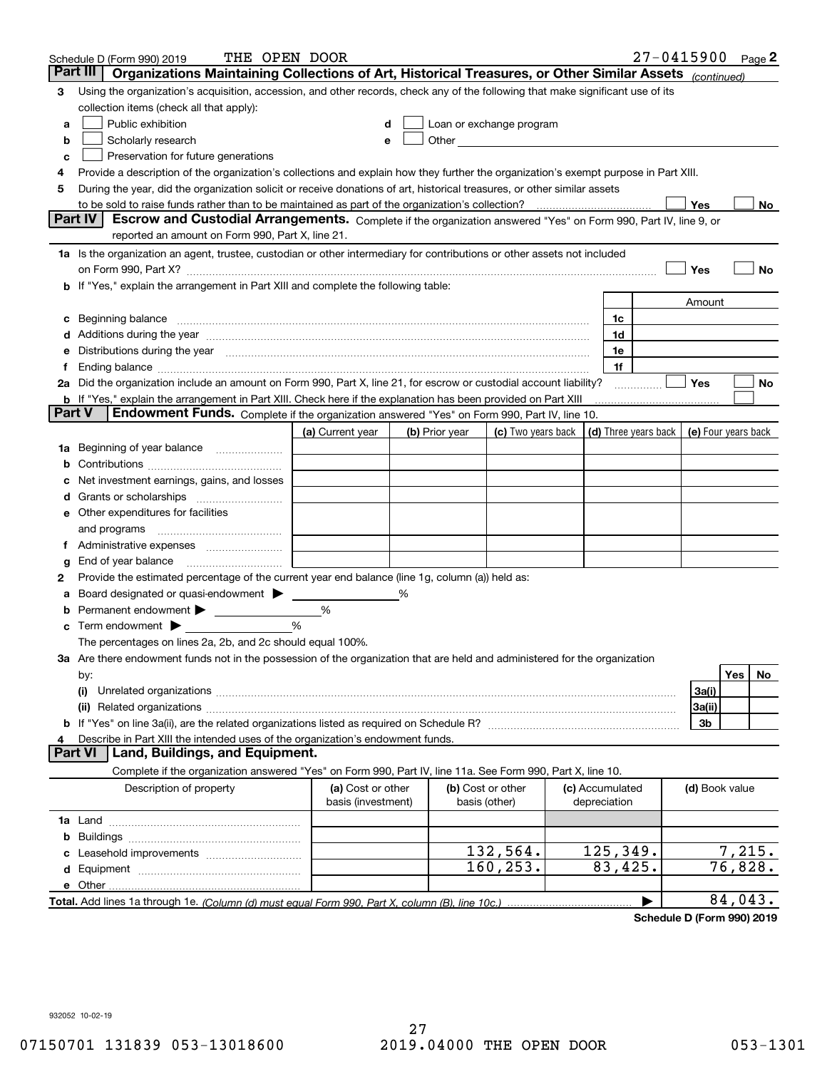Schedule D (Form 990) 2019 THE OPEN DOOR 27-0415900 Page 2

**Part III** **Organizations Maintaining Collections of Art, Historical Treasures, or Other Similar Assets** *(continued)*

3 Using the organization's acquisition, accession, and other records, check any of the following that make significant use of its collection items (check all that apply):

a ☐ Public exhibition
b ☐ Scholarly research
c ☐ Preservation for future generations
d ☐ Loan or exchange program
e ☐ Other

4 Provide a description of the organization's collections and explain how they further the organization's exempt purpose in Part XIII.

5 During the year, did the organization solicit or receive donations of art, historical treasures, or other similar assets to be sold to raise funds rather than to be maintained as part of the organization's collection? ☐ Yes ☐ No

**Part IV** **Escrow and Custodial Arrangements.** Complete if the organization answered "Yes" on Form 990, Part IV, line 9, or reported an amount on Form 990, Part X, line 21.

1a Is the organization an agent, trustee, custodian or other intermediary for contributions or other assets not included on Form 990, Part X? ☐ Yes ☐ No

b If "Yes," explain the arrangement in Part XIII and complete the following table:

| | | Amount |
|---|---|---|
| c Beginning balance | 1c | |
| d Additions during the year | 1d | |
| e Distributions during the year | 1e | |
| f Ending balance | 1f | |

2a Did the organization include an amount on Form 990, Part X, line 21, for escrow or custodial account liability? ☐ Yes ☐ No

b If "Yes," explain the arrangement in Part XIII. Check here if the explanation has been provided on Part XIII ☐

**Part V** **Endowment Funds.** Complete if the organization answered "Yes" on Form 990, Part IV, line 10.

| | (a) Current year | (b) Prior year | (c) Two years back | (d) Three years back | (e) Four years back |
|---|---|---|---|---|---|
| 1a Beginning of year balance | | | | | |
| b Contributions | | | | | |
| c Net investment earnings, gains, and losses | | | | | |
| d Grants or scholarships | | | | | |
| e Other expenditures for facilities and programs | | | | | |
| f Administrative expenses | | | | | |
| g End of year balance | | | | | |

2 Provide the estimated percentage of the current year end balance (line 1g, column (a)) held as:

a Board designated or quasi-endowment ▶ %
b Permanent endowment ▶ %
c Term endowment ▶ %

The percentages on lines 2a, 2b, and 2c should equal 100%.

3a Are there endowment funds not in the possession of the organization that are held and administered for the organization by:

| | | Yes | No |
|---|---|---|---|
| (i) Unrelated organizations | 3a(i) | | |
| (ii) Related organizations | 3a(ii) | | |
| b If "Yes" on line 3a(ii), are the related organizations listed as required on Schedule R? | 3b | | |

4 Describe in Part XIII the intended uses of the organization's endowment funds.

**Part VI** **Land, Buildings, and Equipment.**

Complete if the organization answered "Yes" on Form 990, Part IV, line 11a. See Form 990, Part X, line 10.

| Description of property | (a) Cost or other basis (investment) | (b) Cost or other basis (other) | (c) Accumulated depreciation | (d) Book value |
|---|---|---|---|---|
| 1a Land | | | | |
| b Buildings | | | | |
| c Leasehold improvements | | 132,564. | 125,349. | 7,215. |
| d Equipment | | 160,253. | 83,425. | 76,828. |
| e Other | | | | |
| **Total.** Add lines 1a through 1e. *(Column (d) must equal Form 990, Part X, column (B), line 10c.)* ▶ | | | | 84,043. |

**Schedule D (Form 990) 2019**

932052 10-02-19

07150701 131839 053-13018600 2019.04000 THE OPEN DOOR 053-1301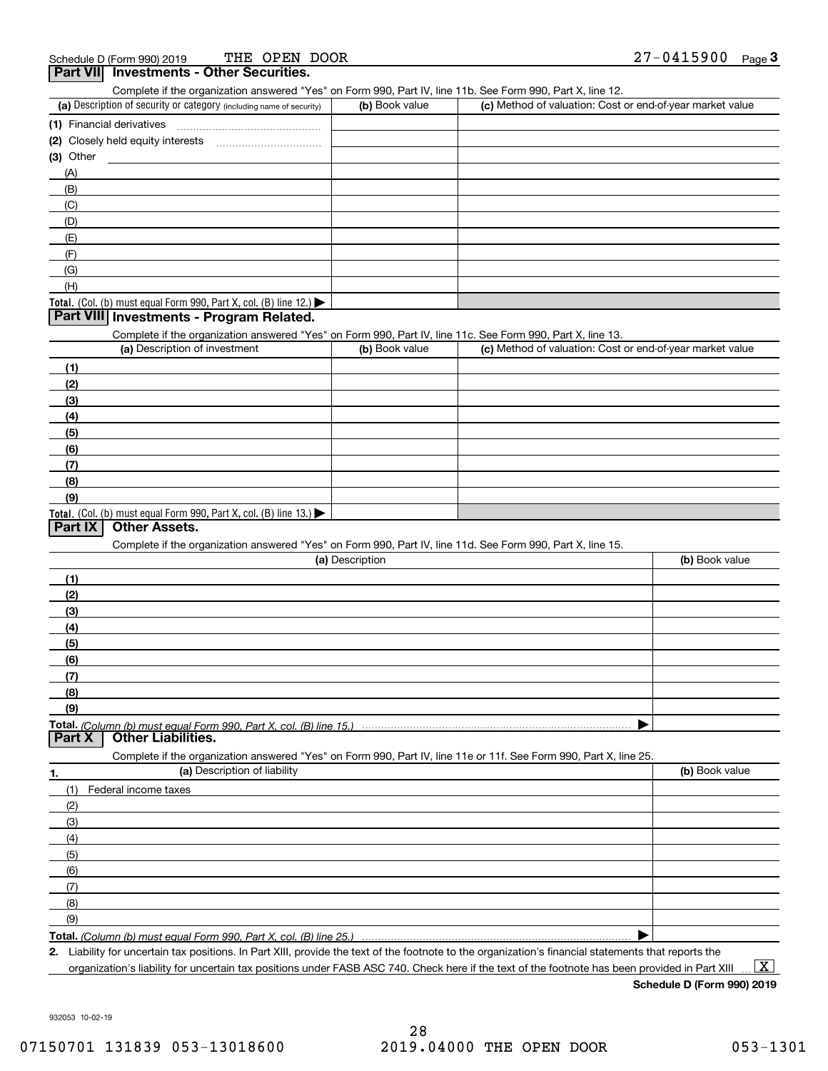Schedule D (Form 990) 2019 THE OPEN DOOR 27-0415900 Page 3

## Part VII Investments - Other Securities.

Complete if the organization answered "Yes" on Form 990, Part IV, line 11b. See Form 990, Part X, line 12.

| (a) Description of security or category (including name of security) | (b) Book value | (c) Method of valuation: Cost or end-of-year market value |
|---|---|---|
| (1) Financial derivatives | | |
| (2) Closely held equity interests | | |
| (3) Other | | |
| (A) | | |
| (B) | | |
| (C) | | |
| (D) | | |
| (E) | | |
| (F) | | |
| (G) | | |
| (H) | | |
| **Total.** (Col. (b) must equal Form 990, Part X, col. (B) line 12.) ▶ | | |

## Part VIII Investments - Program Related.

Complete if the organization answered "Yes" on Form 990, Part IV, line 11c. See Form 990, Part X, line 13.

| (a) Description of investment | (b) Book value | (c) Method of valuation: Cost or end-of-year market value |
|---|---|---|
| (1) | | |
| (2) | | |
| (3) | | |
| (4) | | |
| (5) | | |
| (6) | | |
| (7) | | |
| (8) | | |
| (9) | | |
| **Total.** (Col. (b) must equal Form 990, Part X, col. (B) line 13.) ▶ | | |

## Part IX Other Assets.

Complete if the organization answered "Yes" on Form 990, Part IV, line 11d. See Form 990, Part X, line 15.

| (a) Description | (b) Book value |
|---|---|
| (1) | |
| (2) | |
| (3) | |
| (4) | |
| (5) | |
| (6) | |
| (7) | |
| (8) | |
| (9) | |
| **Total.** *(Column (b) must equal Form 990, Part X, col. (B) line 15.)* ▶ | |

## Part X Other Liabilities.

Complete if the organization answered "Yes" on Form 990, Part IV, line 11e or 11f. See Form 990, Part X, line 25.

| 1. (a) Description of liability | (b) Book value |
|---|---|
| (1) Federal income taxes | |
| (2) | |
| (3) | |
| (4) | |
| (5) | |
| (6) | |
| (7) | |
| (8) | |
| (9) | |
| **Total.** *(Column (b) must equal Form 990, Part X, col. (B) line 25.)* ▶ | |

**2.** Liability for uncertain tax positions. In Part XIII, provide the text of the footnote to the organization's financial statements that reports the organization's liability for uncertain tax positions under FASB ASC 740. Check here if the text of the footnote has been provided in Part XIII ... [X]

**Schedule D (Form 990) 2019**

932053 10-02-19

07150701 131839 053-13018600 2019.04000 THE OPEN DOOR 053-1301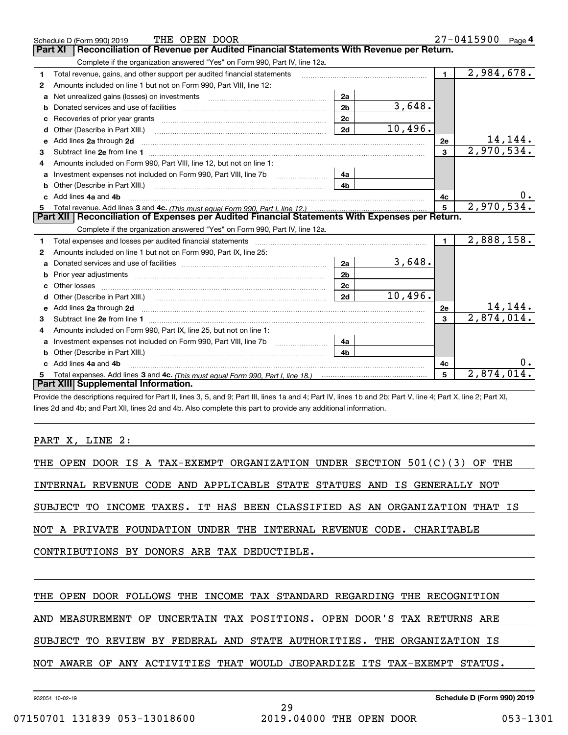Schedule D (Form 990) 2019 THE OPEN DOOR 27-0415900

## Part XI Reconciliation of Revenue per Audited Financial Statements With Revenue per Return.

Complete if the organization answered "Yes" on Form 990, Part IV, line 12a.

| Line | Description | Sub-line | Amount | Line | Total |
|---|---|---|---|---|---|
| 1 | Total revenue, gains, and other support per audited financial statements | | | 1 | 2,984,678. |
| 2 | Amounts included on line 1 but not on Form 990, Part VIII, line 12: | | | | |
| a | Net unrealized gains (losses) on investments | 2a | | | |
| b | Donated services and use of facilities | 2b | 3,648. | | |
| c | Recoveries of prior year grants | 2c | | | |
| d | Other (Describe in Part XIII.) | 2d | 10,496. | | |
| e | Add lines 2a through 2d | | | 2e | 14,144. |
| 3 | Subtract line 2e from line 1 | | | 3 | 2,970,534. |
| 4 | Amounts included on Form 990, Part VIII, line 12, but not on line 1: | | | | |
| a | Investment expenses not included on Form 990, Part VIII, line 7b | 4a | | | |
| b | Other (Describe in Part XIII.) | 4b | | | |
| c | Add lines 4a and 4b | | | 4c | 0. |
| 5 | Total revenue. Add lines 3 and 4c. *(This must equal Form 990, Part I, line 12.)* | | | 5 | 2,970,534. |

## Part XII Reconciliation of Expenses per Audited Financial Statements With Expenses per Return.

Complete if the organization answered "Yes" on Form 990, Part IV, line 12a.

| Line | Description | Sub-line | Amount | Line | Total |
|---|---|---|---|---|---|
| 1 | Total expenses and losses per audited financial statements | | | 1 | 2,888,158. |
| 2 | Amounts included on line 1 but not on Form 990, Part IX, line 25: | | | | |
| a | Donated services and use of facilities | 2a | 3,648. | | |
| b | Prior year adjustments | 2b | | | |
| c | Other losses | 2c | | | |
| d | Other (Describe in Part XIII.) | 2d | 10,496. | | |
| e | Add lines 2a through 2d | | | 2e | 14,144. |
| 3 | Subtract line 2e from line 1 | | | 3 | 2,874,014. |
| 4 | Amounts included on Form 990, Part IX, line 25, but not on line 1: | | | | |
| a | Investment expenses not included on Form 990, Part VIII, line 7b | 4a | | | |
| b | Other (Describe in Part XIII.) | 4b | | | |
| c | Add lines 4a and 4b | | | 4c | 0. |
| 5 | Total expenses. Add lines 3 and 4c. *(This must equal Form 990, Part I, line 18.)* | | | 5 | 2,874,014. |

## Part XIII Supplemental Information.

Provide the descriptions required for Part II, lines 3, 5, and 9; Part III, lines 1a and 4; Part IV, lines 1b and 2b; Part V, line 4; Part X, line 2; Part XI, lines 2d and 4b; and Part XII, lines 2d and 4b. Also complete this part to provide any additional information.

PART X, LINE 2:

THE OPEN DOOR IS A TAX-EXEMPT ORGANIZATION UNDER SECTION 501(C)(3) OF THE INTERNAL REVENUE CODE AND APPLICABLE STATE STATUES AND IS GENERALLY NOT SUBJECT TO INCOME TAXES. IT HAS BEEN CLASSIFIED AS AN ORGANIZATION THAT IS NOT A PRIVATE FOUNDATION UNDER THE INTERNAL REVENUE CODE. CHARITABLE CONTRIBUTIONS BY DONORS ARE TAX DEDUCTIBLE.

THE OPEN DOOR FOLLOWS THE INCOME TAX STANDARD REGARDING THE RECOGNITION AND MEASUREMENT OF UNCERTAIN TAX POSITIONS. OPEN DOOR'S TAX RETURNS ARE SUBJECT TO REVIEW BY FEDERAL AND STATE AUTHORITIES. THE ORGANIZATION IS NOT AWARE OF ANY ACTIVITIES THAT WOULD JEOPARDIZE ITS TAX-EXEMPT STATUS.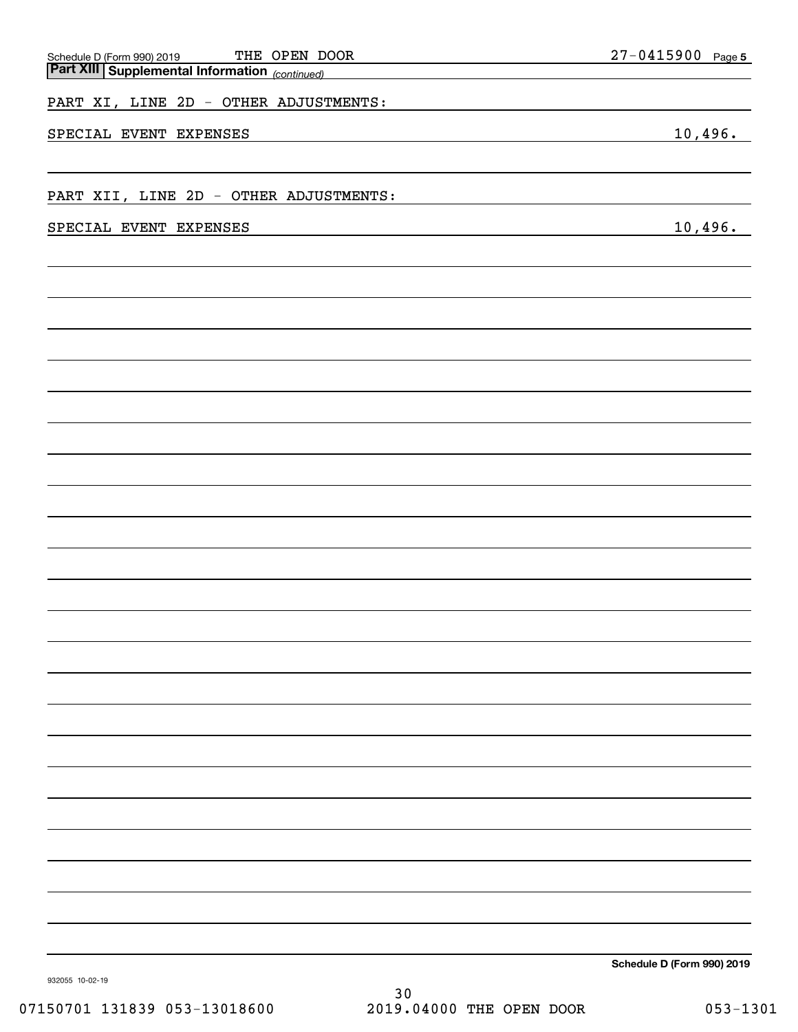Schedule D (Form 990) 2019 THE OPEN DOOR 27-0415900

**Part XIII Supplemental Information** *(continued)*

PART XI, LINE 2D - OTHER ADJUSTMENTS:

| | |
|---|---|
| SPECIAL EVENT EXPENSES | 10,496. |

PART XII, LINE 2D - OTHER ADJUSTMENTS:

| | |
|---|---|
| SPECIAL EVENT EXPENSES | 10,496. |

**Schedule D (Form 990) 2019**

932055 10-02-19

07150701 131839 053-13018600 2019.04000 THE OPEN DOOR 053-1301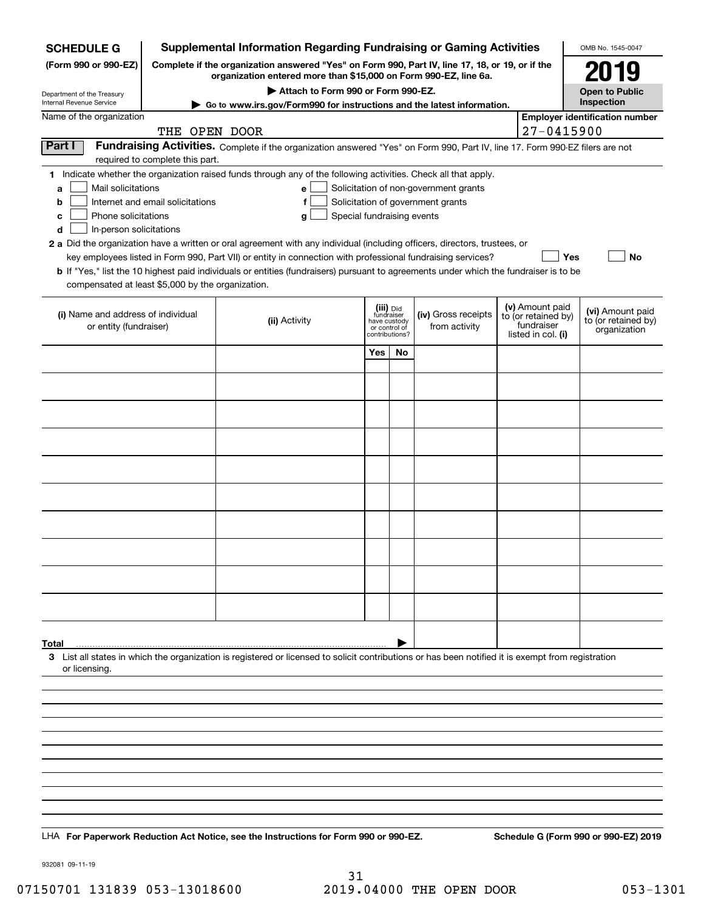**SCHEDULE G**
**(Form 990 or 990-EZ)**

Department of the Treasury
Internal Revenue Service

# Supplemental Information Regarding Fundraising or Gaming Activities

**Complete if the organization answered "Yes" on Form 990, Part IV, line 17, 18, or 19, or if the organization entered more than $15,000 on Form 990-EZ, line 6a.**

**▶ Attach to Form 990 or Form 990-EZ.**

**▶ Go to www.irs.gov/Form990 for instructions and the latest information.**

OMB No. 1545-0047

**2019**

**Open to Public Inspection**

Name of the organization: THE OPEN DOOR

**Employer identification number:** 27-0415900

## Part I Fundraising Activities.

Complete if the organization answered "Yes" on Form 990, Part IV, line 17. Form 990-EZ filers are not required to complete this part.

**1** Indicate whether the organization raised funds through any of the following activities. Check all that apply.

- **a** ☐ Mail solicitations
- **b** ☐ Internet and email solicitations
- **c** ☐ Phone solicitations
- **d** ☐ In-person solicitations
- **e** ☐ Solicitation of non-government grants
- **f** ☐ Solicitation of government grants
- **g** ☐ Special fundraising events

**2 a** Did the organization have a written or oral agreement with any individual (including officers, directors, trustees, or key employees listed in Form 990, Part VII) or entity in connection with professional fundraising services? ☐ **Yes** ☐ **No**

**b** If "Yes," list the 10 highest paid individuals or entities (fundraisers) pursuant to agreements under which the fundraiser is to be compensated at least $5,000 by the organization.

| (i) Name and address of individual or entity (fundraiser) | (ii) Activity | (iii) Did fundraiser have custody or control of contributions? Yes | No | (iv) Gross receipts from activity | (v) Amount paid to (or retained by) fundraiser listed in col. (i) | (vi) Amount paid to (or retained by) organization |
|---|---|---|---|---|---|---|
| | | | | | | |
| | | | | | | |
| | | | | | | |
| | | | | | | |
| | | | | | | |
| | | | | | | |
| | | | | | | |
| | | | | | | |
| | | | | | | |
| | | | | | | |
| **Total** | | | ▶ | | | |

**3** List all states in which the organization is registered or licensed to solicit contributions or has been notified it is exempt from registration or licensing.

LHA **For Paperwork Reduction Act Notice, see the Instructions for Form 990 or 990-EZ.**

**Schedule G (Form 990 or 990-EZ) 2019**

932081 09-11-19

07150701 131839 053-13018600 2019.04000 THE OPEN DOOR 053-1301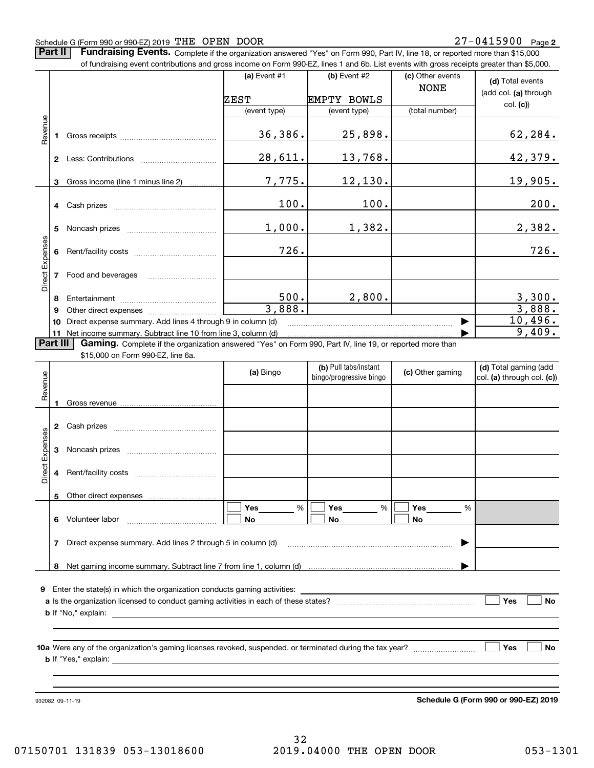Schedule G (Form 990 or 990-EZ) 2019 THE OPEN DOOR 27-0415900 Page 2

## Part II Fundraising Events.

Complete if the organization answered "Yes" on Form 990, Part IV, line 18, or reported more than $15,000 of fundraising event contributions and gross income on Form 990-EZ, lines 1 and 6b. List events with gross receipts greater than $5,000.

| | | (a) Event #1 | (b) Event #2 | (c) Other events | (d) Total events (add col. (a) through col. (c)) |
|---|---|---|---|---|---|
| | | ZEST | EMPTY BOWLS | NONE | |
| | | (event type) | (event type) | (total number) | |
| Revenue | 1 Gross receipts | 36,386. | 25,898. | | 62,284. |
| | 2 Less: Contributions | 28,611. | 13,768. | | 42,379. |
| | 3 Gross income (line 1 minus line 2) | 7,775. | 12,130. | | 19,905. |
| Direct Expenses | 4 Cash prizes | 100. | 100. | | 200. |
| | 5 Noncash prizes | 1,000. | 1,382. | | 2,382. |
| | 6 Rent/facility costs | 726. | | | 726. |
| | 7 Food and beverages | | | | |
| | 8 Entertainment | 500. | 2,800. | | 3,300. |
| | 9 Other direct expenses | 3,888. | | | 3,888. |
| | 10 Direct expense summary. Add lines 4 through 9 in column (d) | | | | 10,496. |
| | 11 Net income summary. Subtract line 10 from line 3, column (d) | | | | 9,409. |

## Part III Gaming.

Complete if the organization answered "Yes" on Form 990, Part IV, line 19, or reported more than $15,000 on Form 990-EZ, line 6a.

| | | (a) Bingo | (b) Pull tabs/instant bingo/progressive bingo | (c) Other gaming | (d) Total gaming (add col. (a) through col. (c)) |
|---|---|---|---|---|---|
| Revenue | 1 Gross revenue | | | | |
| Direct Expenses | 2 Cash prizes | | | | |
| | 3 Noncash prizes | | | | |
| | 4 Rent/facility costs | | | | |
| | 5 Other direct expenses | | | | |
| | 6 Volunteer labor | ☐ Yes ____ % ☐ No | ☐ Yes ____ % ☐ No | ☐ Yes ____ % ☐ No | |
| | 7 Direct expense summary. Add lines 2 through 5 in column (d) | | | | |
| | 8 Net gaming income summary. Subtract line 7 from line 1, column (d) | | | | |

**9** Enter the state(s) in which the organization conducts gaming activities: ____________________

**a** Is the organization licensed to conduct gaming activities in each of these states? ☐ Yes ☐ No

**b** If "No," explain: ____________________

**10a** Were any of the organization's gaming licenses revoked, suspended, or terminated during the tax year? ☐ Yes ☐ No

**b** If "Yes," explain: ____________________

932082 09-11-19

**Schedule G (Form 990 or 990-EZ) 2019**

07150701 131839 053-13018600 2019.04000 THE OPEN DOOR 053-1301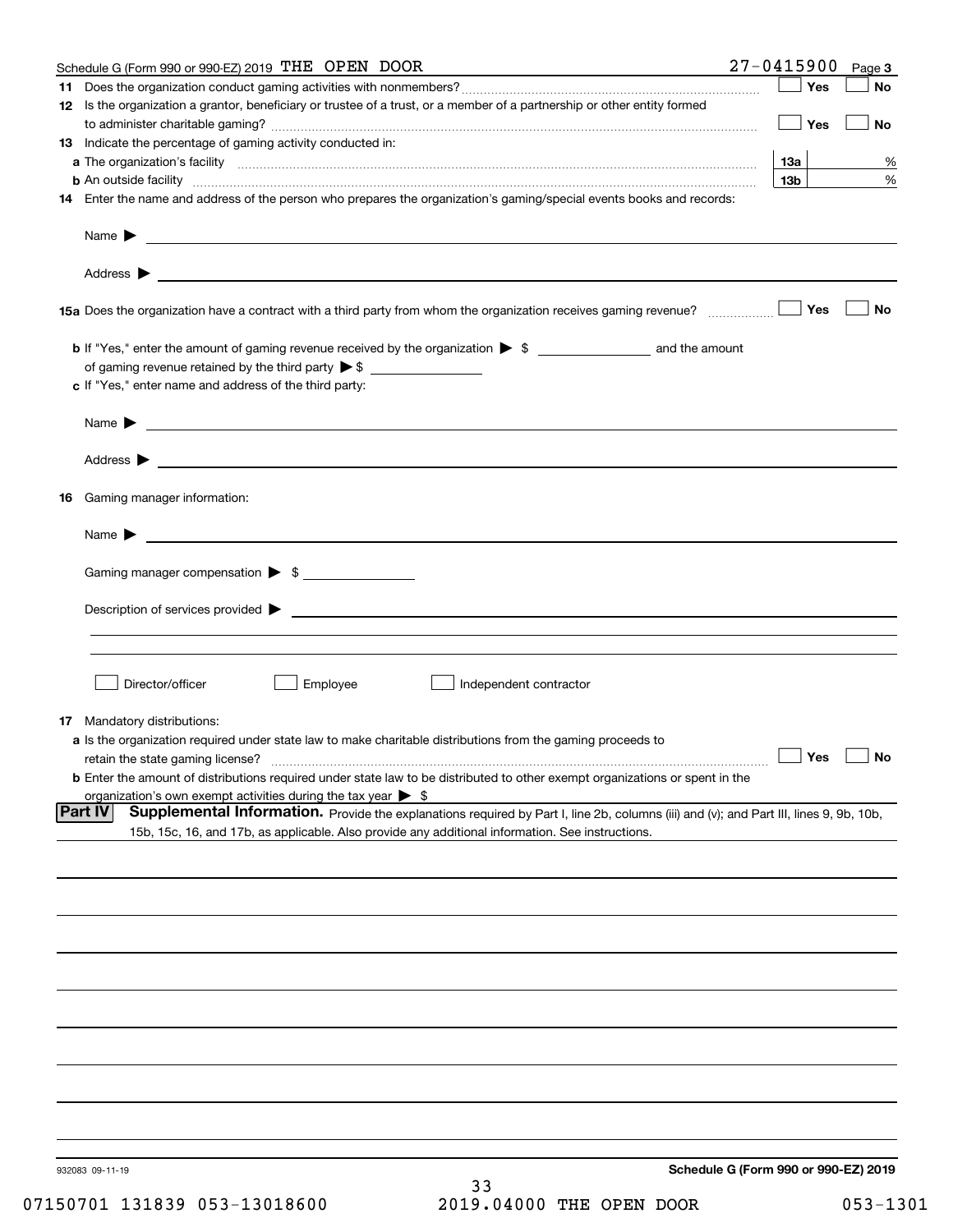Schedule G (Form 990 or 990-EZ) 2019 THE OPEN DOOR 27-0415900 Page 3

**11** Does the organization conduct gaming activities with nonmembers? ☐ Yes ☐ No

**12** Is the organization a grantor, beneficiary or trustee of a trust, or a member of a partnership or other entity formed to administer charitable gaming? ☐ Yes ☐ No

**13** Indicate the percentage of gaming activity conducted in:

**a** The organization's facility **13a** %

**b** An outside facility **13b** %

**14** Enter the name and address of the person who prepares the organization's gaming/special events books and records:

Name ▶

Address ▶

**15a** Does the organization have a contract with a third party from whom the organization receives gaming revenue? ☐ Yes ☐ No

**b** If "Yes," enter the amount of gaming revenue received by the organization ▶ $ ________ and the amount of gaming revenue retained by the third party ▶ $ ________

**c** If "Yes," enter name and address of the third party:

Name ▶

Address ▶

**16** Gaming manager information:

Name ▶

Gaming manager compensation ▶ $

Description of services provided ▶

☐ Director/officer ☐ Employee ☐ Independent contractor

**17** Mandatory distributions:

**a** Is the organization required under state law to make charitable distributions from the gaming proceeds to retain the state gaming license? ☐ Yes ☐ No

**b** Enter the amount of distributions required under state law to be distributed to other exempt organizations or spent in the organization's own exempt activities during the tax year ▶ $

**Part IV** **Supplemental Information.** Provide the explanations required by Part I, line 2b, columns (iii) and (v); and Part III, lines 9, 9b, 10b, 15b, 15c, 16, and 17b, as applicable. Also provide any additional information. See instructions.

932083 09-11-19 **Schedule G (Form 990 or 990-EZ) 2019**

07150701 131839 053-13018600 2019.04000 THE OPEN DOOR 053-1301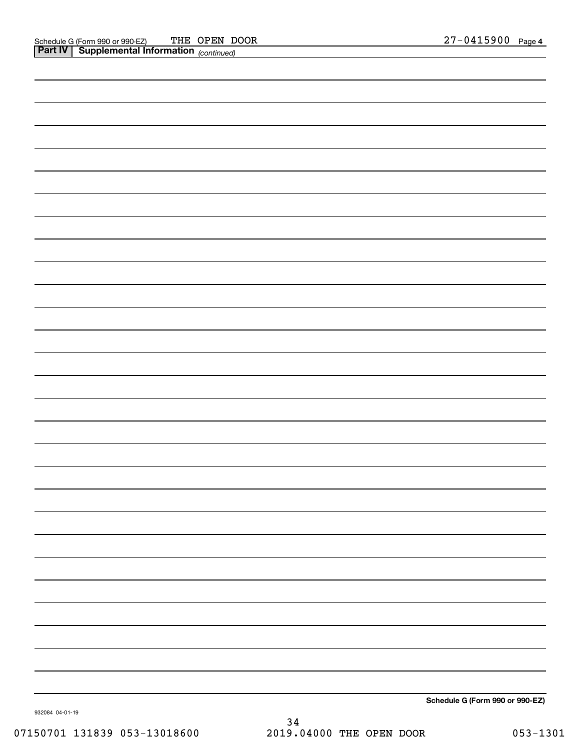Schedule G (Form 990 or 990-EZ) THE OPEN DOOR 27-0415900 Page 4

**Part IV | Supplemental Information** *(continued)*

**Schedule G (Form 990 or 990-EZ)**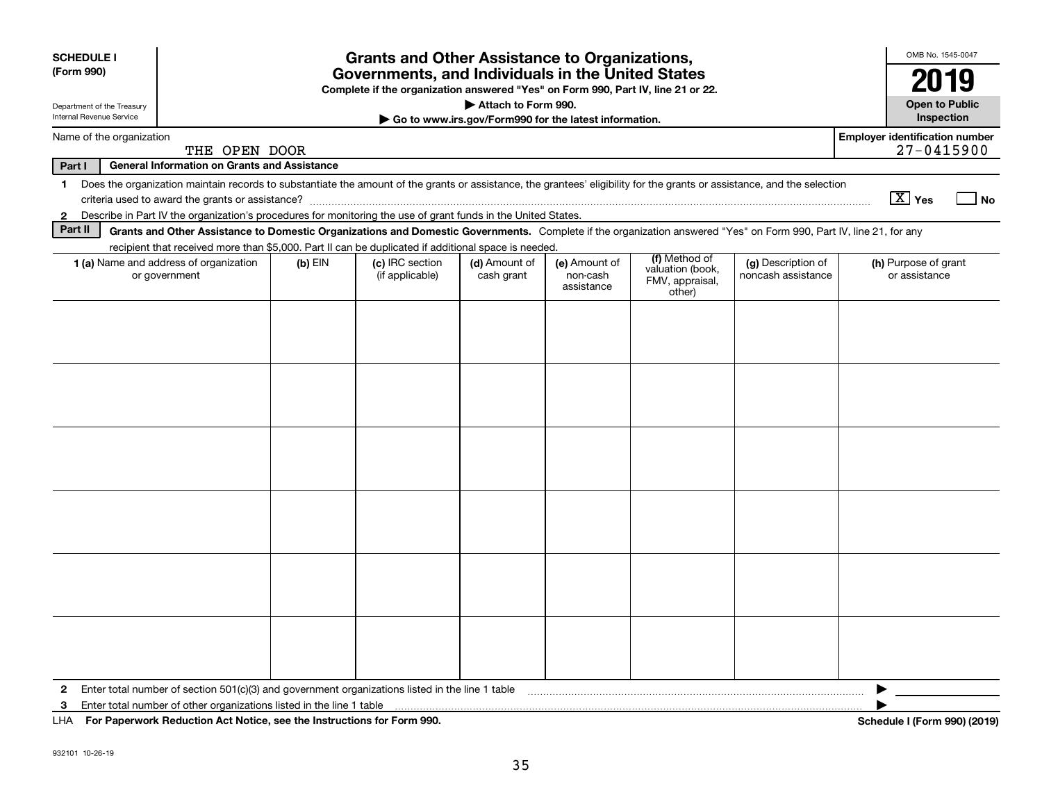**SCHEDULE I**
**(Form 990)**

Department of the Treasury
Internal Revenue Service

# Grants and Other Assistance to Organizations, Governments, and Individuals in the United States

**Complete if the organization answered "Yes" on Form 990, Part IV, line 21 or 22.**

**▶ Attach to Form 990.**

**▶ Go to www.irs.gov/Form990 for the latest information.**

OMB No. 1545-0047

**2019**

**Open to Public Inspection**

Name of the organization: THE OPEN DOOR

**Employer identification number:** 27-0415900

**Part I — General Information on Grants and Assistance**

1 Does the organization maintain records to substantiate the amount of the grants or assistance, the grantees' eligibility for the grants or assistance, and the selection criteria used to award the grants or assistance? [X] Yes [ ] No

2 Describe in Part IV the organization's procedures for monitoring the use of grant funds in the United States.

**Part II — Grants and Other Assistance to Domestic Organizations and Domestic Governments.** Complete if the organization answered "Yes" on Form 990, Part IV, line 21, for any recipient that received more than $5,000. Part II can be duplicated if additional space is needed.

| 1 (a) Name and address of organization or government | (b) EIN | (c) IRC section (if applicable) | (d) Amount of cash grant | (e) Amount of non-cash assistance | (f) Method of valuation (book, FMV, appraisal, other) | (g) Description of noncash assistance | (h) Purpose of grant or assistance |
|---|---|---|---|---|---|---|---|
| | | | | | | | |
| | | | | | | | |
| | | | | | | | |
| | | | | | | | |
| | | | | | | | |
| | | | | | | | |

2 Enter total number of section 501(c)(3) and government organizations listed in the line 1 table ▶

3 Enter total number of other organizations listed in the line 1 table ▶

LHA **For Paperwork Reduction Act Notice, see the Instructions for Form 990.** **Schedule I (Form 990) (2019)**

932101 10-26-19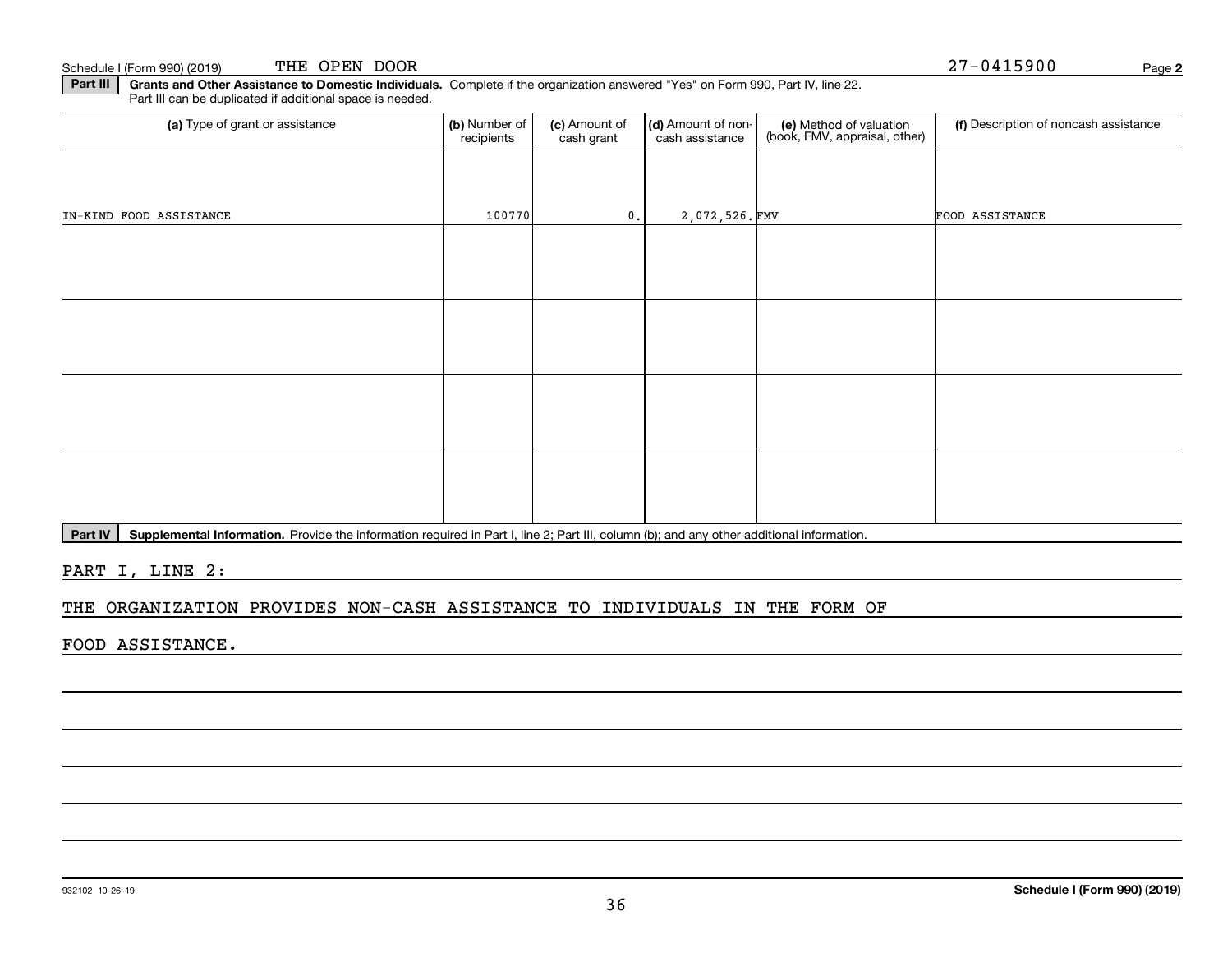Schedule I (Form 990) (2019) THE OPEN DOOR 27-0415900 Page 2

**Part III** **Grants and Other Assistance to Domestic Individuals.** Complete if the organization answered "Yes" on Form 990, Part IV, line 22. Part III can be duplicated if additional space is needed.

| (a) Type of grant or assistance | (b) Number of recipients | (c) Amount of cash grant | (d) Amount of non-cash assistance | (e) Method of valuation (book, FMV, appraisal, other) | (f) Description of noncash assistance |
|---|---|---|---|---|---|
| IN-KIND FOOD ASSISTANCE | 100770 | 0. | 2,072,526. | FMV | FOOD ASSISTANCE |
| | | | | | |
| | | | | | |
| | | | | | |
| | | | | | |

**Part IV** **Supplemental Information.** Provide the information required in Part I, line 2; Part III, column (b); and any other additional information.

PART I, LINE 2:

THE ORGANIZATION PROVIDES NON-CASH ASSISTANCE TO INDIVIDUALS IN THE FORM OF FOOD ASSISTANCE.

932102 10-26-19 **Schedule I (Form 990) (2019)**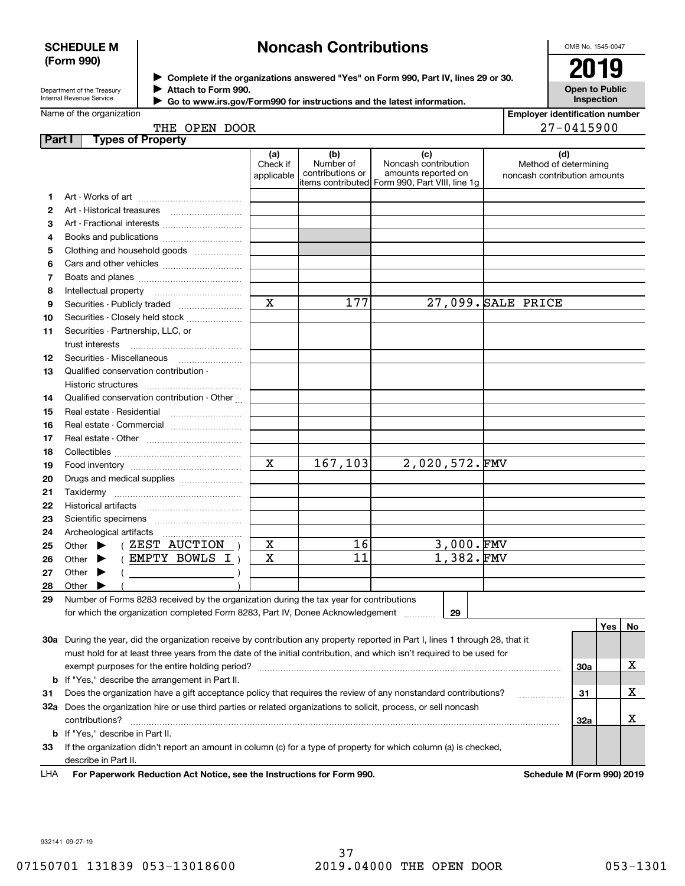**SCHEDULE M (Form 990)**

Department of the Treasury
Internal Revenue Service

# Noncash Contributions

▶ Complete if the organizations answered "Yes" on Form 990, Part IV, lines 29 or 30.
▶ Attach to Form 990.
▶ Go to www.irs.gov/Form990 for instructions and the latest information.

OMB No. 1545-0047

**2019**

**Open to Public Inspection**

Name of the organization: THE OPEN DOOR

Employer identification number: 27-0415900

## Part I Types of Property

| | | (a) Check if applicable | (b) Number of contributions or items contributed | (c) Noncash contribution amounts reported on Form 990, Part VIII, line 1g | (d) Method of determining noncash contribution amounts |
|---|---|---|---|---|---|
| 1 | Art - Works of art | | | | |
| 2 | Art - Historical treasures | | | | |
| 3 | Art - Fractional interests | | | | |
| 4 | Books and publications | | | | |
| 5 | Clothing and household goods | | | | |
| 6 | Cars and other vehicles | | | | |
| 7 | Boats and planes | | | | |
| 8 | Intellectual property | | | | |
| 9 | Securities - Publicly traded | X | 177 | 27,099. | SALE PRICE |
| 10 | Securities - Closely held stock | | | | |
| 11 | Securities - Partnership, LLC, or trust interests | | | | |
| 12 | Securities - Miscellaneous | | | | |
| 13 | Qualified conservation contribution - Historic structures | | | | |
| 14 | Qualified conservation contribution - Other | | | | |
| 15 | Real estate - Residential | | | | |
| 16 | Real estate - Commercial | | | | |
| 17 | Real estate - Other | | | | |
| 18 | Collectibles | | | | |
| 19 | Food inventory | X | 167,103 | 2,020,572. | FMV |
| 20 | Drugs and medical supplies | | | | |
| 21 | Taxidermy | | | | |
| 22 | Historical artifacts | | | | |
| 23 | Scientific specimens | | | | |
| 24 | Archeological artifacts | | | | |
| 25 | Other ▶ ( ZEST AUCTION ) | X | 16 | 3,000. | FMV |
| 26 | Other ▶ ( EMPTY BOWLS I ) | X | 11 | 1,382. | FMV |
| 27 | Other ▶ ( ) | | | | |
| 28 | Other ▶ ( ) | | | | |

29 Number of Forms 8283 received by the organization during the tax year for contributions for which the organization completed Form 8283, Part IV, Donee Acknowledgement ..... 29

| | | | Yes | No |
|---|---|---|---|---|
| 30a | During the year, did the organization receive by contribution any property reported in Part I, lines 1 through 28, that it must hold for at least three years from the date of the initial contribution, and which isn't required to be used for exempt purposes for the entire holding period? | 30a | | X |
| b | If "Yes," describe the arrangement in Part II. | | | |
| 31 | Does the organization have a gift acceptance policy that requires the review of any nonstandard contributions? | 31 | | X |
| 32a | Does the organization hire or use third parties or related organizations to solicit, process, or sell noncash contributions? | 32a | | X |
| b | If "Yes," describe in Part II. | | | |
| 33 | If the organization didn't report an amount in column (c) for a type of property for which column (a) is checked, describe in Part II. | | | |

LHA **For Paperwork Reduction Act Notice, see the Instructions for Form 990.** **Schedule M (Form 990) 2019**

932141 09-27-19

07150701 131839 053-13018600 2019.04000 THE OPEN DOOR 053-1301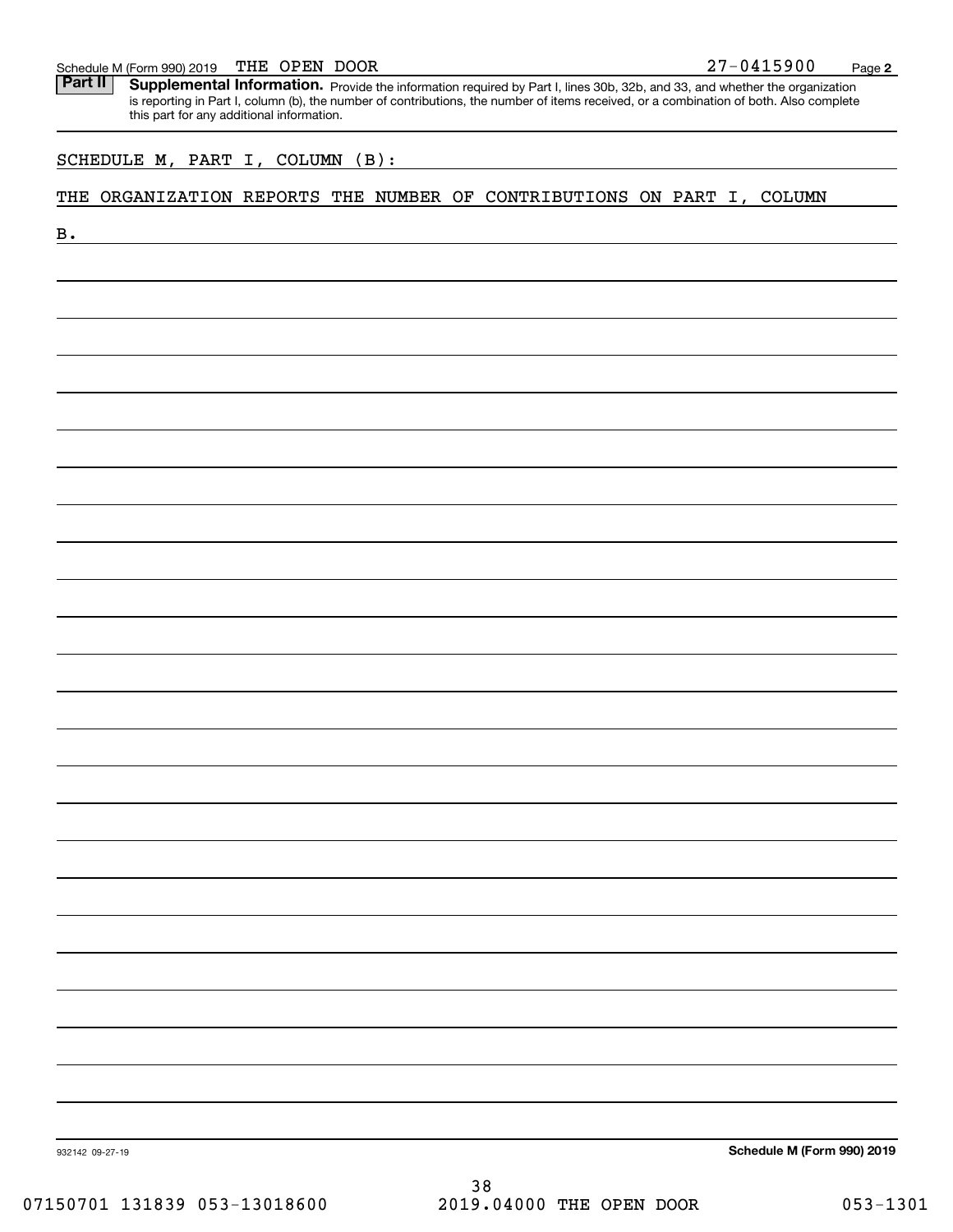Schedule M (Form 990) 2019 THE OPEN DOOR 27-0415900

**Part II** **Supplemental Information.** Provide the information required by Part I, lines 30b, 32b, and 33, and whether the organization is reporting in Part I, column (b), the number of contributions, the number of items received, or a combination of both. Also complete this part for any additional information.

SCHEDULE M, PART I, COLUMN (B):

THE ORGANIZATION REPORTS THE NUMBER OF CONTRIBUTIONS ON PART I, COLUMN B.

932142 09-27-19

**Schedule M (Form 990) 2019**

07150701 131839 053-13018600 2019.04000 THE OPEN DOOR 053-1301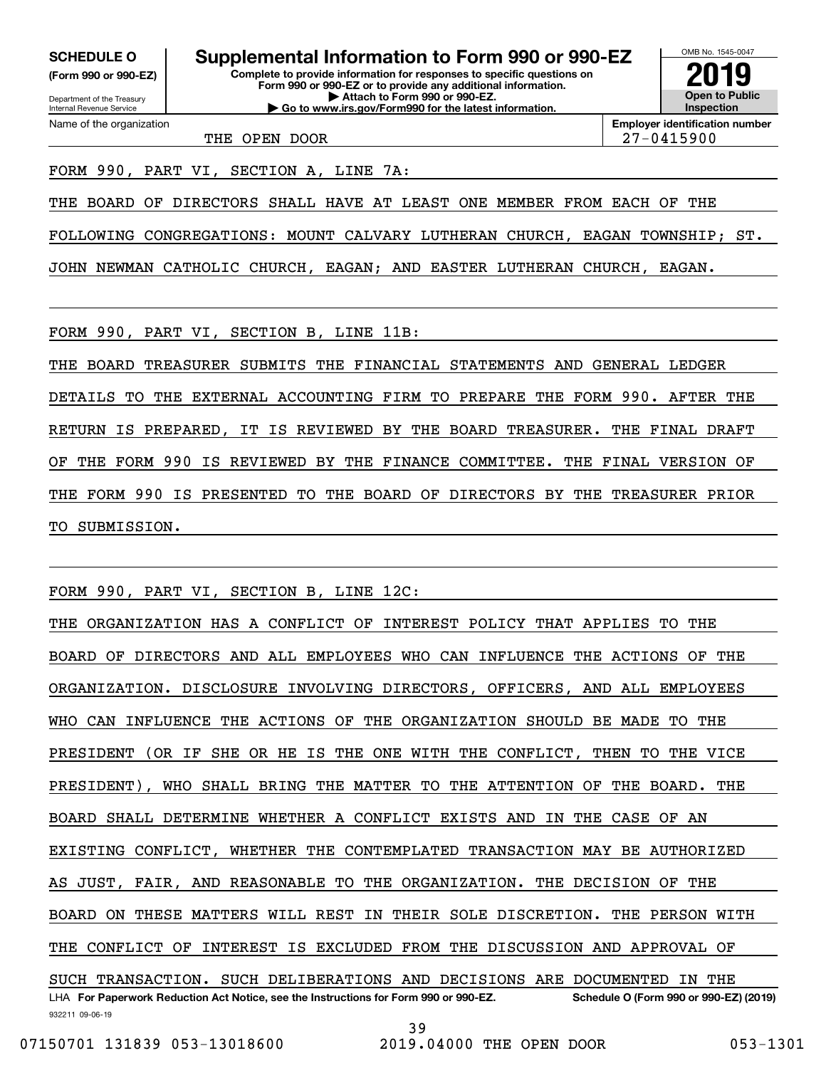**SCHEDULE O** **(Form 990 or 990-EZ)**

Department of the Treasury
Internal Revenue Service

# Supplemental Information to Form 990 or 990-EZ

**Complete to provide information for responses to specific questions on Form 990 or 990-EZ or to provide any additional information.**
**▶ Attach to Form 990 or 990-EZ.**
**▶ Go to www.irs.gov/Form990 for the latest information.**

OMB No. 1545-0047
**2019**
**Open to Public Inspection**

Name of the organization: THE OPEN DOOR

**Employer identification number:** 27-0415900

FORM 990, PART VI, SECTION A, LINE 7A:

THE BOARD OF DIRECTORS SHALL HAVE AT LEAST ONE MEMBER FROM EACH OF THE FOLLOWING CONGREGATIONS: MOUNT CALVARY LUTHERAN CHURCH, EAGAN TOWNSHIP; ST. JOHN NEWMAN CATHOLIC CHURCH, EAGAN; AND EASTER LUTHERAN CHURCH, EAGAN.

FORM 990, PART VI, SECTION B, LINE 11B:

THE BOARD TREASURER SUBMITS THE FINANCIAL STATEMENTS AND GENERAL LEDGER DETAILS TO THE EXTERNAL ACCOUNTING FIRM TO PREPARE THE FORM 990. AFTER THE RETURN IS PREPARED, IT IS REVIEWED BY THE BOARD TREASURER. THE FINAL DRAFT OF THE FORM 990 IS REVIEWED BY THE FINANCE COMMITTEE. THE FINAL VERSION OF THE FORM 990 IS PRESENTED TO THE BOARD OF DIRECTORS BY THE TREASURER PRIOR TO SUBMISSION.

FORM 990, PART VI, SECTION B, LINE 12C:

THE ORGANIZATION HAS A CONFLICT OF INTEREST POLICY THAT APPLIES TO THE BOARD OF DIRECTORS AND ALL EMPLOYEES WHO CAN INFLUENCE THE ACTIONS OF THE ORGANIZATION. DISCLOSURE INVOLVING DIRECTORS, OFFICERS, AND ALL EMPLOYEES WHO CAN INFLUENCE THE ACTIONS OF THE ORGANIZATION SHOULD BE MADE TO THE PRESIDENT (OR IF SHE OR HE IS THE ONE WITH THE CONFLICT, THEN TO THE VICE PRESIDENT), WHO SHALL BRING THE MATTER TO THE ATTENTION OF THE BOARD. THE BOARD SHALL DETERMINE WHETHER A CONFLICT EXISTS AND IN THE CASE OF AN EXISTING CONFLICT, WHETHER THE CONTEMPLATED TRANSACTION MAY BE AUTHORIZED AS JUST, FAIR, AND REASONABLE TO THE ORGANIZATION. THE DECISION OF THE BOARD ON THESE MATTERS WILL REST IN THEIR SOLE DISCRETION. THE PERSON WITH THE CONFLICT OF INTEREST IS EXCLUDED FROM THE DISCUSSION AND APPROVAL OF SUCH TRANSACTION. SUCH DELIBERATIONS AND DECISIONS ARE DOCUMENTED IN THE

LHA **For Paperwork Reduction Act Notice, see the Instructions for Form 990 or 990-EZ.** **Schedule O (Form 990 or 990-EZ) (2019)**

932211 09-06-19

07150701 131839 053-13018600 2019.04000 THE OPEN DOOR 053-1301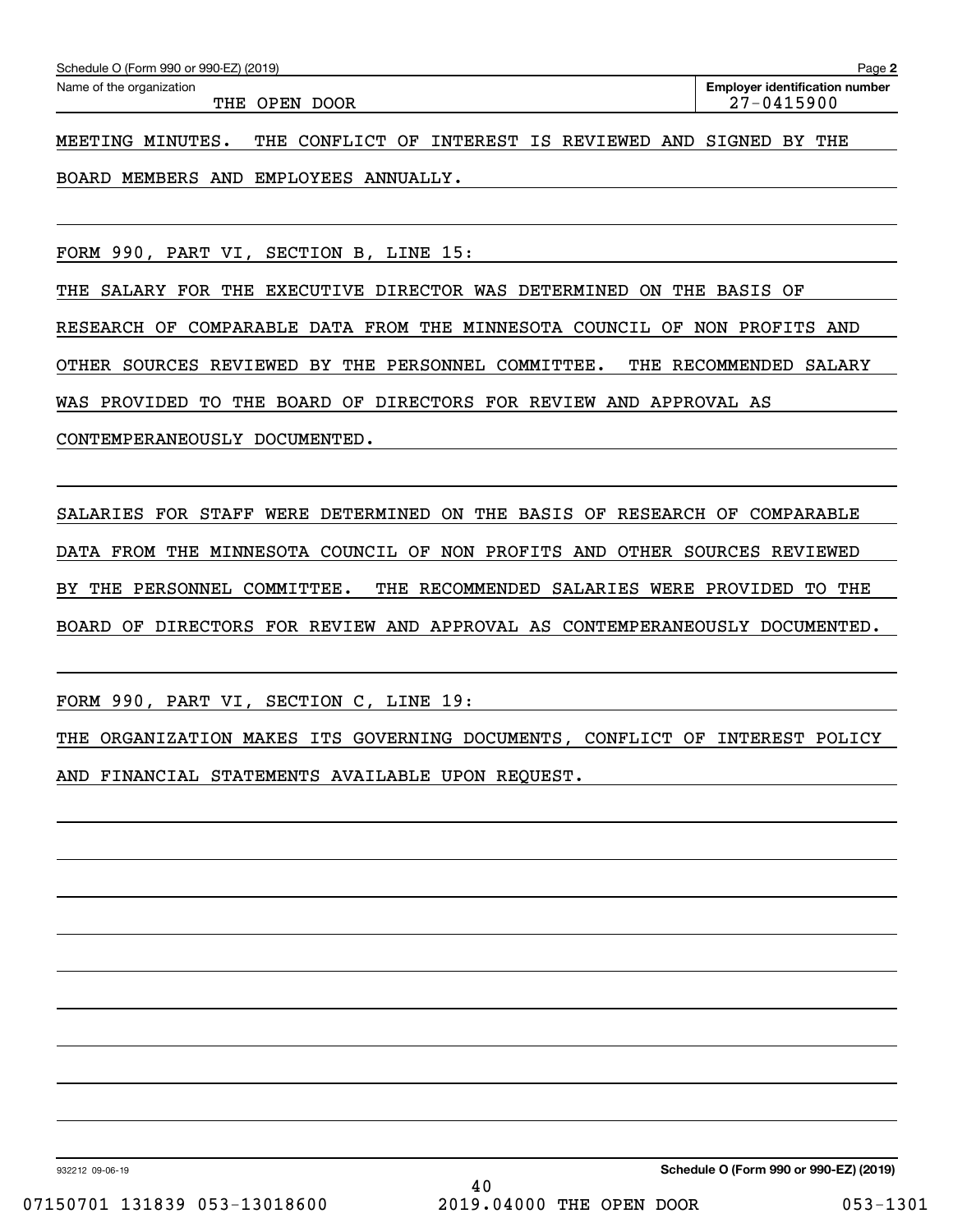Schedule O (Form 990 or 990-EZ) (2019)

Name of the organization: THE OPEN DOOR

**Employer identification number** 27-0415900

MEETING MINUTES. THE CONFLICT OF INTEREST IS REVIEWED AND SIGNED BY THE BOARD MEMBERS AND EMPLOYEES ANNUALLY.

FORM 990, PART VI, SECTION B, LINE 15:

THE SALARY FOR THE EXECUTIVE DIRECTOR WAS DETERMINED ON THE BASIS OF RESEARCH OF COMPARABLE DATA FROM THE MINNESOTA COUNCIL OF NON PROFITS AND OTHER SOURCES REVIEWED BY THE PERSONNEL COMMITTEE. THE RECOMMENDED SALARY WAS PROVIDED TO THE BOARD OF DIRECTORS FOR REVIEW AND APPROVAL AS CONTEMPERANEOUSLY DOCUMENTED.

SALARIES FOR STAFF WERE DETERMINED ON THE BASIS OF RESEARCH OF COMPARABLE DATA FROM THE MINNESOTA COUNCIL OF NON PROFITS AND OTHER SOURCES REVIEWED BY THE PERSONNEL COMMITTEE. THE RECOMMENDED SALARIES WERE PROVIDED TO THE BOARD OF DIRECTORS FOR REVIEW AND APPROVAL AS CONTEMPERANEOUSLY DOCUMENTED.

FORM 990, PART VI, SECTION C, LINE 19:

THE ORGANIZATION MAKES ITS GOVERNING DOCUMENTS, CONFLICT OF INTEREST POLICY AND FINANCIAL STATEMENTS AVAILABLE UPON REQUEST.

932212 09-06-19

**Schedule O (Form 990 or 990-EZ) (2019)**

07150701 131839 053-13018600 2019.04000 THE OPEN DOOR 053-1301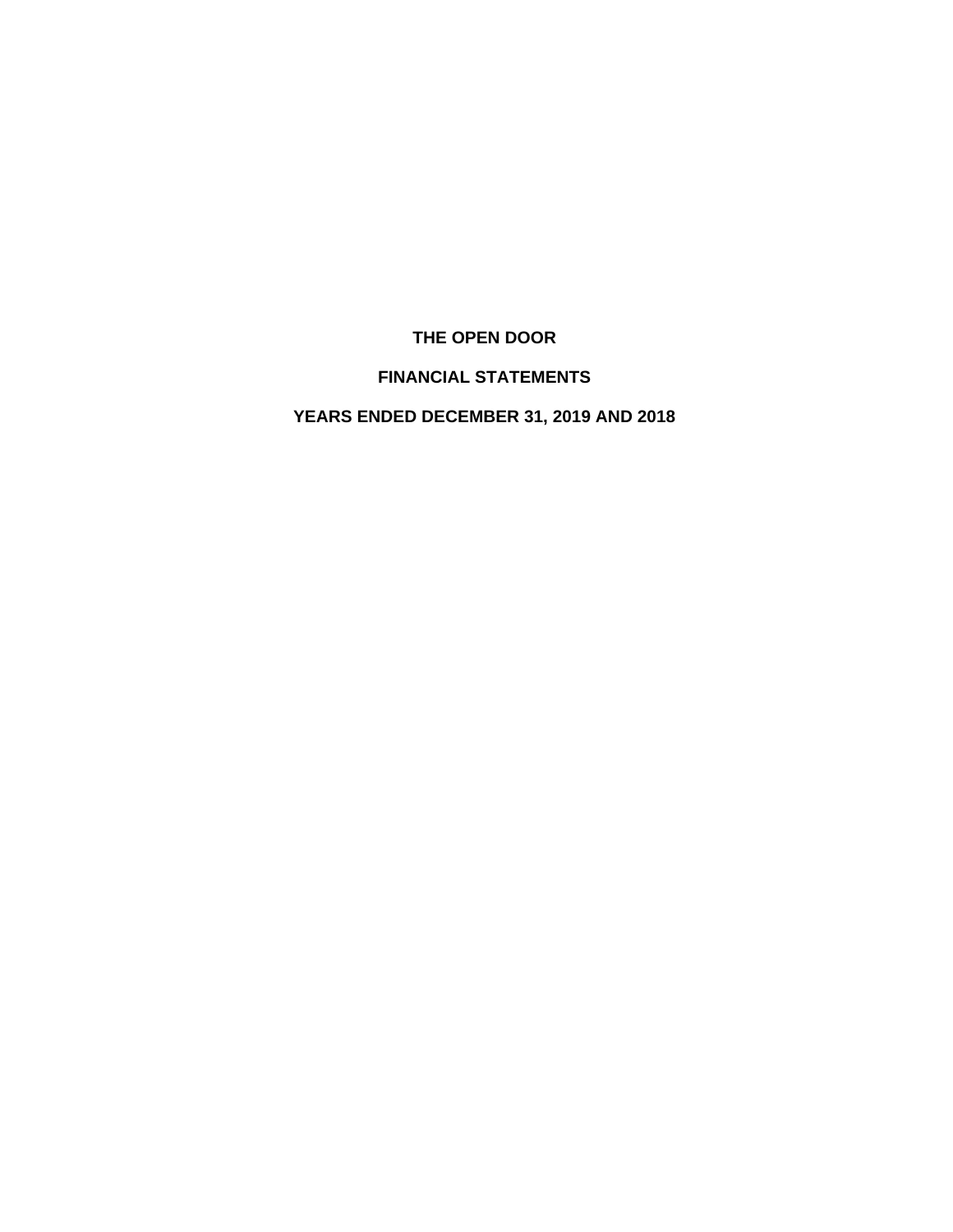# THE OPEN DOOR

## FINANCIAL STATEMENTS

## YEARS ENDED DECEMBER 31, 2019 AND 2018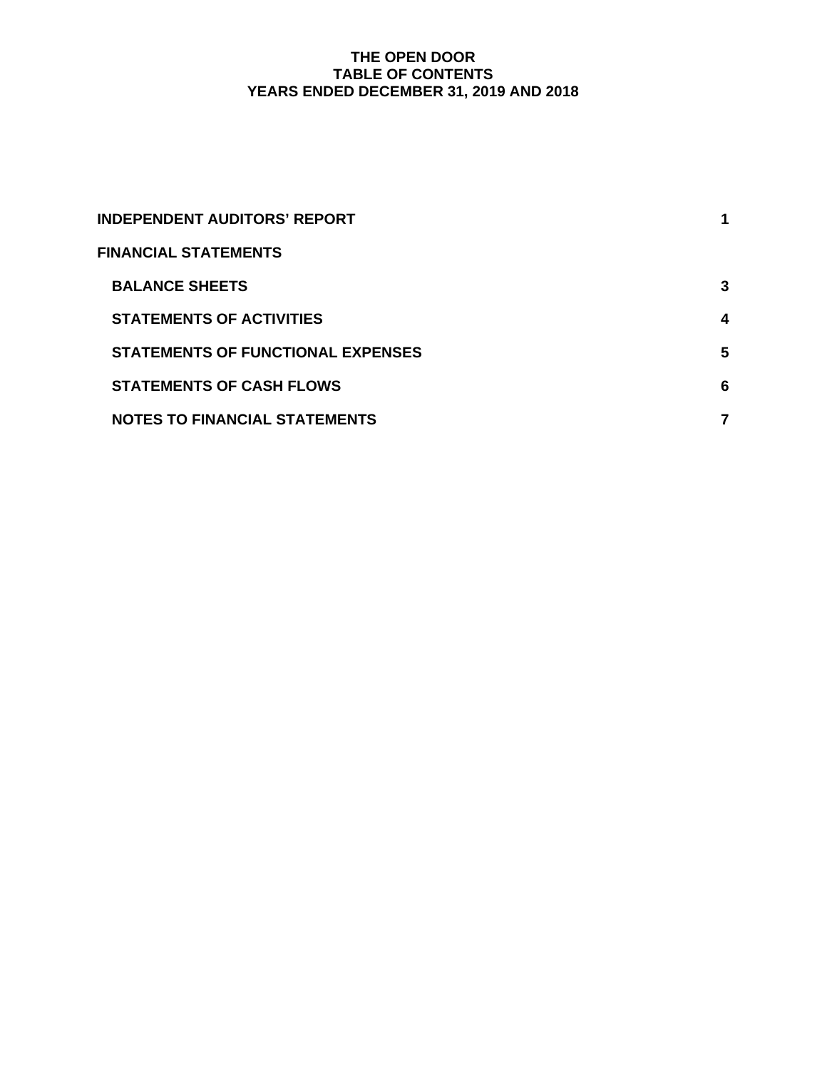# THE OPEN DOOR
## TABLE OF CONTENTS
## YEARS ENDED DECEMBER 31, 2019 AND 2018

| | |
|---|---|
| **INDEPENDENT AUDITORS' REPORT** | **1** |
| **FINANCIAL STATEMENTS** | |
| **BALANCE SHEETS** | **3** |
| **STATEMENTS OF ACTIVITIES** | **4** |
| **STATEMENTS OF FUNCTIONAL EXPENSES** | **5** |
| **STATEMENTS OF CASH FLOWS** | **6** |
| **NOTES TO FINANCIAL STATEMENTS** | **7** |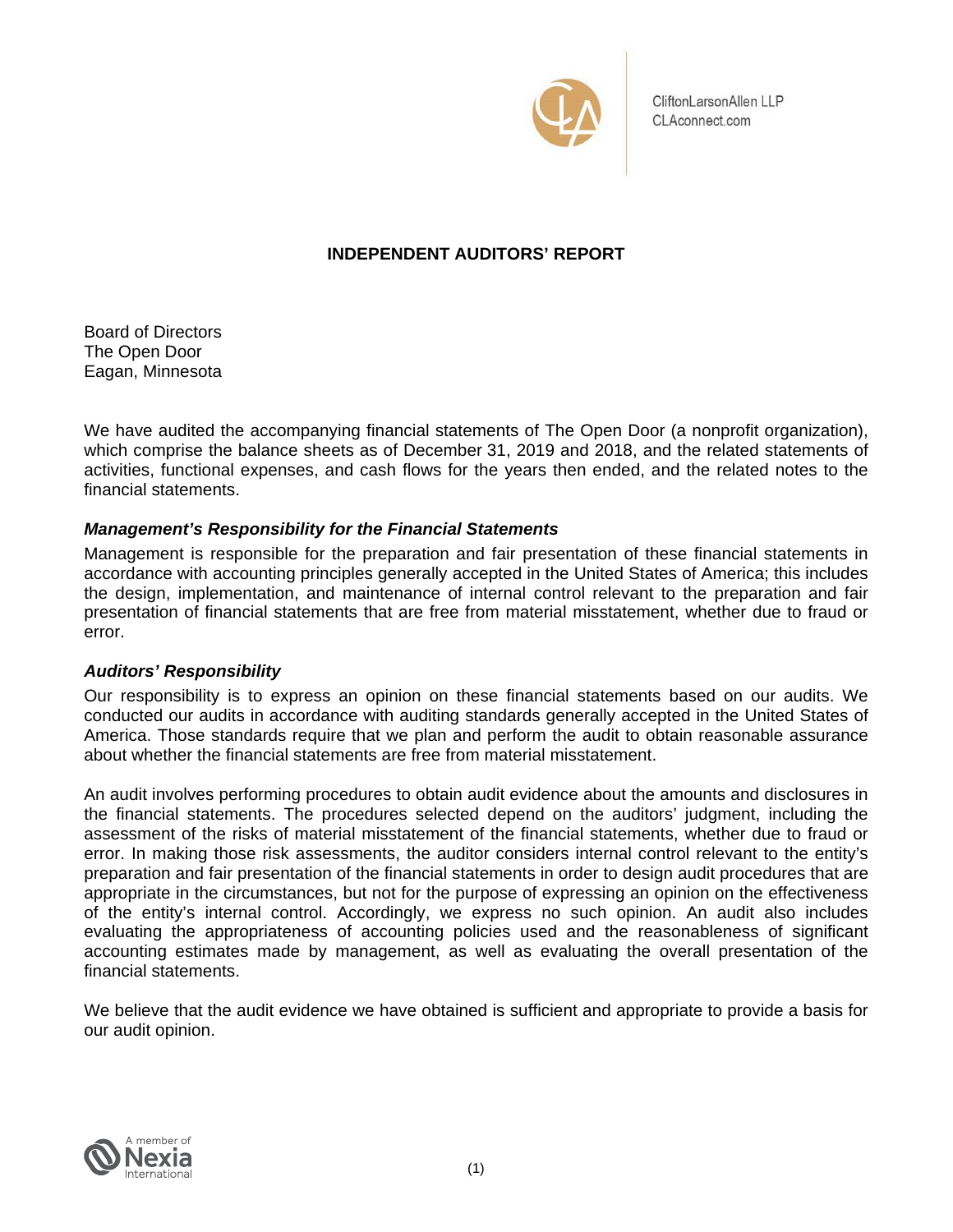CliftonLarsonAllen LLP
CLAconnect.com

# INDEPENDENT AUDITORS' REPORT

Board of Directors
The Open Door
Eagan, Minnesota

We have audited the accompanying financial statements of The Open Door (a nonprofit organization), which comprise the balance sheets as of December 31, 2019 and 2018, and the related statements of activities, functional expenses, and cash flows for the years then ended, and the related notes to the financial statements.

### *Management's Responsibility for the Financial Statements*

Management is responsible for the preparation and fair presentation of these financial statements in accordance with accounting principles generally accepted in the United States of America; this includes the design, implementation, and maintenance of internal control relevant to the preparation and fair presentation of financial statements that are free from material misstatement, whether due to fraud or error.

### *Auditors' Responsibility*

Our responsibility is to express an opinion on these financial statements based on our audits. We conducted our audits in accordance with auditing standards generally accepted in the United States of America. Those standards require that we plan and perform the audit to obtain reasonable assurance about whether the financial statements are free from material misstatement.

An audit involves performing procedures to obtain audit evidence about the amounts and disclosures in the financial statements. The procedures selected depend on the auditors' judgment, including the assessment of the risks of material misstatement of the financial statements, whether due to fraud or error. In making those risk assessments, the auditor considers internal control relevant to the entity's preparation and fair presentation of the financial statements in order to design audit procedures that are appropriate in the circumstances, but not for the purpose of expressing an opinion on the effectiveness of the entity's internal control. Accordingly, we express no such opinion. An audit also includes evaluating the appropriateness of accounting policies used and the reasonableness of significant accounting estimates made by management, as well as evaluating the overall presentation of the financial statements.

We believe that the audit evidence we have obtained is sufficient and appropriate to provide a basis for our audit opinion.

A member of Nexia International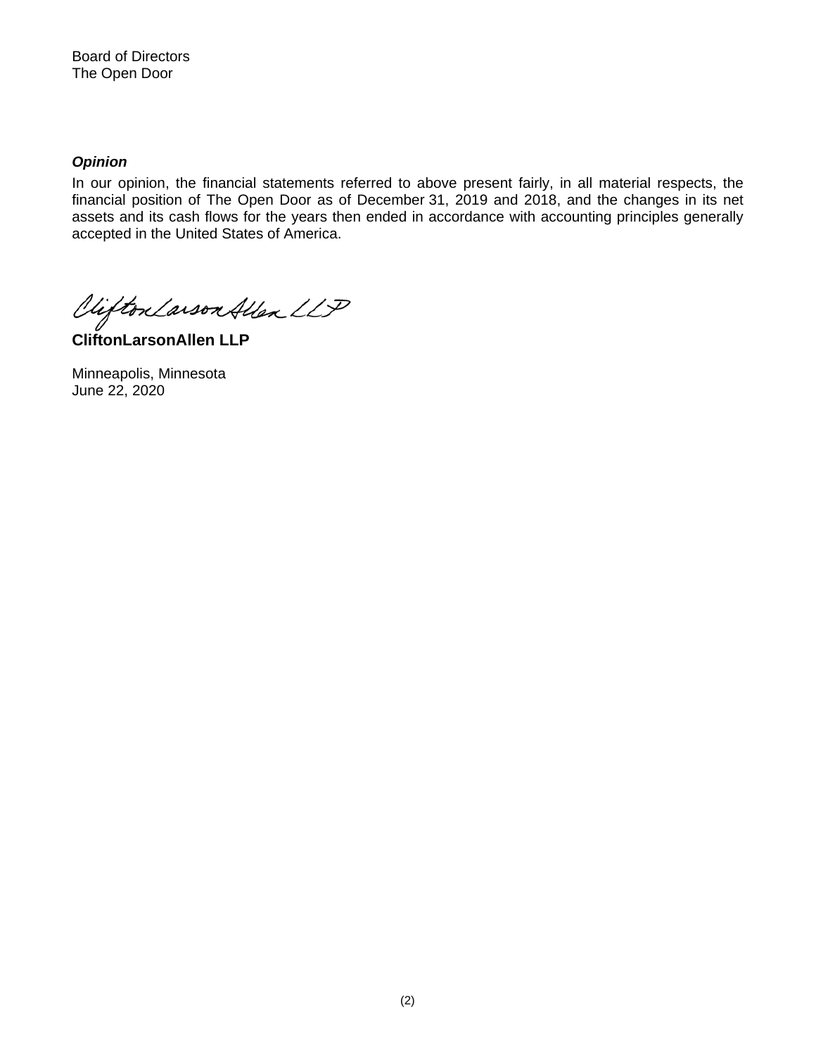Board of Directors
The Open Door

***Opinion***

In our opinion, the financial statements referred to above present fairly, in all material respects, the financial position of The Open Door as of December 31, 2019 and 2018, and the changes in its net assets and its cash flows for the years then ended in accordance with accounting principles generally accepted in the United States of America.

**CliftonLarsonAllen LLP**

Minneapolis, Minnesota
June 22, 2020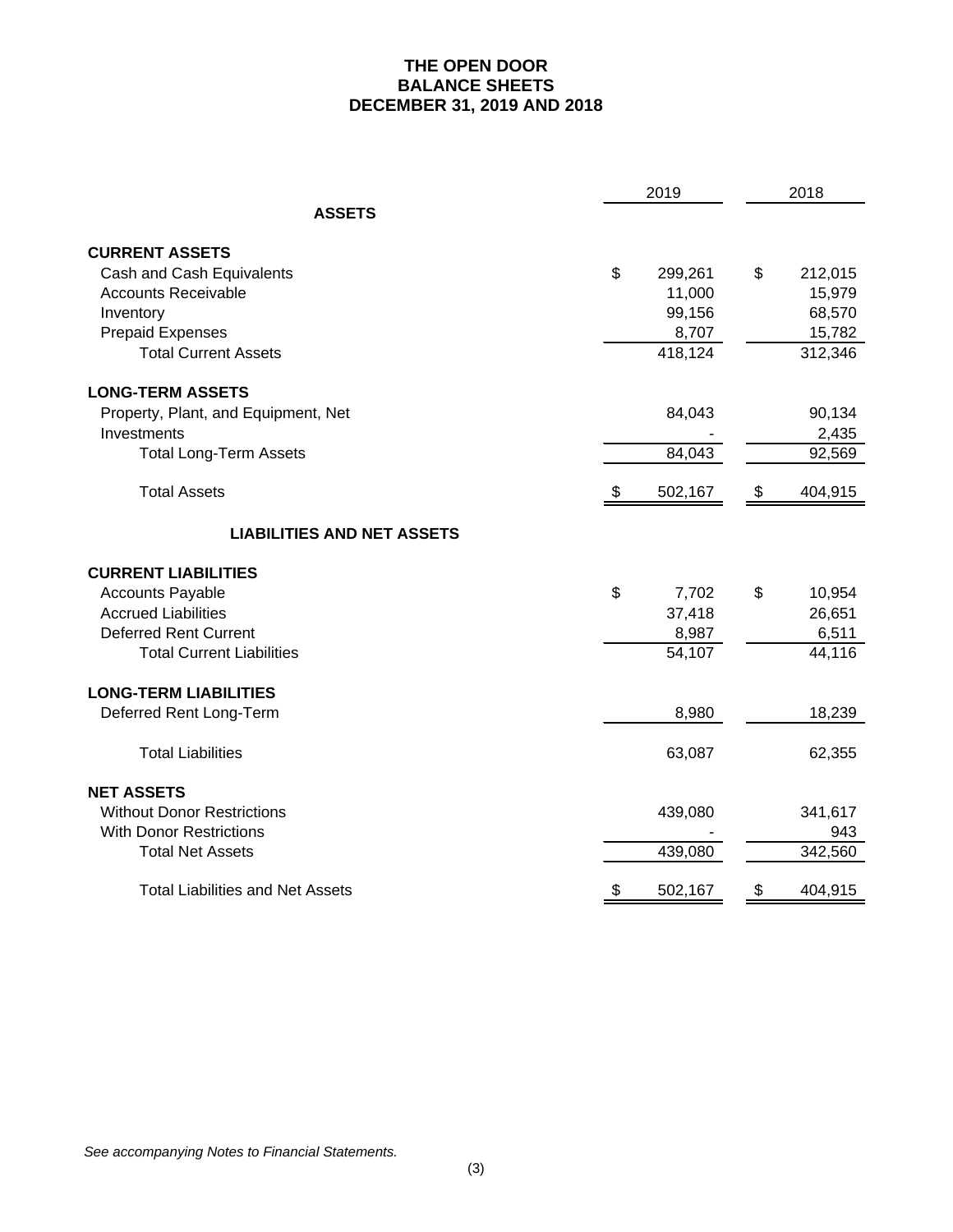# THE OPEN DOOR
## BALANCE SHEETS
## DECEMBER 31, 2019 AND 2018

| | 2019 | 2018 |
|---|---|---|
| **ASSETS** | | |
| **CURRENT ASSETS** | | |
| Cash and Cash Equivalents | $ 299,261 | $ 212,015 |
| Accounts Receivable | 11,000 | 15,979 |
| Inventory | 99,156 | 68,570 |
| Prepaid Expenses | 8,707 | 15,782 |
| Total Current Assets | 418,124 | 312,346 |
| **LONG-TERM ASSETS** | | |
| Property, Plant, and Equipment, Net | 84,043 | 90,134 |
| Investments | - | 2,435 |
| Total Long-Term Assets | 84,043 | 92,569 |
| Total Assets | $ 502,167 | $ 404,915 |
| **LIABILITIES AND NET ASSETS** | | |
| **CURRENT LIABILITIES** | | |
| Accounts Payable | $ 7,702 | $ 10,954 |
| Accrued Liabilities | 37,418 | 26,651 |
| Deferred Rent Current | 8,987 | 6,511 |
| Total Current Liabilities | 54,107 | 44,116 |
| **LONG-TERM LIABILITIES** | | |
| Deferred Rent Long-Term | 8,980 | 18,239 |
| Total Liabilities | 63,087 | 62,355 |
| **NET ASSETS** | | |
| Without Donor Restrictions | 439,080 | 341,617 |
| With Donor Restrictions | - | 943 |
| Total Net Assets | 439,080 | 342,560 |
| Total Liabilities and Net Assets | $ 502,167 | $ 404,915 |

*See accompanying Notes to Financial Statements.*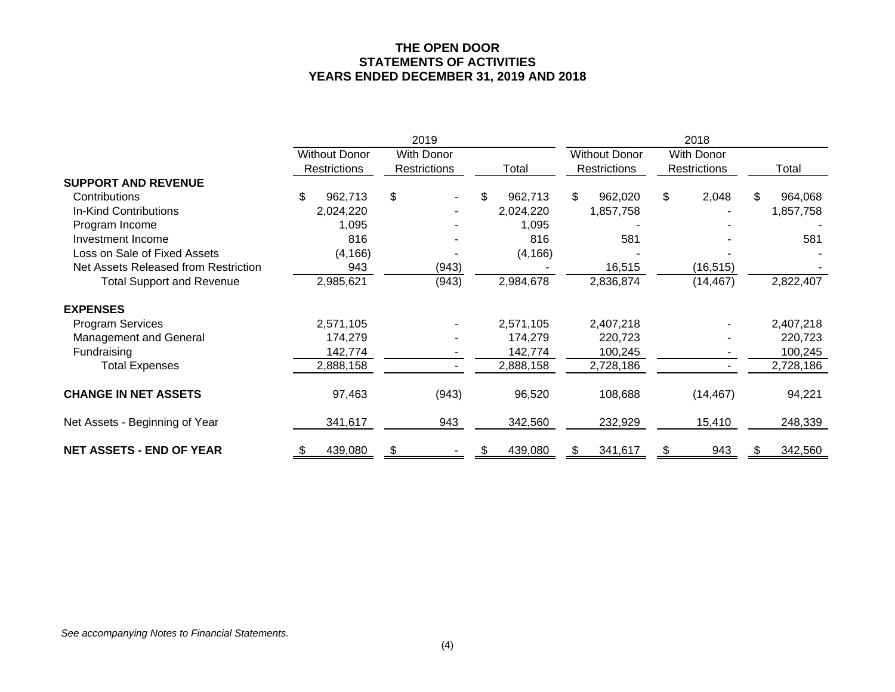# THE OPEN DOOR
## STATEMENTS OF ACTIVITIES
### YEARS ENDED DECEMBER 31, 2019 AND 2018

| | 2019 | | | 2018 | | |
|---|---|---|---|---|---|---|
| | Without Donor Restrictions | With Donor Restrictions | Total | Without Donor Restrictions | With Donor Restrictions | Total |
| **SUPPORT AND REVENUE** | | | | | | |
| Contributions | $ 962,713 | $ - | $ 962,713 | $ 962,020 | $ 2,048 | $ 964,068 |
| In-Kind Contributions | 2,024,220 | - | 2,024,220 | 1,857,758 | - | 1,857,758 |
| Program Income | 1,095 | - | 1,095 | - | - | - |
| Investment Income | 816 | - | 816 | 581 | - | 581 |
| Loss on Sale of Fixed Assets | (4,166) | - | (4,166) | - | - | - |
| Net Assets Released from Restriction | 943 | (943) | - | 16,515 | (16,515) | - |
| Total Support and Revenue | 2,985,621 | (943) | 2,984,678 | 2,836,874 | (14,467) | 2,822,407 |
| **EXPENSES** | | | | | | |
| Program Services | 2,571,105 | - | 2,571,105 | 2,407,218 | - | 2,407,218 |
| Management and General | 174,279 | - | 174,279 | 220,723 | - | 220,723 |
| Fundraising | 142,774 | - | 142,774 | 100,245 | - | 100,245 |
| Total Expenses | 2,888,158 | - | 2,888,158 | 2,728,186 | - | 2,728,186 |
| **CHANGE IN NET ASSETS** | 97,463 | (943) | 96,520 | 108,688 | (14,467) | 94,221 |
| Net Assets - Beginning of Year | 341,617 | 943 | 342,560 | 232,929 | 15,410 | 248,339 |
| **NET ASSETS - END OF YEAR** | $ 439,080 | $ - | $ 439,080 | $ 341,617 | $ 943 | $ 342,560 |

*See accompanying Notes to Financial Statements.*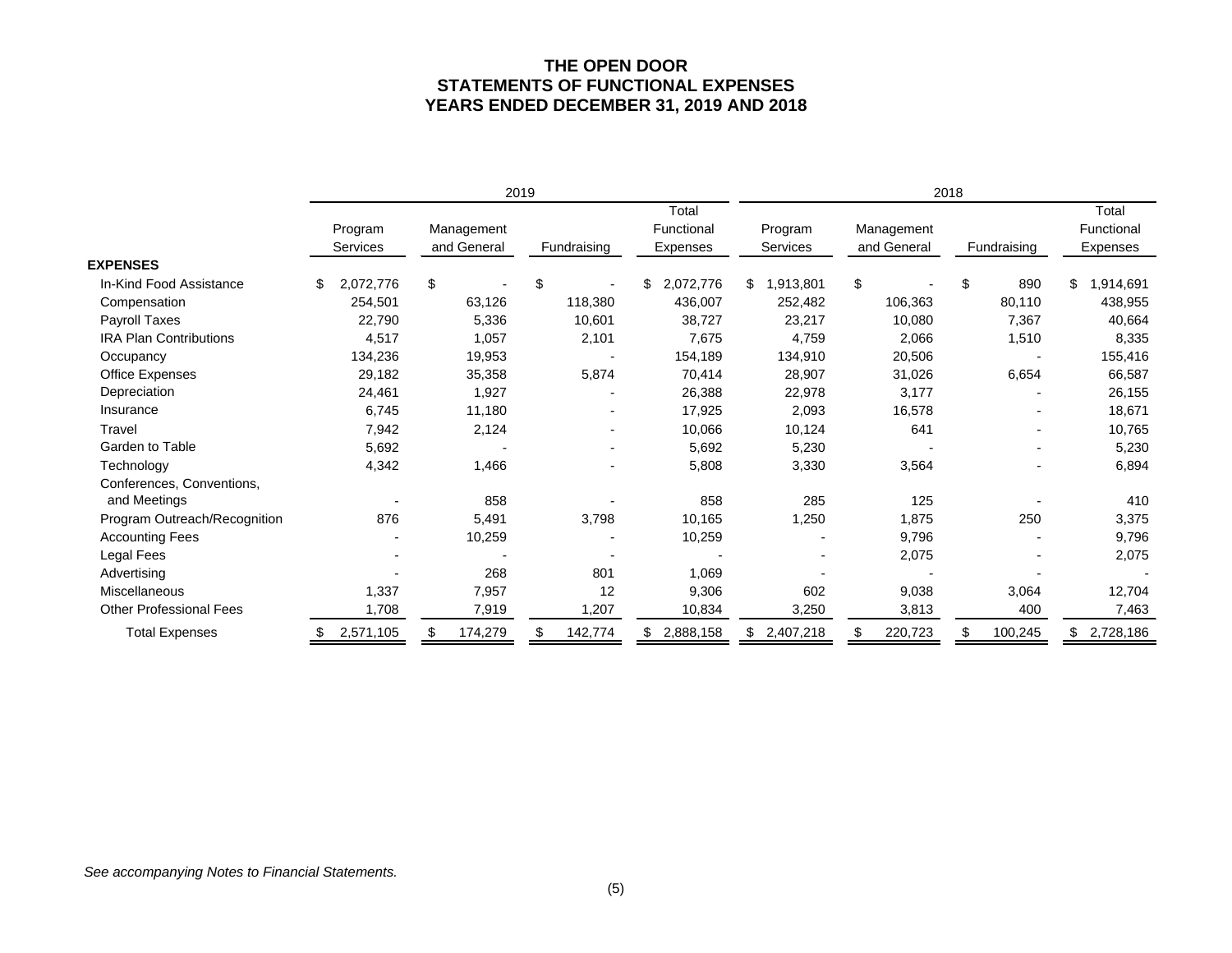# THE OPEN DOOR
## STATEMENTS OF FUNCTIONAL EXPENSES
## YEARS ENDED DECEMBER 31, 2019 AND 2018

| | 2019 | | | | 2018 | | | |
|---|---|---|---|---|---|---|---|---|
| | Program Services | Management and General | Fundraising | Total Functional Expenses | Program Services | Management and General | Fundraising | Total Functional Expenses |
| **EXPENSES** | | | | | | | | |
| In-Kind Food Assistance | $ 2,072,776 | $ - | $ - | $ 2,072,776 | $ 1,913,801 | $ - | $ 890 | $ 1,914,691 |
| Compensation | 254,501 | 63,126 | 118,380 | 436,007 | 252,482 | 106,363 | 80,110 | 438,955 |
| Payroll Taxes | 22,790 | 5,336 | 10,601 | 38,727 | 23,217 | 10,080 | 7,367 | 40,664 |
| IRA Plan Contributions | 4,517 | 1,057 | 2,101 | 7,675 | 4,759 | 2,066 | 1,510 | 8,335 |
| Occupancy | 134,236 | 19,953 | - | 154,189 | 134,910 | 20,506 | - | 155,416 |
| Office Expenses | 29,182 | 35,358 | 5,874 | 70,414 | 28,907 | 31,026 | 6,654 | 66,587 |
| Depreciation | 24,461 | 1,927 | - | 26,388 | 22,978 | 3,177 | - | 26,155 |
| Insurance | 6,745 | 11,180 | - | 17,925 | 2,093 | 16,578 | - | 18,671 |
| Travel | 7,942 | 2,124 | - | 10,066 | 10,124 | 641 | - | 10,765 |
| Garden to Table | 5,692 | - | - | 5,692 | 5,230 | - | - | 5,230 |
| Technology | 4,342 | 1,466 | - | 5,808 | 3,330 | 3,564 | - | 6,894 |
| Conferences, Conventions, and Meetings | - | 858 | - | 858 | 285 | 125 | - | 410 |
| Program Outreach/Recognition | 876 | 5,491 | 3,798 | 10,165 | 1,250 | 1,875 | 250 | 3,375 |
| Accounting Fees | - | 10,259 | - | 10,259 | - | 9,796 | - | 9,796 |
| Legal Fees | - | - | - | - | - | 2,075 | - | 2,075 |
| Advertising | - | 268 | 801 | 1,069 | - | - | - | - |
| Miscellaneous | 1,337 | 7,957 | 12 | 9,306 | 602 | 9,038 | 3,064 | 12,704 |
| Other Professional Fees | 1,708 | 7,919 | 1,207 | 10,834 | 3,250 | 3,813 | 400 | 7,463 |
| Total Expenses | $ 2,571,105 | $ 174,279 | $ 142,774 | $ 2,888,158 | $ 2,407,218 | $ 220,723 | $ 100,245 | $ 2,728,186 |

*See accompanying Notes to Financial Statements.*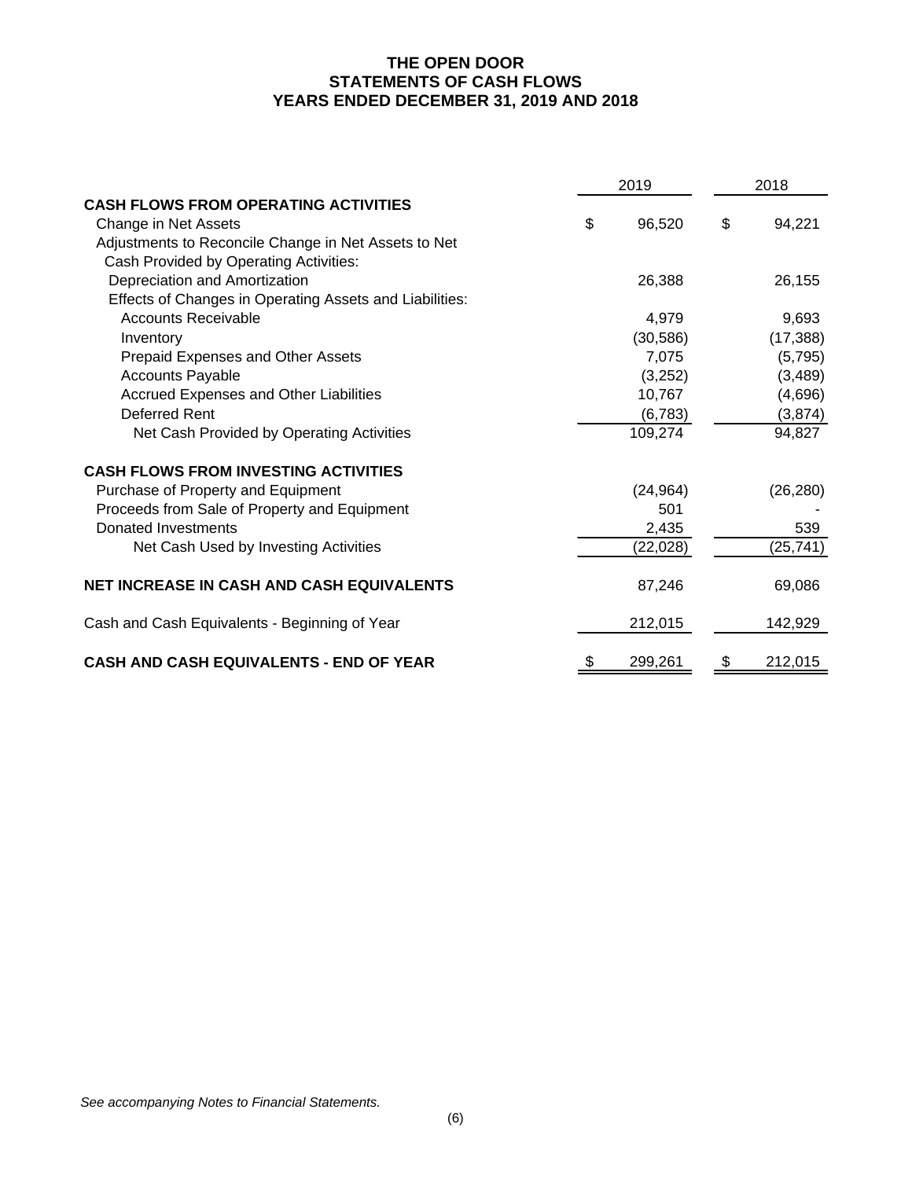# THE OPEN DOOR
## STATEMENTS OF CASH FLOWS
## YEARS ENDED DECEMBER 31, 2019 AND 2018

| | 2019 | 2018 |
|---|---|---|
| **CASH FLOWS FROM OPERATING ACTIVITIES** | | |
| Change in Net Assets | $ 96,520 | $ 94,221 |
| Adjustments to Reconcile Change in Net Assets to Net Cash Provided by Operating Activities: | | |
| Depreciation and Amortization | 26,388 | 26,155 |
| Effects of Changes in Operating Assets and Liabilities: | | |
| Accounts Receivable | 4,979 | 9,693 |
| Inventory | (30,586) | (17,388) |
| Prepaid Expenses and Other Assets | 7,075 | (5,795) |
| Accounts Payable | (3,252) | (3,489) |
| Accrued Expenses and Other Liabilities | 10,767 | (4,696) |
| Deferred Rent | (6,783) | (3,874) |
| Net Cash Provided by Operating Activities | 109,274 | 94,827 |
| **CASH FLOWS FROM INVESTING ACTIVITIES** | | |
| Purchase of Property and Equipment | (24,964) | (26,280) |
| Proceeds from Sale of Property and Equipment | 501 | - |
| Donated Investments | 2,435 | 539 |
| Net Cash Used by Investing Activities | (22,028) | (25,741) |
| **NET INCREASE IN CASH AND CASH EQUIVALENTS** | 87,246 | 69,086 |
| Cash and Cash Equivalents - Beginning of Year | 212,015 | 142,929 |
| **CASH AND CASH EQUIVALENTS - END OF YEAR** | $ 299,261 | $ 212,015 |

*See accompanying Notes to Financial Statements.*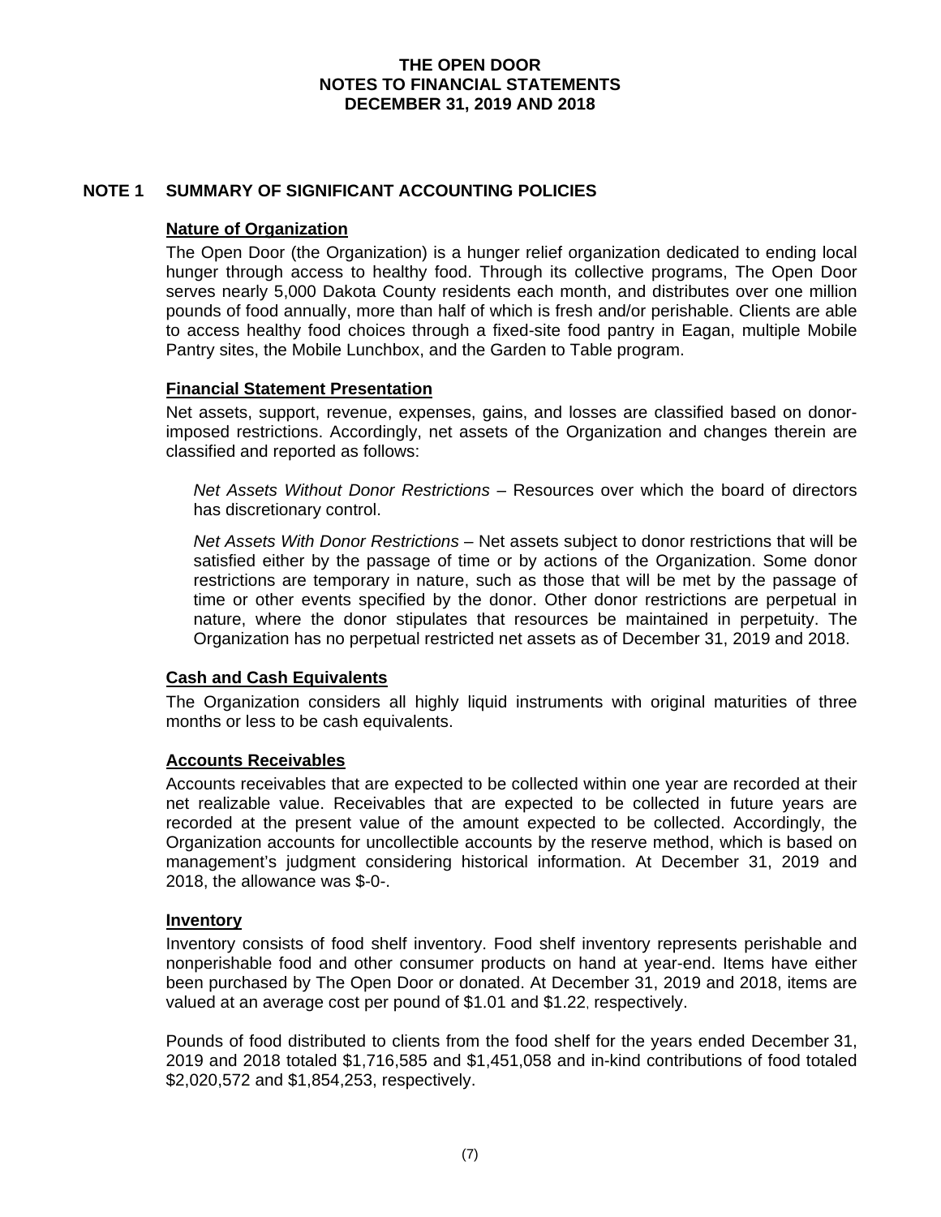# THE OPEN DOOR
# NOTES TO FINANCIAL STATEMENTS
# DECEMBER 31, 2019 AND 2018

## NOTE 1 SUMMARY OF SIGNIFICANT ACCOUNTING POLICIES

### Nature of Organization

The Open Door (the Organization) is a hunger relief organization dedicated to ending local hunger through access to healthy food. Through its collective programs, The Open Door serves nearly 5,000 Dakota County residents each month, and distributes over one million pounds of food annually, more than half of which is fresh and/or perishable. Clients are able to access healthy food choices through a fixed-site food pantry in Eagan, multiple Mobile Pantry sites, the Mobile Lunchbox, and the Garden to Table program.

### Financial Statement Presentation

Net assets, support, revenue, expenses, gains, and losses are classified based on donor-imposed restrictions. Accordingly, net assets of the Organization and changes therein are classified and reported as follows:

*Net Assets Without Donor Restrictions* – Resources over which the board of directors has discretionary control.

*Net Assets With Donor Restrictions* – Net assets subject to donor restrictions that will be satisfied either by the passage of time or by actions of the Organization. Some donor restrictions are temporary in nature, such as those that will be met by the passage of time or other events specified by the donor. Other donor restrictions are perpetual in nature, where the donor stipulates that resources be maintained in perpetuity. The Organization has no perpetual restricted net assets as of December 31, 2019 and 2018.

### Cash and Cash Equivalents

The Organization considers all highly liquid instruments with original maturities of three months or less to be cash equivalents.

### Accounts Receivables

Accounts receivables that are expected to be collected within one year are recorded at their net realizable value. Receivables that are expected to be collected in future years are recorded at the present value of the amount expected to be collected. Accordingly, the Organization accounts for uncollectible accounts by the reserve method, which is based on management's judgment considering historical information. At December 31, 2019 and 2018, the allowance was $-0-.

### Inventory

Inventory consists of food shelf inventory. Food shelf inventory represents perishable and nonperishable food and other consumer products on hand at year-end. Items have either been purchased by The Open Door or donated. At December 31, 2019 and 2018, items are valued at an average cost per pound of $1.01 and $1.22, respectively.

Pounds of food distributed to clients from the food shelf for the years ended December 31, 2019 and 2018 totaled $1,716,585 and $1,451,058 and in-kind contributions of food totaled $2,020,572 and $1,854,253, respectively.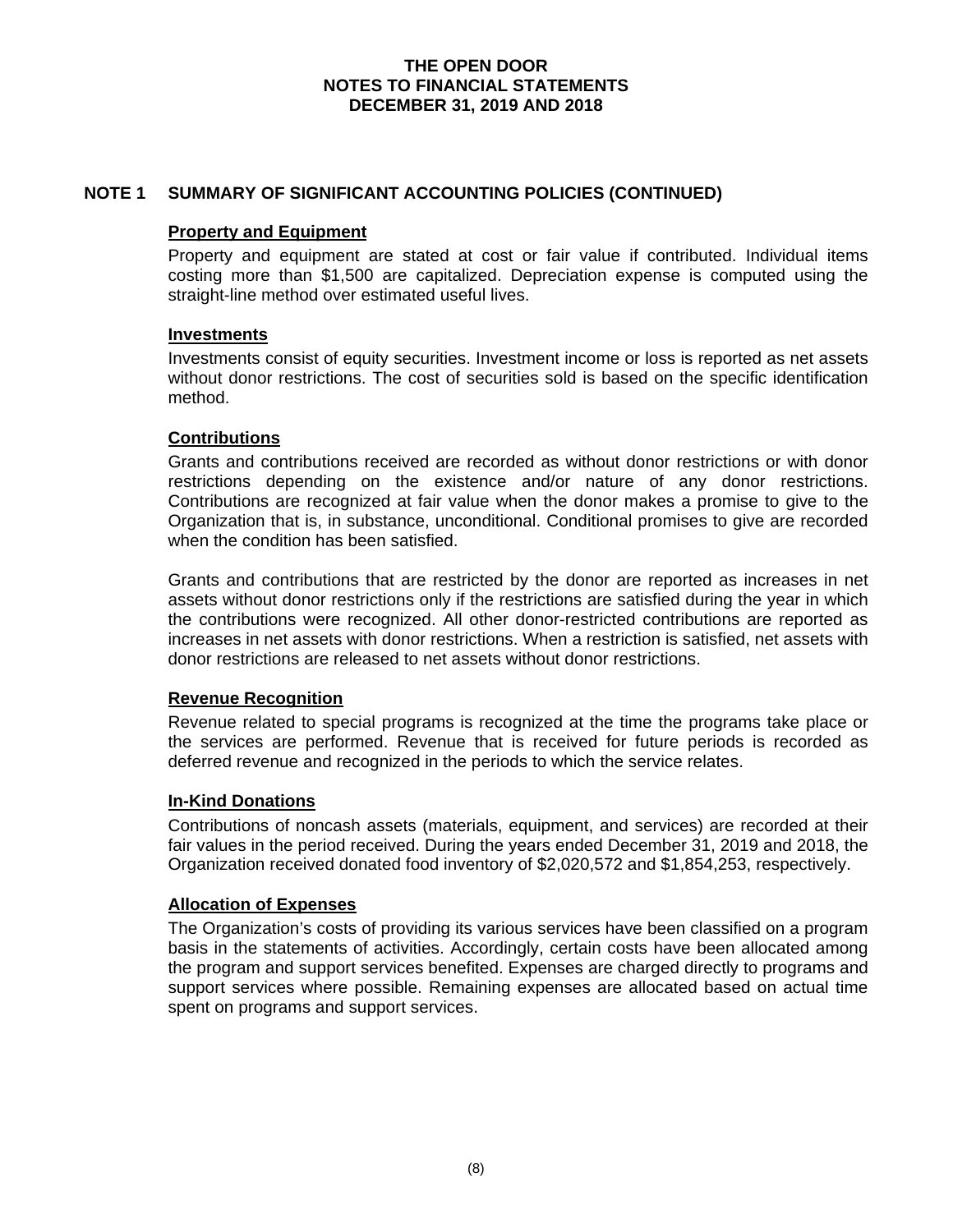**THE OPEN DOOR**
**NOTES TO FINANCIAL STATEMENTS**
**DECEMBER 31, 2019 AND 2018**

## NOTE 1 SUMMARY OF SIGNIFICANT ACCOUNTING POLICIES (CONTINUED)

### Property and Equipment

Property and equipment are stated at cost or fair value if contributed. Individual items costing more than $1,500 are capitalized. Depreciation expense is computed using the straight-line method over estimated useful lives.

### Investments

Investments consist of equity securities. Investment income or loss is reported as net assets without donor restrictions. The cost of securities sold is based on the specific identification method.

### Contributions

Grants and contributions received are recorded as without donor restrictions or with donor restrictions depending on the existence and/or nature of any donor restrictions. Contributions are recognized at fair value when the donor makes a promise to give to the Organization that is, in substance, unconditional. Conditional promises to give are recorded when the condition has been satisfied.

Grants and contributions that are restricted by the donor are reported as increases in net assets without donor restrictions only if the restrictions are satisfied during the year in which the contributions were recognized. All other donor-restricted contributions are reported as increases in net assets with donor restrictions. When a restriction is satisfied, net assets with donor restrictions are released to net assets without donor restrictions.

### Revenue Recognition

Revenue related to special programs is recognized at the time the programs take place or the services are performed. Revenue that is received for future periods is recorded as deferred revenue and recognized in the periods to which the service relates.

### In-Kind Donations

Contributions of noncash assets (materials, equipment, and services) are recorded at their fair values in the period received. During the years ended December 31, 2019 and 2018, the Organization received donated food inventory of $2,020,572 and $1,854,253, respectively.

### Allocation of Expenses

The Organization's costs of providing its various services have been classified on a program basis in the statements of activities. Accordingly, certain costs have been allocated among the program and support services benefited. Expenses are charged directly to programs and support services where possible. Remaining expenses are allocated based on actual time spent on programs and support services.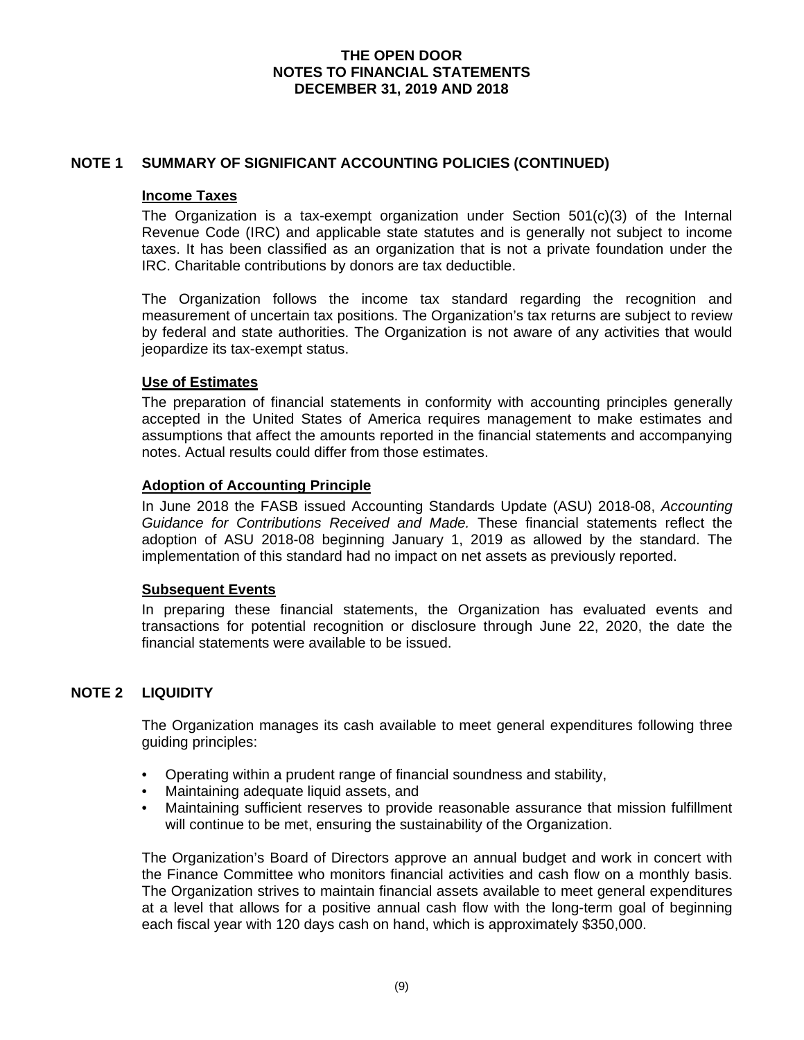**THE OPEN DOOR**
**NOTES TO FINANCIAL STATEMENTS**
**DECEMBER 31, 2019 AND 2018**

## NOTE 1 SUMMARY OF SIGNIFICANT ACCOUNTING POLICIES (CONTINUED)

### Income Taxes

The Organization is a tax-exempt organization under Section 501(c)(3) of the Internal Revenue Code (IRC) and applicable state statutes and is generally not subject to income taxes. It has been classified as an organization that is not a private foundation under the IRC. Charitable contributions by donors are tax deductible.

The Organization follows the income tax standard regarding the recognition and measurement of uncertain tax positions. The Organization's tax returns are subject to review by federal and state authorities. The Organization is not aware of any activities that would jeopardize its tax-exempt status.

### Use of Estimates

The preparation of financial statements in conformity with accounting principles generally accepted in the United States of America requires management to make estimates and assumptions that affect the amounts reported in the financial statements and accompanying notes. Actual results could differ from those estimates.

### Adoption of Accounting Principle

In June 2018 the FASB issued Accounting Standards Update (ASU) 2018-08, *Accounting Guidance for Contributions Received and Made.* These financial statements reflect the adoption of ASU 2018-08 beginning January 1, 2019 as allowed by the standard. The implementation of this standard had no impact on net assets as previously reported.

### Subsequent Events

In preparing these financial statements, the Organization has evaluated events and transactions for potential recognition or disclosure through June 22, 2020, the date the financial statements were available to be issued.

## NOTE 2 LIQUIDITY

The Organization manages its cash available to meet general expenditures following three guiding principles:

- Operating within a prudent range of financial soundness and stability,
- Maintaining adequate liquid assets, and
- Maintaining sufficient reserves to provide reasonable assurance that mission fulfillment will continue to be met, ensuring the sustainability of the Organization.

The Organization's Board of Directors approve an annual budget and work in concert with the Finance Committee who monitors financial activities and cash flow on a monthly basis. The Organization strives to maintain financial assets available to meet general expenditures at a level that allows for a positive annual cash flow with the long-term goal of beginning each fiscal year with 120 days cash on hand, which is approximately $350,000.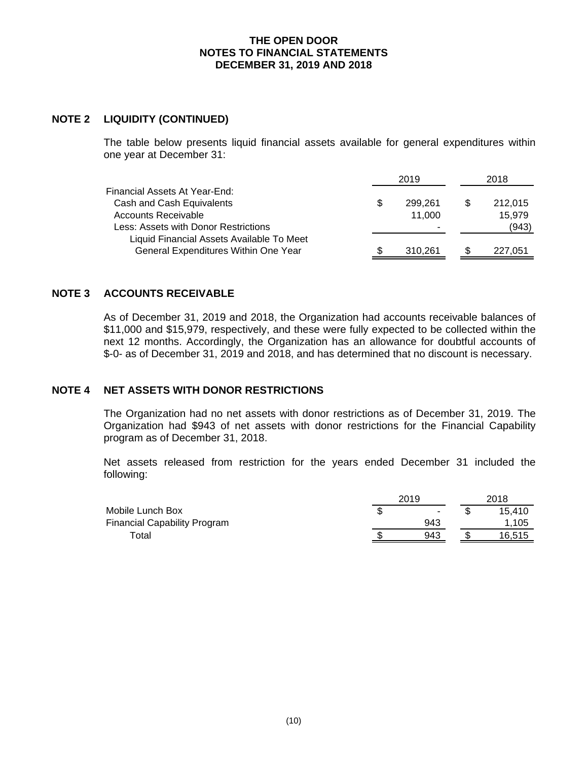# THE OPEN DOOR
## NOTES TO FINANCIAL STATEMENTS
## DECEMBER 31, 2019 AND 2018

### NOTE 2 LIQUIDITY (CONTINUED)

The table below presents liquid financial assets available for general expenditures within one year at December 31:

| | 2019 | 2018 |
|---|---|---|
| Financial Assets At Year-End: | | |
| Cash and Cash Equivalents | $ 299,261 | $ 212,015 |
| Accounts Receivable | 11,000 | 15,979 |
| Less: Assets with Donor Restrictions | - | (943) |
| Liquid Financial Assets Available To Meet General Expenditures Within One Year | $ 310,261 | $ 227,051 |

### NOTE 3 ACCOUNTS RECEIVABLE

As of December 31, 2019 and 2018, the Organization had accounts receivable balances of $11,000 and $15,979, respectively, and these were fully expected to be collected within the next 12 months. Accordingly, the Organization has an allowance for doubtful accounts of $-0- as of December 31, 2019 and 2018, and has determined that no discount is necessary.

### NOTE 4 NET ASSETS WITH DONOR RESTRICTIONS

The Organization had no net assets with donor restrictions as of December 31, 2019. The Organization had $943 of net assets with donor restrictions for the Financial Capability program as of December 31, 2018.

Net assets released from restriction for the years ended December 31 included the following:

| | 2019 | 2018 |
|---|---|---|
| Mobile Lunch Box | $ - | $ 15,410 |
| Financial Capability Program | 943 | 1,105 |
| Total | $ 943 | $ 16,515 |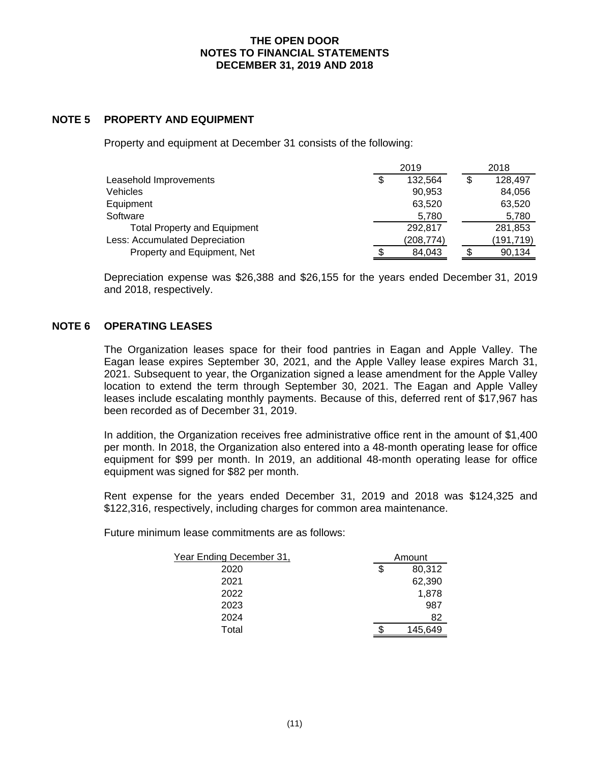# THE OPEN DOOR
## NOTES TO FINANCIAL STATEMENTS
## DECEMBER 31, 2019 AND 2018

## NOTE 5 PROPERTY AND EQUIPMENT

Property and equipment at December 31 consists of the following:

| | 2019 | 2018 |
|---|---|---|
| Leasehold Improvements | $ 132,564 | $ 128,497 |
| Vehicles | 90,953 | 84,056 |
| Equipment | 63,520 | 63,520 |
| Software | 5,780 | 5,780 |
| Total Property and Equipment | 292,817 | 281,853 |
| Less: Accumulated Depreciation | (208,774) | (191,719) |
| Property and Equipment, Net | $ 84,043 | $ 90,134 |

Depreciation expense was $26,388 and $26,155 for the years ended December 31, 2019 and 2018, respectively.

## NOTE 6 OPERATING LEASES

The Organization leases space for their food pantries in Eagan and Apple Valley. The Eagan lease expires September 30, 2021, and the Apple Valley lease expires March 31, 2021. Subsequent to year, the Organization signed a lease amendment for the Apple Valley location to extend the term through September 30, 2021. The Eagan and Apple Valley leases include escalating monthly payments. Because of this, deferred rent of $17,967 has been recorded as of December 31, 2019.

In addition, the Organization receives free administrative office rent in the amount of $1,400 per month. In 2018, the Organization also entered into a 48-month operating lease for office equipment for $99 per month. In 2019, an additional 48-month operating lease for office equipment was signed for $82 per month.

Rent expense for the years ended December 31, 2019 and 2018 was $124,325 and $122,316, respectively, including charges for common area maintenance.

Future minimum lease commitments are as follows:

| Year Ending December 31, | Amount |
|---|---|
| 2020 | $ 80,312 |
| 2021 | 62,390 |
| 2022 | 1,878 |
| 2023 | 987 |
| 2024 | 82 |
| Total | $ 145,649 |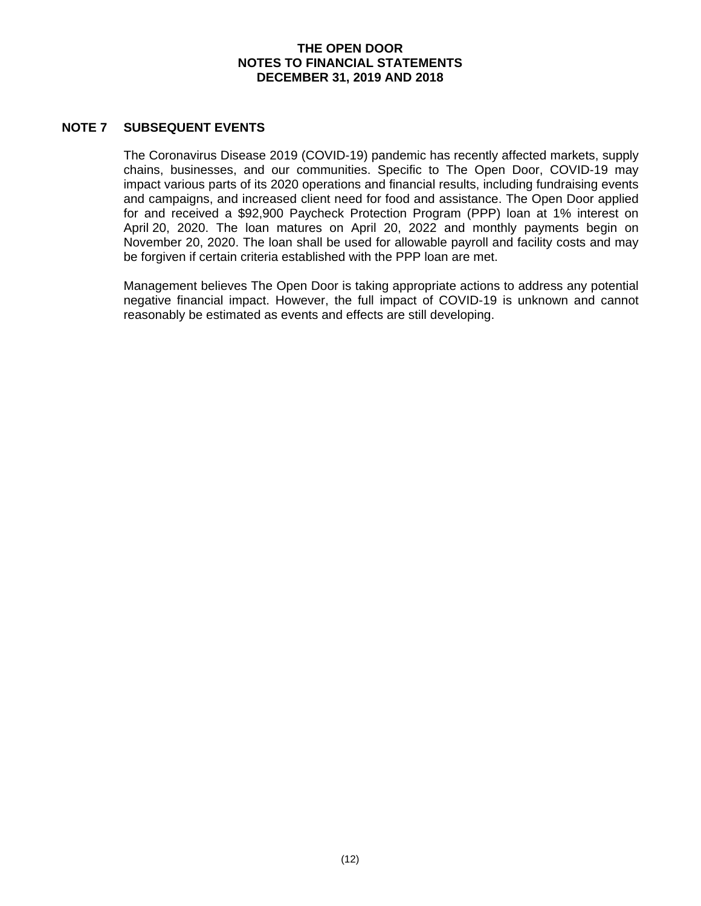## NOTE 7 SUBSEQUENT EVENTS

The Coronavirus Disease 2019 (COVID-19) pandemic has recently affected markets, supply chains, businesses, and our communities. Specific to The Open Door, COVID-19 may impact various parts of its 2020 operations and financial results, including fundraising events and campaigns, and increased client need for food and assistance. The Open Door applied for and received a $92,900 Paycheck Protection Program (PPP) loan at 1% interest on April 20, 2020. The loan matures on April 20, 2022 and monthly payments begin on November 20, 2020. The loan shall be used for allowable payroll and facility costs and may be forgiven if certain criteria established with the PPP loan are met.

Management believes The Open Door is taking appropriate actions to address any potential negative financial impact. However, the full impact of COVID-19 is unknown and cannot reasonably be estimated as events and effects are still developing.